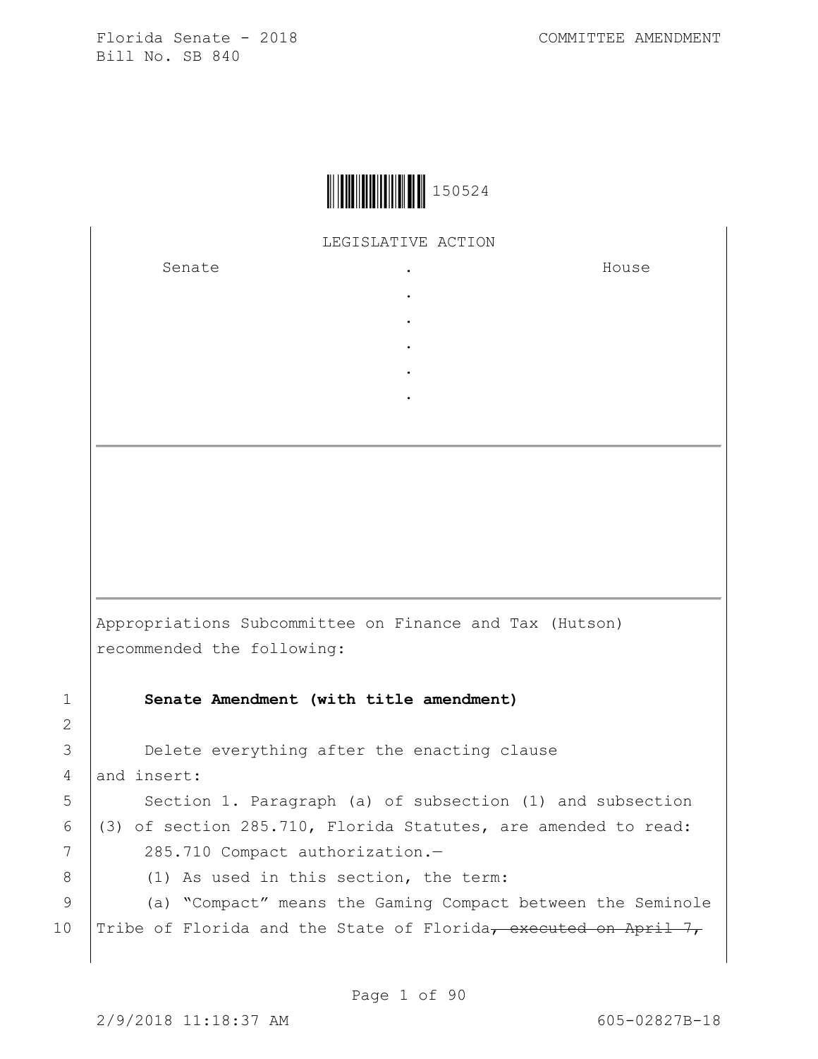Florida Senate - 2018 COMMITTEE AMENDMENT
Bill No. SB 840

150524

LEGISLATIVE ACTION

| Senate | . | House |
|---|---|---|
| | . | |
| | . | |
| | . | |
| | . | |
| | . | |

Appropriations Subcommittee on Finance and Tax (Hutson) recommended the following:

1 **Senate Amendment (with title amendment)**

2

3 Delete everything after the enacting clause

4 and insert:

5 Section 1. Paragraph (a) of subsection (1) and subsection

6 (3) of section 285.710, Florida Statutes, are amended to read:

7 285.710 Compact authorization.—

8 (1) As used in this section, the term:

9 (a) "Compact" means the Gaming Compact between the Seminole

10 Tribe of Florida and the State of Florida~~, executed on April 7,~~

2/9/2018 11:18:37 AM 605-02827B-18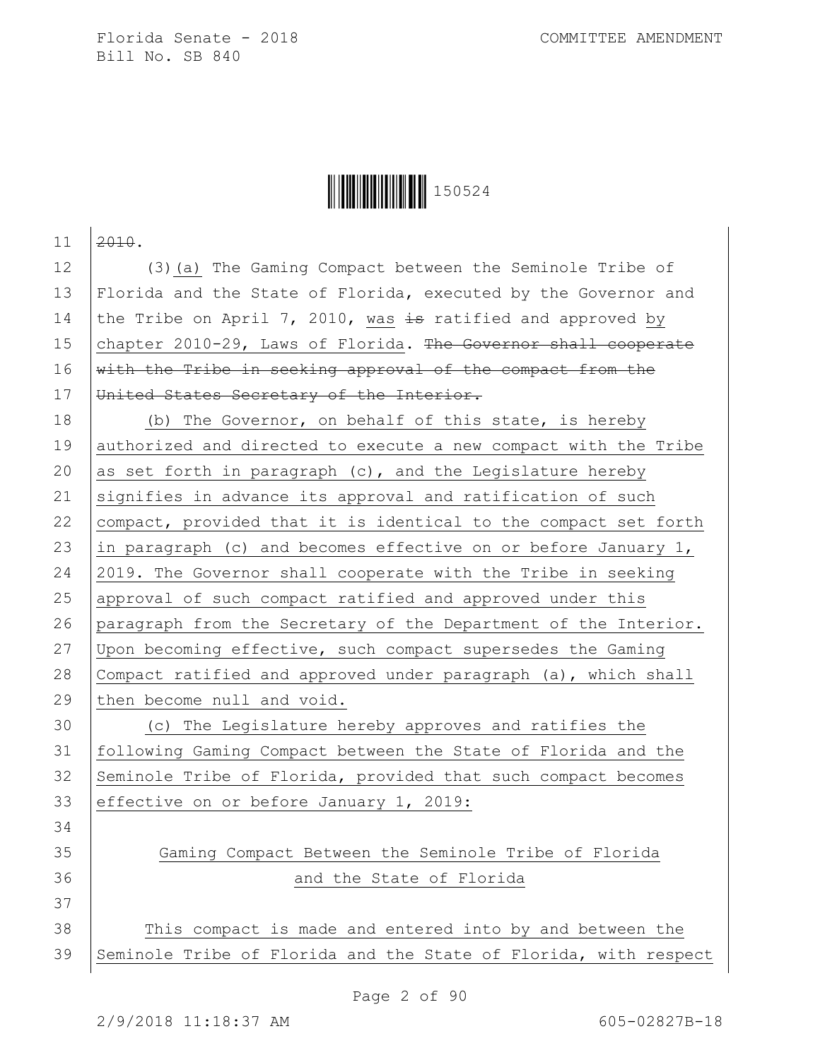2010.

(3)(a) The Gaming Compact between the Seminole Tribe of Florida and the State of Florida, executed by the Governor and the Tribe on April 7, 2010, was ~~is~~ ratified and approved by chapter 2010-29, Laws of Florida. ~~The Governor shall cooperate with the Tribe in seeking approval of the compact from the United States Secretary of the Interior.~~

(b) The Governor, on behalf of this state, is hereby authorized and directed to execute a new compact with the Tribe as set forth in paragraph (c), and the Legislature hereby signifies in advance its approval and ratification of such compact, provided that it is identical to the compact set forth in paragraph (c) and becomes effective on or before January 1, 2019. The Governor shall cooperate with the Tribe in seeking approval of such compact ratified and approved under this paragraph from the Secretary of the Department of the Interior. Upon becoming effective, such compact supersedes the Gaming Compact ratified and approved under paragraph (a), which shall then become null and void.

(c) The Legislature hereby approves and ratifies the following Gaming Compact between the State of Florida and the Seminole Tribe of Florida, provided that such compact becomes effective on or before January 1, 2019:

Gaming Compact Between the Seminole Tribe of Florida and the State of Florida

This compact is made and entered into by and between the Seminole Tribe of Florida and the State of Florida, with respect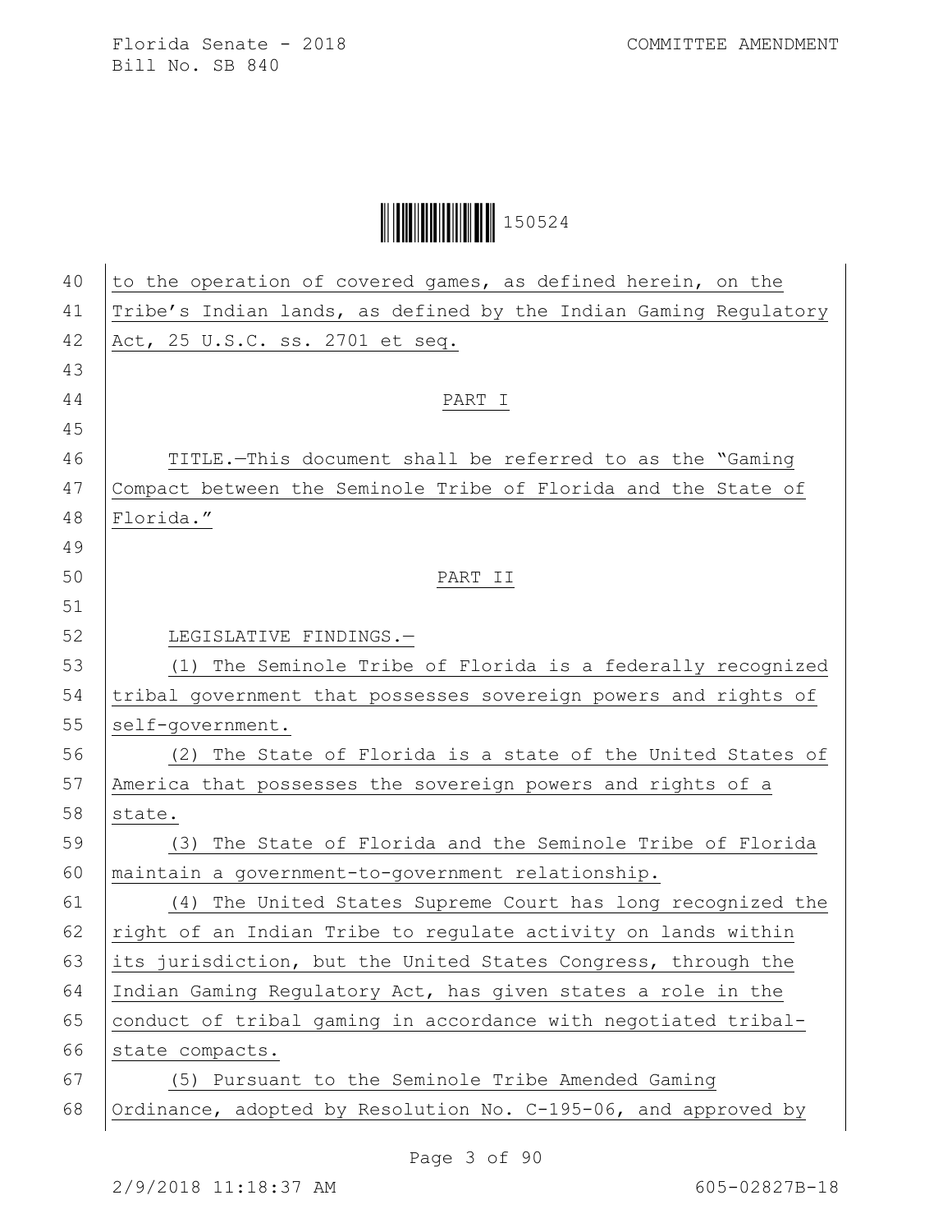to the operation of covered games, as defined herein, on the Tribe's Indian lands, as defined by the Indian Gaming Regulatory Act, 25 U.S.C. ss. 2701 et seq.

PART I

TITLE.—This document shall be referred to as the "Gaming Compact between the Seminole Tribe of Florida and the State of Florida."

PART II

LEGISLATIVE FINDINGS.—

(1) The Seminole Tribe of Florida is a federally recognized tribal government that possesses sovereign powers and rights of self-government.

(2) The State of Florida is a state of the United States of America that possesses the sovereign powers and rights of a state.

(3) The State of Florida and the Seminole Tribe of Florida maintain a government-to-government relationship.

(4) The United States Supreme Court has long recognized the right of an Indian Tribe to regulate activity on lands within its jurisdiction, but the United States Congress, through the Indian Gaming Regulatory Act, has given states a role in the conduct of tribal gaming in accordance with negotiated tribal-state compacts.

(5) Pursuant to the Seminole Tribe Amended Gaming Ordinance, adopted by Resolution No. C-195-06, and approved by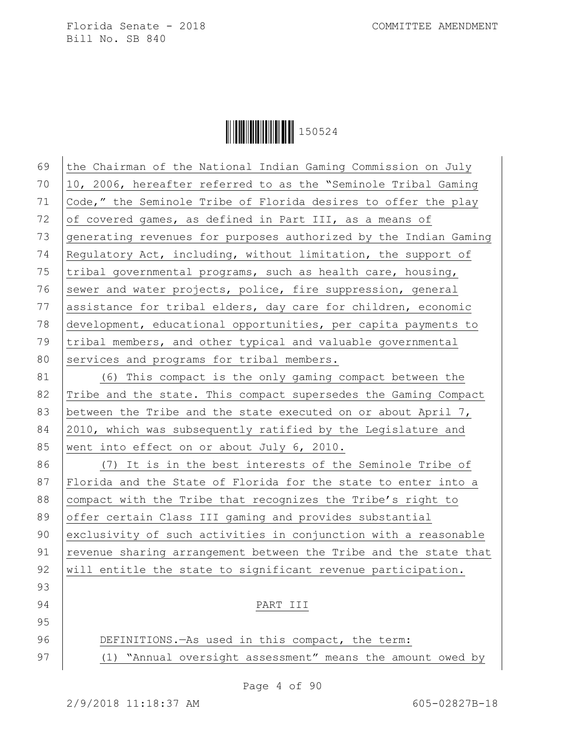the Chairman of the National Indian Gaming Commission on July 10, 2006, hereafter referred to as the "Seminole Tribal Gaming Code," the Seminole Tribe of Florida desires to offer the play of covered games, as defined in Part III, as a means of generating revenues for purposes authorized by the Indian Gaming Regulatory Act, including, without limitation, the support of tribal governmental programs, such as health care, housing, sewer and water projects, police, fire suppression, general assistance for tribal elders, day care for children, economic development, educational opportunities, per capita payments to tribal members, and other typical and valuable governmental services and programs for tribal members.

(6) This compact is the only gaming compact between the Tribe and the state. This compact supersedes the Gaming Compact between the Tribe and the state executed on or about April 7, 2010, which was subsequently ratified by the Legislature and went into effect on or about July 6, 2010.

(7) It is in the best interests of the Seminole Tribe of Florida and the State of Florida for the state to enter into a compact with the Tribe that recognizes the Tribe's right to offer certain Class III gaming and provides substantial exclusivity of such activities in conjunction with a reasonable revenue sharing arrangement between the Tribe and the state that will entitle the state to significant revenue participation.

PART III

DEFINITIONS.—As used in this compact, the term:

(1) "Annual oversight assessment" means the amount owed by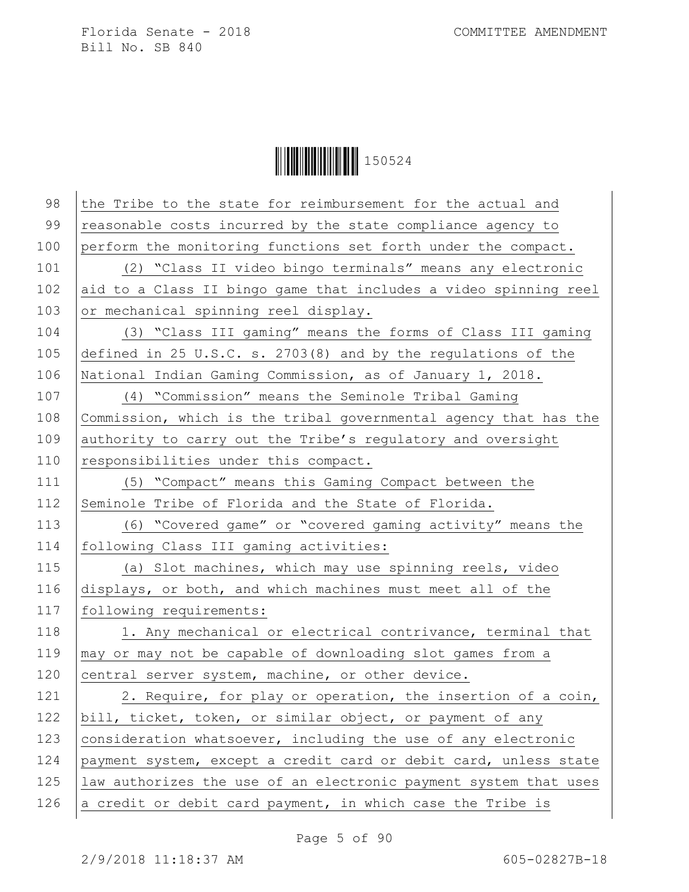the Tribe to the state for reimbursement for the actual and reasonable costs incurred by the state compliance agency to perform the monitoring functions set forth under the compact.

(2) "Class II video bingo terminals" means any electronic aid to a Class II bingo game that includes a video spinning reel or mechanical spinning reel display.

(3) "Class III gaming" means the forms of Class III gaming defined in 25 U.S.C. s. 2703(8) and by the regulations of the National Indian Gaming Commission, as of January 1, 2018.

(4) "Commission" means the Seminole Tribal Gaming Commission, which is the tribal governmental agency that has the authority to carry out the Tribe's regulatory and oversight responsibilities under this compact.

(5) "Compact" means this Gaming Compact between the Seminole Tribe of Florida and the State of Florida.

(6) "Covered game" or "covered gaming activity" means the following Class III gaming activities:

(a) Slot machines, which may use spinning reels, video displays, or both, and which machines must meet all of the following requirements:

1. Any mechanical or electrical contrivance, terminal that may or may not be capable of downloading slot games from a central server system, machine, or other device.

2. Require, for play or operation, the insertion of a coin, bill, ticket, token, or similar object, or payment of any consideration whatsoever, including the use of any electronic payment system, except a credit card or debit card, unless state law authorizes the use of an electronic payment system that uses a credit or debit card payment, in which case the Tribe is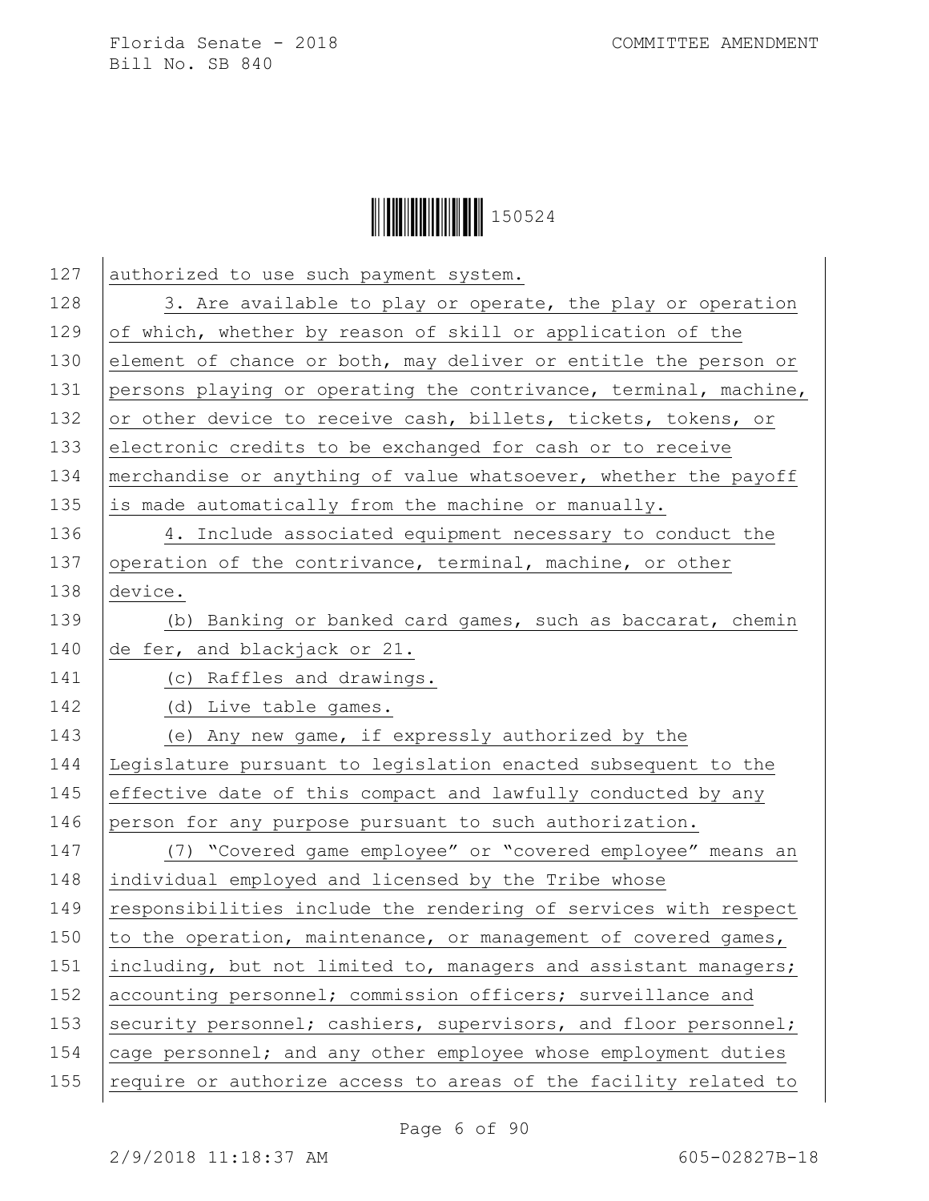authorized to use such payment system.

3. Are available to play or operate, the play or operation of which, whether by reason of skill or application of the element of chance or both, may deliver or entitle the person or persons playing or operating the contrivance, terminal, machine, or other device to receive cash, billets, tickets, tokens, or electronic credits to be exchanged for cash or to receive merchandise or anything of value whatsoever, whether the payoff is made automatically from the machine or manually.

4. Include associated equipment necessary to conduct the operation of the contrivance, terminal, machine, or other device.

(b) Banking or banked card games, such as baccarat, chemin de fer, and blackjack or 21.

(c) Raffles and drawings.

(d) Live table games.

(e) Any new game, if expressly authorized by the Legislature pursuant to legislation enacted subsequent to the effective date of this compact and lawfully conducted by any person for any purpose pursuant to such authorization.

(7) "Covered game employee" or "covered employee" means an individual employed and licensed by the Tribe whose responsibilities include the rendering of services with respect to the operation, maintenance, or management of covered games, including, but not limited to, managers and assistant managers; accounting personnel; commission officers; surveillance and security personnel; cashiers, supervisors, and floor personnel; cage personnel; and any other employee whose employment duties require or authorize access to areas of the facility related to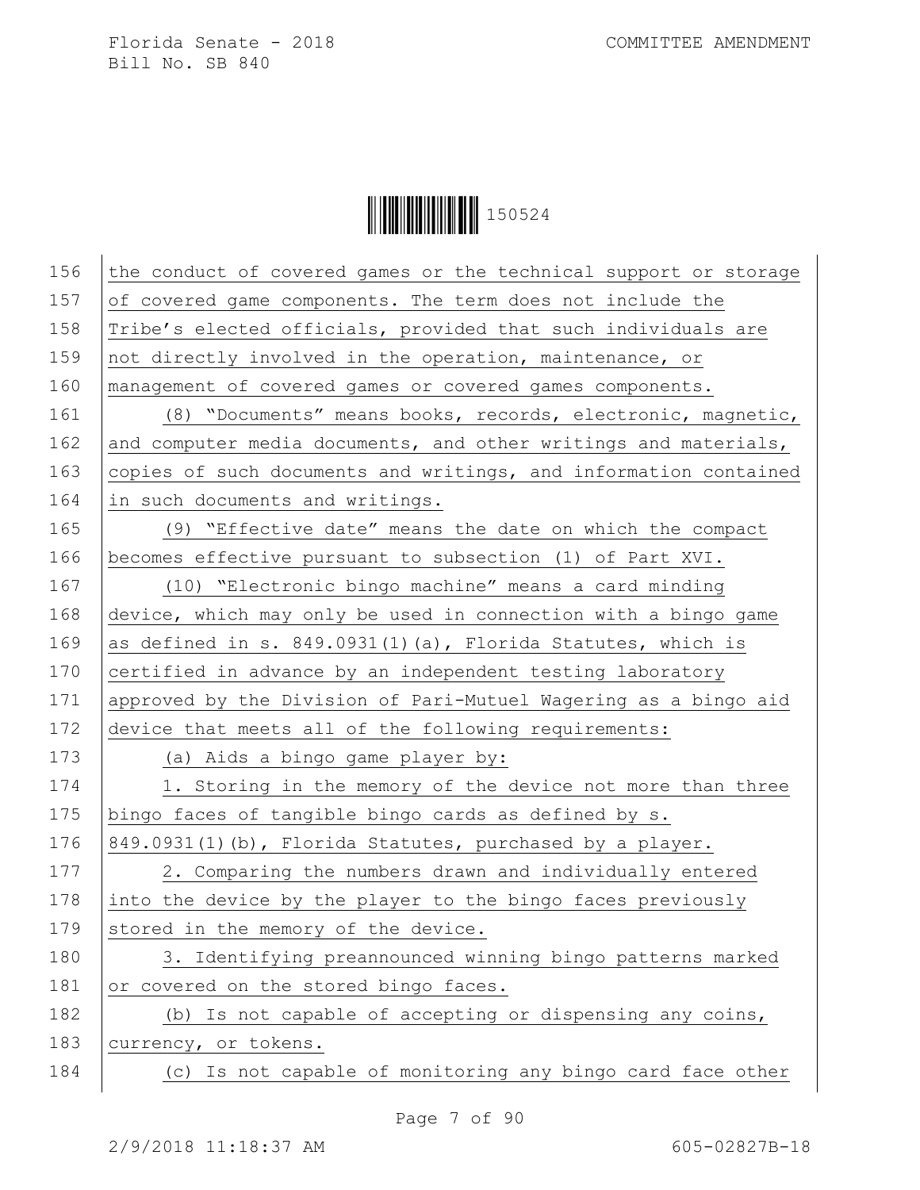the conduct of covered games or the technical support or storage of covered game components. The term does not include the Tribe's elected officials, provided that such individuals are not directly involved in the operation, maintenance, or management of covered games or covered games components.

(8) "Documents" means books, records, electronic, magnetic, and computer media documents, and other writings and materials, copies of such documents and writings, and information contained in such documents and writings.

(9) "Effective date" means the date on which the compact becomes effective pursuant to subsection (1) of Part XVI.

(10) "Electronic bingo machine" means a card minding device, which may only be used in connection with a bingo game as defined in s. 849.0931(1)(a), Florida Statutes, which is certified in advance by an independent testing laboratory approved by the Division of Pari-Mutuel Wagering as a bingo aid device that meets all of the following requirements:

(a) Aids a bingo game player by:

1. Storing in the memory of the device not more than three bingo faces of tangible bingo cards as defined by s. 849.0931(1)(b), Florida Statutes, purchased by a player.

2. Comparing the numbers drawn and individually entered into the device by the player to the bingo faces previously stored in the memory of the device.

3. Identifying preannounced winning bingo patterns marked or covered on the stored bingo faces.

(b) Is not capable of accepting or dispensing any coins, currency, or tokens.

(c) Is not capable of monitoring any bingo card face other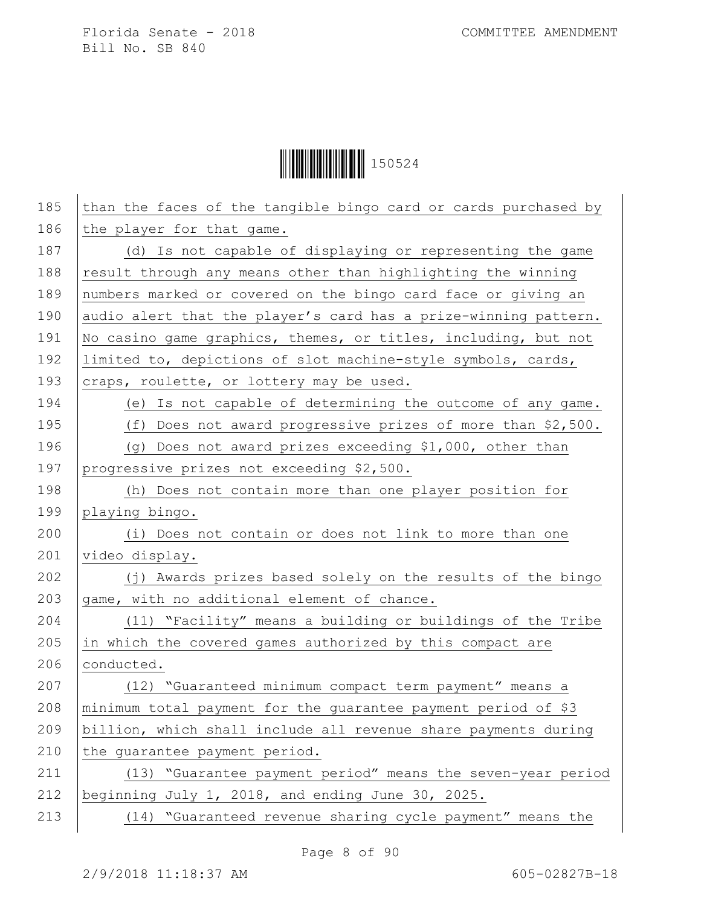than the faces of the tangible bingo card or cards purchased by the player for that game.

(d) Is not capable of displaying or representing the game result through any means other than highlighting the winning numbers marked or covered on the bingo card face or giving an audio alert that the player's card has a prize-winning pattern. No casino game graphics, themes, or titles, including, but not limited to, depictions of slot machine-style symbols, cards, craps, roulette, or lottery may be used.

(e) Is not capable of determining the outcome of any game.

(f) Does not award progressive prizes of more than $2,500.

(g) Does not award prizes exceeding $1,000, other than progressive prizes not exceeding $2,500.

(h) Does not contain more than one player position for playing bingo.

(i) Does not contain or does not link to more than one video display.

(j) Awards prizes based solely on the results of the bingo game, with no additional element of chance.

(11) "Facility" means a building or buildings of the Tribe in which the covered games authorized by this compact are conducted.

(12) "Guaranteed minimum compact term payment" means a minimum total payment for the guarantee payment period of $3 billion, which shall include all revenue share payments during the guarantee payment period.

(13) "Guarantee payment period" means the seven-year period beginning July 1, 2018, and ending June 30, 2025.

(14) "Guaranteed revenue sharing cycle payment" means the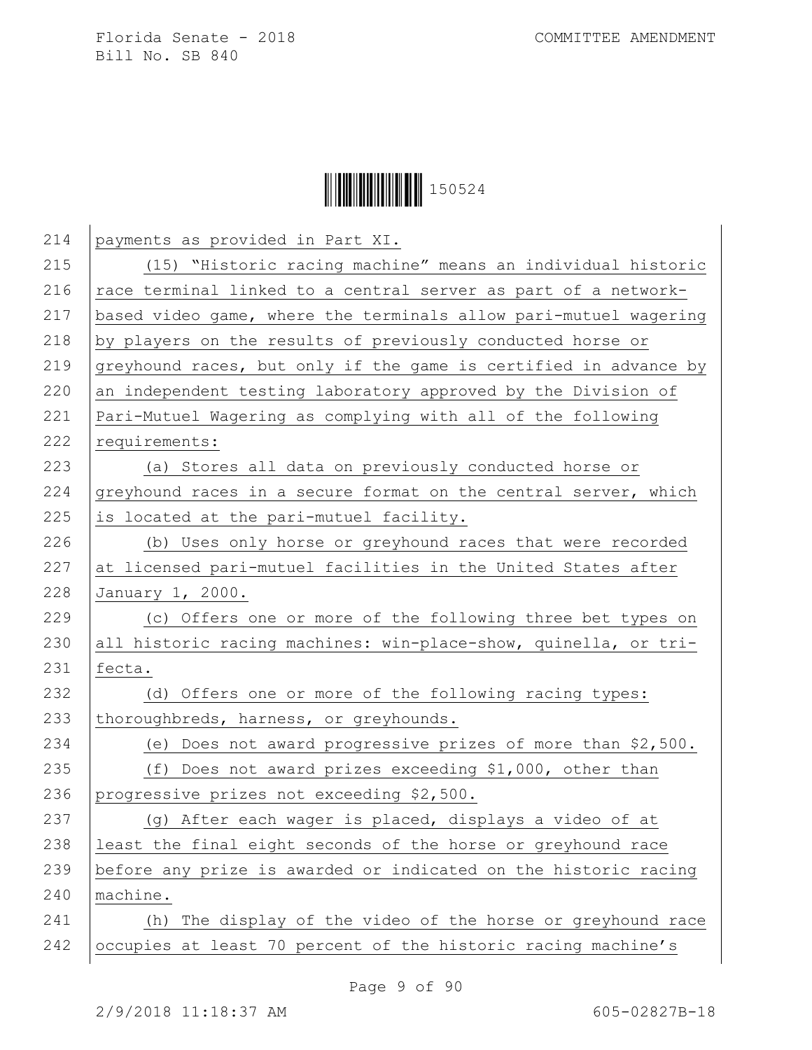payments as provided in Part XI.

(15) "Historic racing machine" means an individual historic race terminal linked to a central server as part of a network-based video game, where the terminals allow pari-mutuel wagering by players on the results of previously conducted horse or greyhound races, but only if the game is certified in advance by an independent testing laboratory approved by the Division of Pari-Mutuel Wagering as complying with all of the following requirements:

(a) Stores all data on previously conducted horse or greyhound races in a secure format on the central server, which is located at the pari-mutuel facility.

(b) Uses only horse or greyhound races that were recorded at licensed pari-mutuel facilities in the United States after January 1, 2000.

(c) Offers one or more of the following three bet types on all historic racing machines: win-place-show, quinella, or tri-fecta.

(d) Offers one or more of the following racing types: thoroughbreds, harness, or greyhounds.

(e) Does not award progressive prizes of more than $2,500.

(f) Does not award prizes exceeding $1,000, other than progressive prizes not exceeding $2,500.

(g) After each wager is placed, displays a video of at least the final eight seconds of the horse or greyhound race before any prize is awarded or indicated on the historic racing machine.

(h) The display of the video of the horse or greyhound race occupies at least 70 percent of the historic racing machine's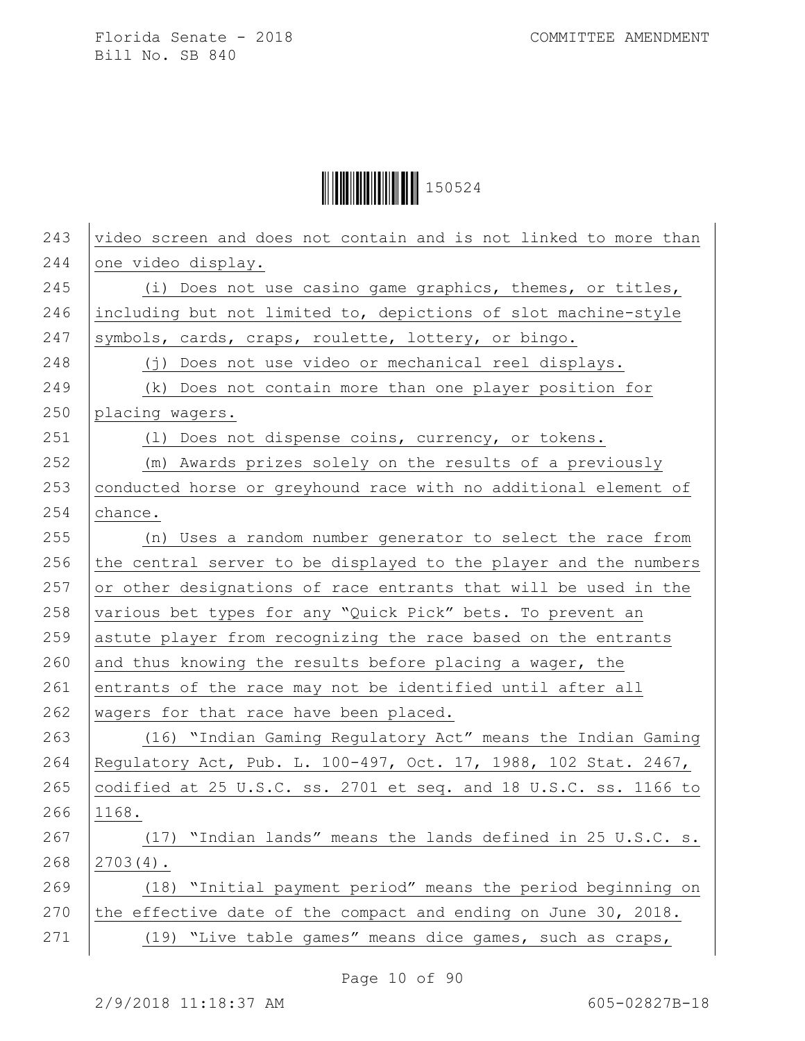video screen and does not contain and is not linked to more than one video display.

(i) Does not use casino game graphics, themes, or titles, including but not limited to, depictions of slot machine-style symbols, cards, craps, roulette, lottery, or bingo.

(j) Does not use video or mechanical reel displays.

(k) Does not contain more than one player position for placing wagers.

(l) Does not dispense coins, currency, or tokens.

(m) Awards prizes solely on the results of a previously conducted horse or greyhound race with no additional element of chance.

(n) Uses a random number generator to select the race from the central server to be displayed to the player and the numbers or other designations of race entrants that will be used in the various bet types for any "Quick Pick" bets. To prevent an astute player from recognizing the race based on the entrants and thus knowing the results before placing a wager, the entrants of the race may not be identified until after all wagers for that race have been placed.

(16) "Indian Gaming Regulatory Act" means the Indian Gaming Regulatory Act, Pub. L. 100-497, Oct. 17, 1988, 102 Stat. 2467, codified at 25 U.S.C. ss. 2701 et seq. and 18 U.S.C. ss. 1166 to 1168.

(17) "Indian lands" means the lands defined in 25 U.S.C. s. 2703(4).

(18) "Initial payment period" means the period beginning on the effective date of the compact and ending on June 30, 2018.

(19) "Live table games" means dice games, such as craps,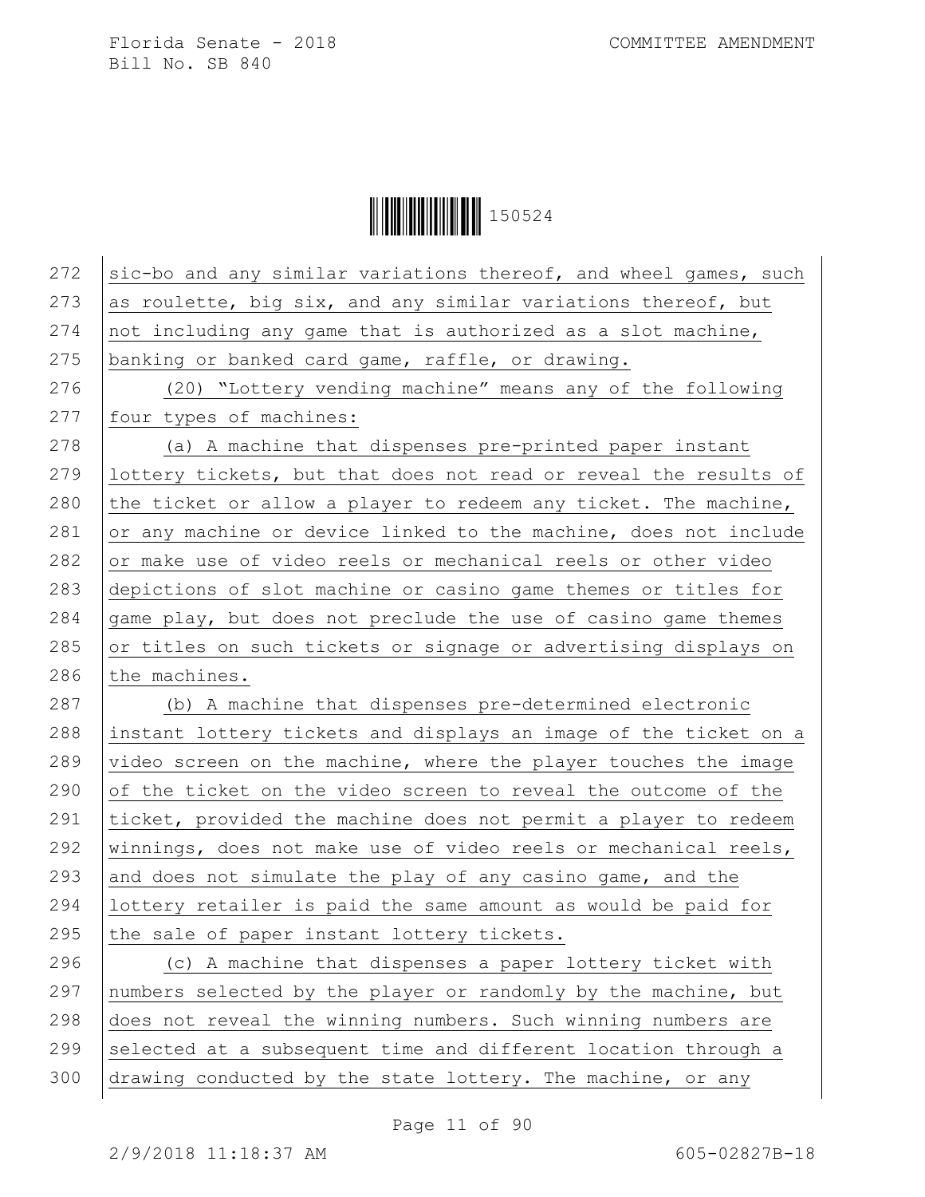sic-bo and any similar variations thereof, and wheel games, such as roulette, big six, and any similar variations thereof, but not including any game that is authorized as a slot machine, banking or banked card game, raffle, or drawing.

(20) "Lottery vending machine" means any of the following four types of machines:

(a) A machine that dispenses pre-printed paper instant lottery tickets, but that does not read or reveal the results of the ticket or allow a player to redeem any ticket. The machine, or any machine or device linked to the machine, does not include or make use of video reels or mechanical reels or other video depictions of slot machine or casino game themes or titles for game play, but does not preclude the use of casino game themes or titles on such tickets or signage or advertising displays on the machines.

(b) A machine that dispenses pre-determined electronic instant lottery tickets and displays an image of the ticket on a video screen on the machine, where the player touches the image of the ticket on the video screen to reveal the outcome of the ticket, provided the machine does not permit a player to redeem winnings, does not make use of video reels or mechanical reels, and does not simulate the play of any casino game, and the lottery retailer is paid the same amount as would be paid for the sale of paper instant lottery tickets.

(c) A machine that dispenses a paper lottery ticket with numbers selected by the player or randomly by the machine, but does not reveal the winning numbers. Such winning numbers are selected at a subsequent time and different location through a drawing conducted by the state lottery. The machine, or any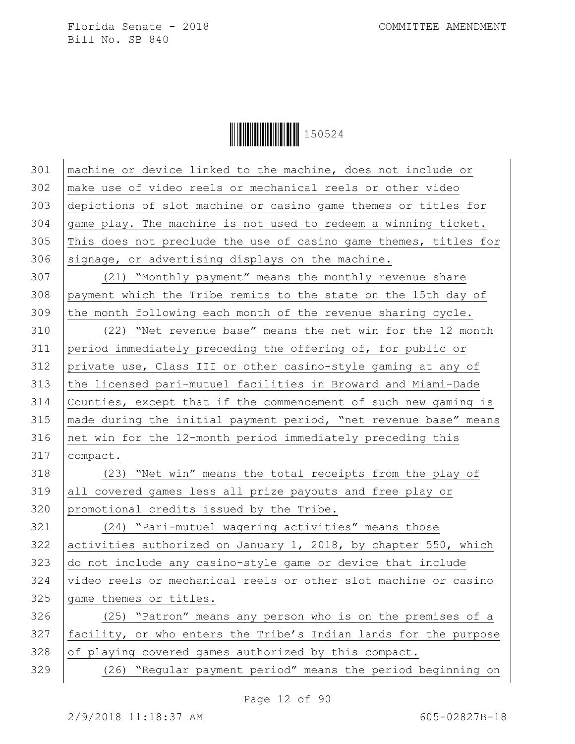machine or device linked to the machine, does not include or make use of video reels or mechanical reels or other video depictions of slot machine or casino game themes or titles for game play. The machine is not used to redeem a winning ticket. This does not preclude the use of casino game themes, titles for signage, or advertising displays on the machine.

(21) "Monthly payment" means the monthly revenue share payment which the Tribe remits to the state on the 15th day of the month following each month of the revenue sharing cycle.

(22) "Net revenue base" means the net win for the 12 month period immediately preceding the offering of, for public or private use, Class III or other casino-style gaming at any of the licensed pari-mutuel facilities in Broward and Miami-Dade Counties, except that if the commencement of such new gaming is made during the initial payment period, "net revenue base" means net win for the 12-month period immediately preceding this compact.

(23) "Net win" means the total receipts from the play of all covered games less all prize payouts and free play or promotional credits issued by the Tribe.

(24) "Pari-mutuel wagering activities" means those activities authorized on January 1, 2018, by chapter 550, which do not include any casino-style game or device that include video reels or mechanical reels or other slot machine or casino game themes or titles.

(25) "Patron" means any person who is on the premises of a facility, or who enters the Tribe's Indian lands for the purpose of playing covered games authorized by this compact.

(26) "Regular payment period" means the period beginning on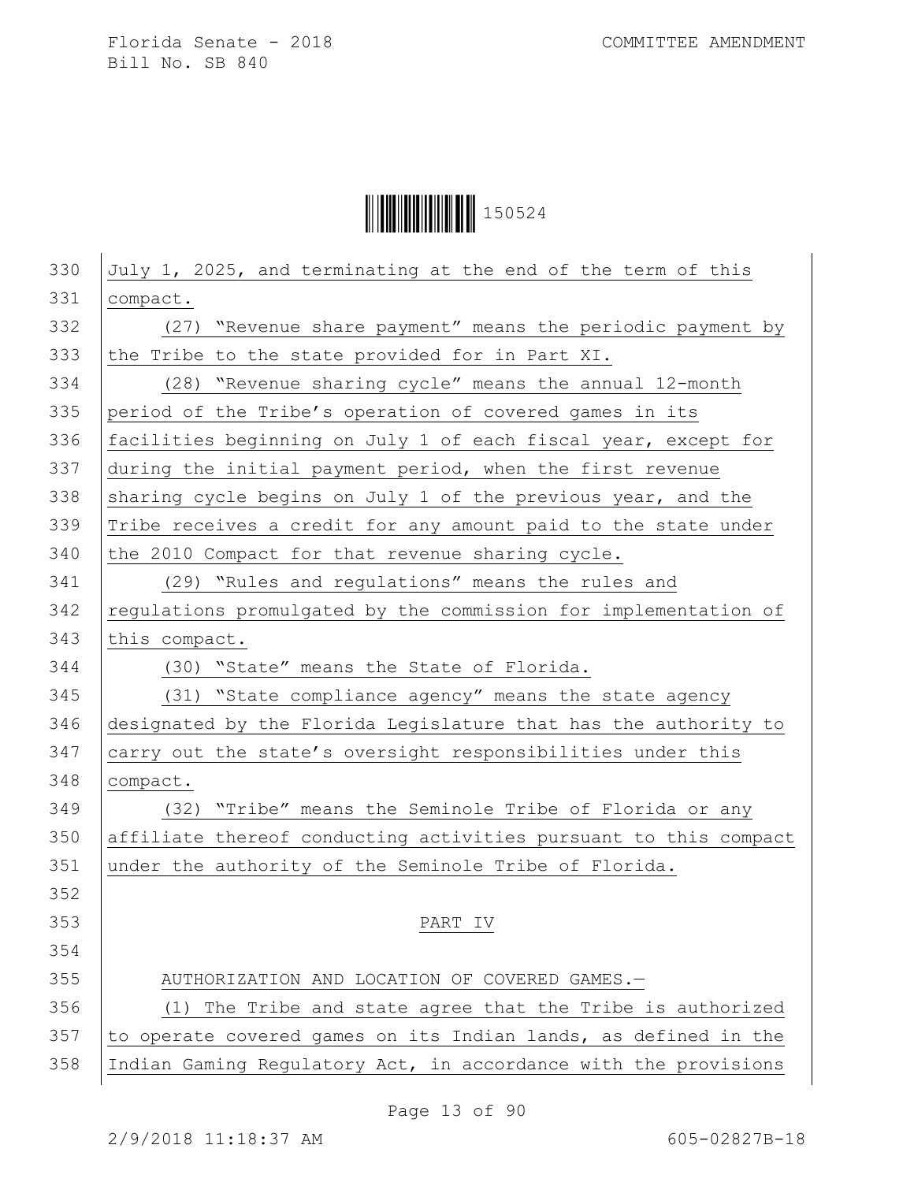July 1, 2025, and terminating at the end of the term of this compact.

(27) "Revenue share payment" means the periodic payment by the Tribe to the state provided for in Part XI.

(28) "Revenue sharing cycle" means the annual 12-month period of the Tribe's operation of covered games in its facilities beginning on July 1 of each fiscal year, except for during the initial payment period, when the first revenue sharing cycle begins on July 1 of the previous year, and the Tribe receives a credit for any amount paid to the state under the 2010 Compact for that revenue sharing cycle.

(29) "Rules and regulations" means the rules and regulations promulgated by the commission for implementation of this compact.

(30) "State" means the State of Florida.

(31) "State compliance agency" means the state agency designated by the Florida Legislature that has the authority to carry out the state's oversight responsibilities under this compact.

(32) "Tribe" means the Seminole Tribe of Florida or any affiliate thereof conducting activities pursuant to this compact under the authority of the Seminole Tribe of Florida.

PART IV

AUTHORIZATION AND LOCATION OF COVERED GAMES.—

(1) The Tribe and state agree that the Tribe is authorized to operate covered games on its Indian lands, as defined in the Indian Gaming Regulatory Act, in accordance with the provisions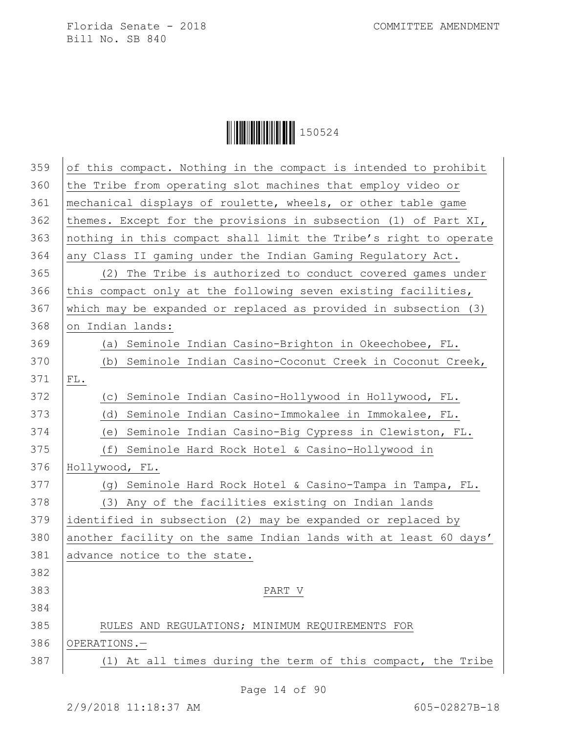of this compact. Nothing in the compact is intended to prohibit the Tribe from operating slot machines that employ video or mechanical displays of roulette, wheels, or other table game themes. Except for the provisions in subsection (1) of Part XI, nothing in this compact shall limit the Tribe's right to operate any Class II gaming under the Indian Gaming Regulatory Act.

(2) The Tribe is authorized to conduct covered games under this compact only at the following seven existing facilities, which may be expanded or replaced as provided in subsection (3) on Indian lands:

(a) Seminole Indian Casino-Brighton in Okeechobee, FL.

(b) Seminole Indian Casino-Coconut Creek in Coconut Creek, FL.

(c) Seminole Indian Casino-Hollywood in Hollywood, FL.

(d) Seminole Indian Casino-Immokalee in Immokalee, FL.

(e) Seminole Indian Casino-Big Cypress in Clewiston, FL.

(f) Seminole Hard Rock Hotel & Casino-Hollywood in Hollywood, FL.

(g) Seminole Hard Rock Hotel & Casino-Tampa in Tampa, FL.

(3) Any of the facilities existing on Indian lands identified in subsection (2) may be expanded or replaced by another facility on the same Indian lands with at least 60 days' advance notice to the state.

## PART V

RULES AND REGULATIONS; MINIMUM REQUIREMENTS FOR OPERATIONS.—

(1) At all times during the term of this compact, the Tribe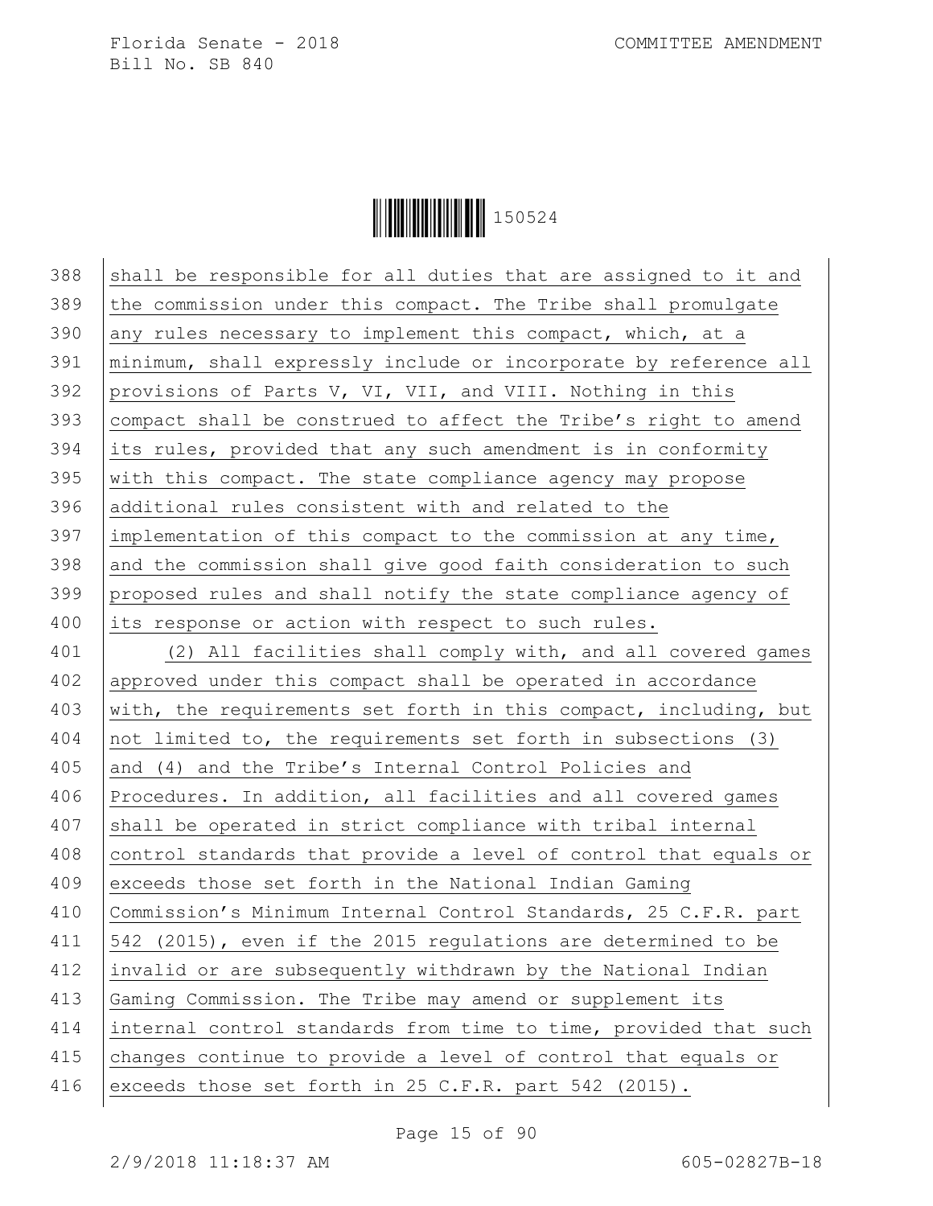shall be responsible for all duties that are assigned to it and the commission under this compact. The Tribe shall promulgate any rules necessary to implement this compact, which, at a minimum, shall expressly include or incorporate by reference all provisions of Parts V, VI, VII, and VIII. Nothing in this compact shall be construed to affect the Tribe's right to amend its rules, provided that any such amendment is in conformity with this compact. The state compliance agency may propose additional rules consistent with and related to the implementation of this compact to the commission at any time, and the commission shall give good faith consideration to such proposed rules and shall notify the state compliance agency of its response or action with respect to such rules.

(2) All facilities shall comply with, and all covered games approved under this compact shall be operated in accordance with, the requirements set forth in this compact, including, but not limited to, the requirements set forth in subsections (3) and (4) and the Tribe's Internal Control Policies and Procedures. In addition, all facilities and all covered games shall be operated in strict compliance with tribal internal control standards that provide a level of control that equals or exceeds those set forth in the National Indian Gaming Commission's Minimum Internal Control Standards, 25 C.F.R. part 542 (2015), even if the 2015 regulations are determined to be invalid or are subsequently withdrawn by the National Indian Gaming Commission. The Tribe may amend or supplement its internal control standards from time to time, provided that such changes continue to provide a level of control that equals or exceeds those set forth in 25 C.F.R. part 542 (2015).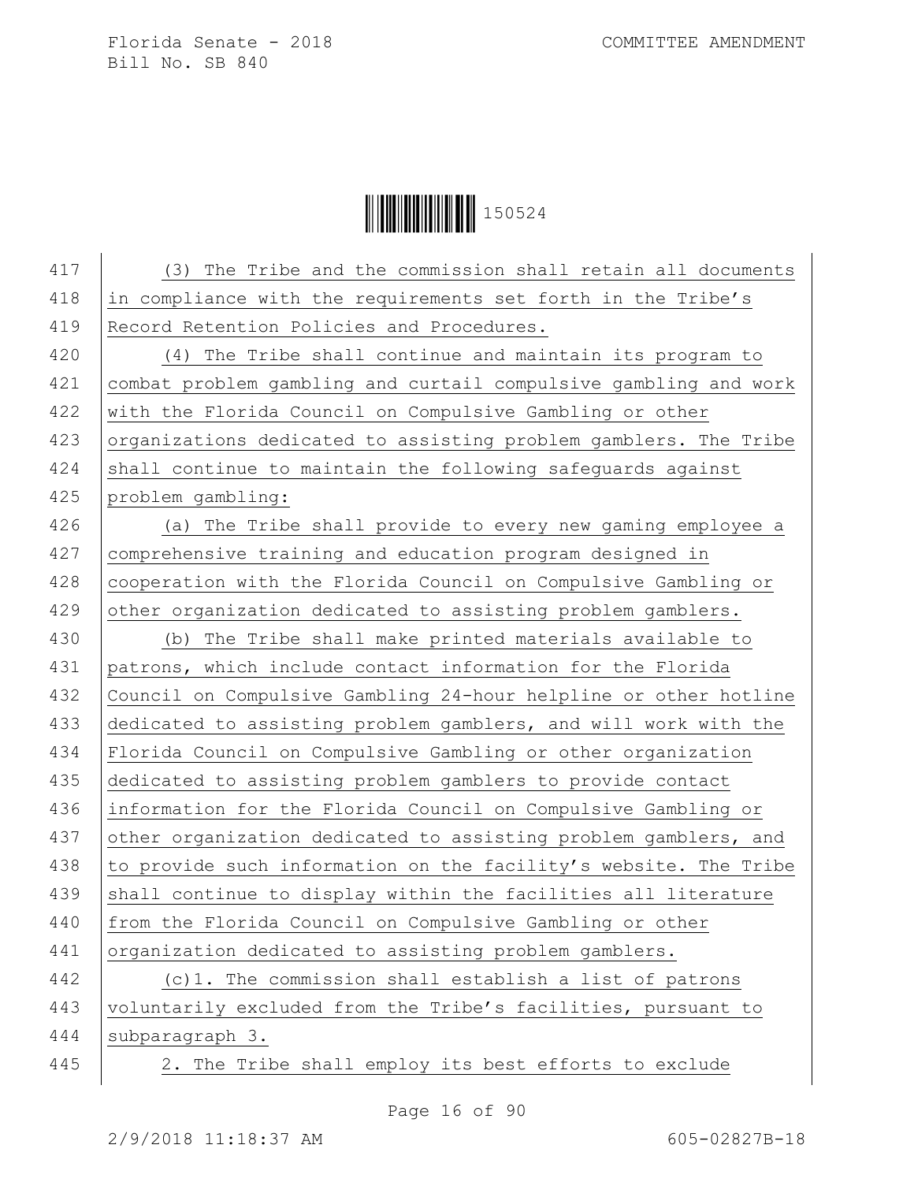(3) The Tribe and the commission shall retain all documents in compliance with the requirements set forth in the Tribe's Record Retention Policies and Procedures.

(4) The Tribe shall continue and maintain its program to combat problem gambling and curtail compulsive gambling and work with the Florida Council on Compulsive Gambling or other organizations dedicated to assisting problem gamblers. The Tribe shall continue to maintain the following safeguards against problem gambling:

(a) The Tribe shall provide to every new gaming employee a comprehensive training and education program designed in cooperation with the Florida Council on Compulsive Gambling or other organization dedicated to assisting problem gamblers.

(b) The Tribe shall make printed materials available to patrons, which include contact information for the Florida Council on Compulsive Gambling 24-hour helpline or other hotline dedicated to assisting problem gamblers, and will work with the Florida Council on Compulsive Gambling or other organization dedicated to assisting problem gamblers to provide contact information for the Florida Council on Compulsive Gambling or other organization dedicated to assisting problem gamblers, and to provide such information on the facility's website. The Tribe shall continue to display within the facilities all literature from the Florida Council on Compulsive Gambling or other organization dedicated to assisting problem gamblers.

(c)1. The commission shall establish a list of patrons voluntarily excluded from the Tribe's facilities, pursuant to subparagraph 3.

2. The Tribe shall employ its best efforts to exclude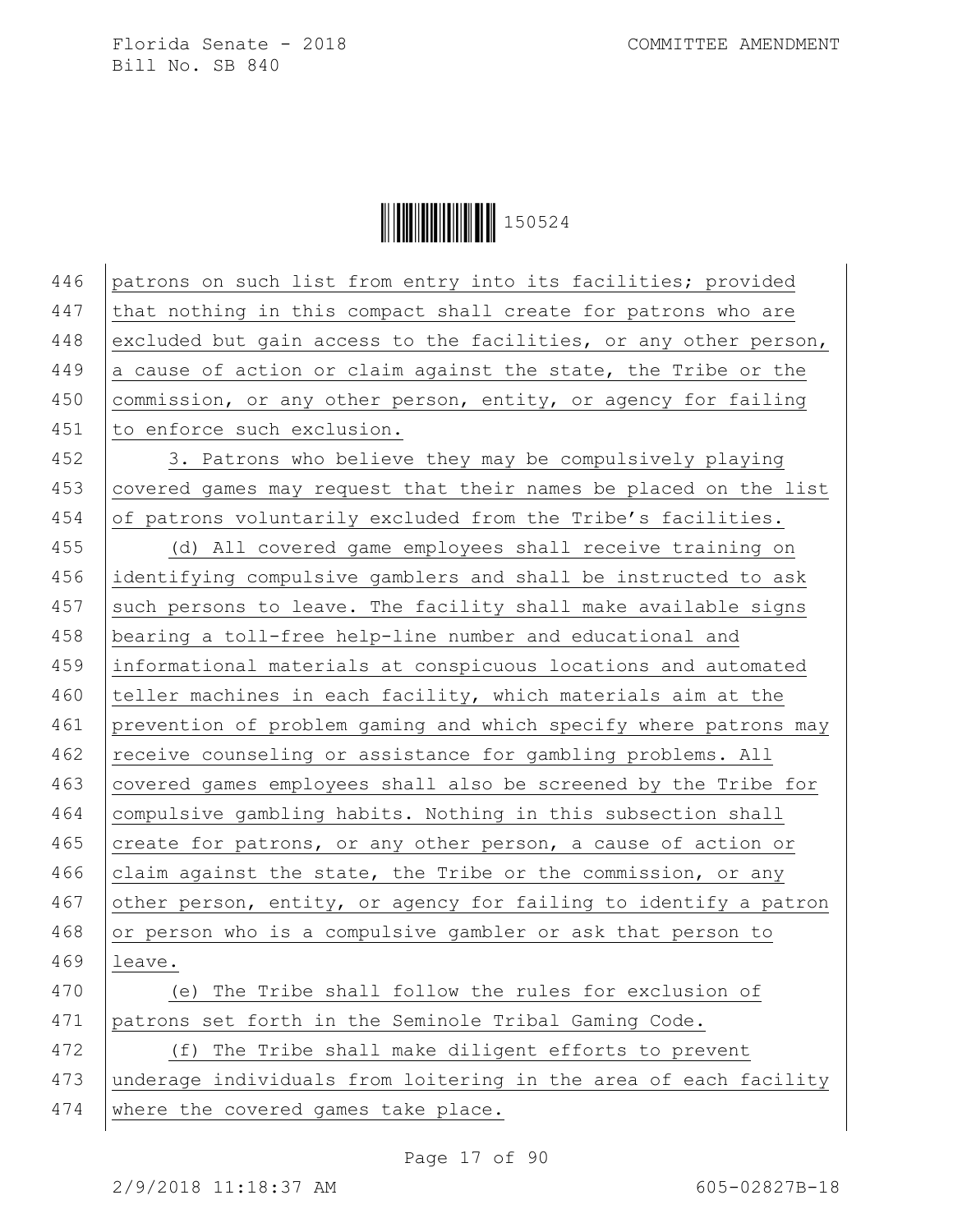patrons on such list from entry into its facilities; provided that nothing in this compact shall create for patrons who are excluded but gain access to the facilities, or any other person, a cause of action or claim against the state, the Tribe or the commission, or any other person, entity, or agency for failing to enforce such exclusion.

3. Patrons who believe they may be compulsively playing covered games may request that their names be placed on the list of patrons voluntarily excluded from the Tribe's facilities.

(d) All covered game employees shall receive training on identifying compulsive gamblers and shall be instructed to ask such persons to leave. The facility shall make available signs bearing a toll-free help-line number and educational and informational materials at conspicuous locations and automated teller machines in each facility, which materials aim at the prevention of problem gaming and which specify where patrons may receive counseling or assistance for gambling problems. All covered games employees shall also be screened by the Tribe for compulsive gambling habits. Nothing in this subsection shall create for patrons, or any other person, a cause of action or claim against the state, the Tribe or the commission, or any other person, entity, or agency for failing to identify a patron or person who is a compulsive gambler or ask that person to leave.

(e) The Tribe shall follow the rules for exclusion of patrons set forth in the Seminole Tribal Gaming Code.

(f) The Tribe shall make diligent efforts to prevent underage individuals from loitering in the area of each facility where the covered games take place.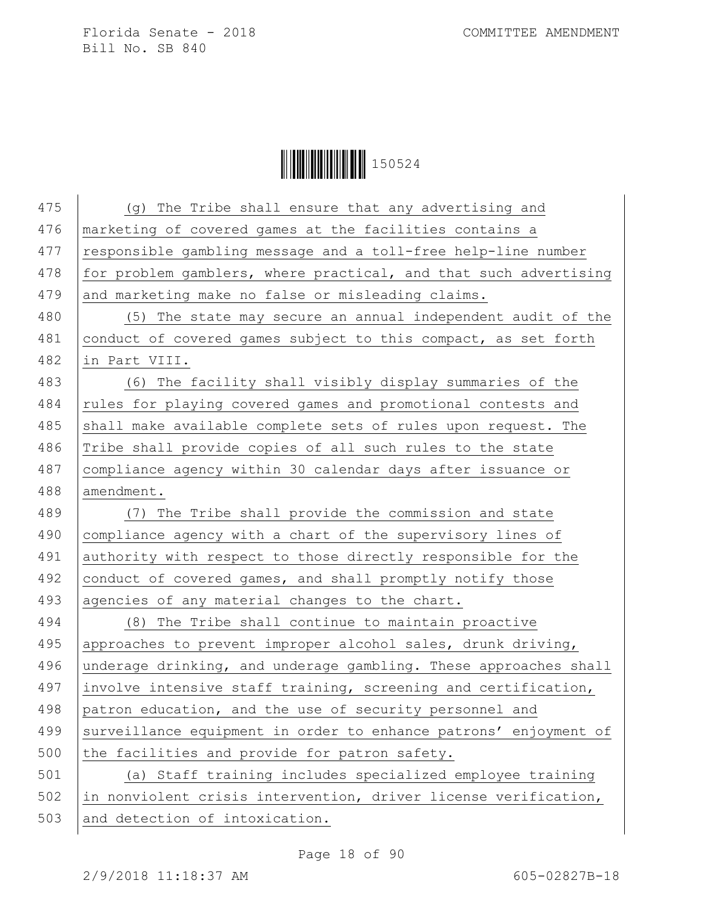(g) The Tribe shall ensure that any advertising and marketing of covered games at the facilities contains a responsible gambling message and a toll-free help-line number for problem gamblers, where practical, and that such advertising and marketing make no false or misleading claims.

(5) The state may secure an annual independent audit of the conduct of covered games subject to this compact, as set forth in Part VIII.

(6) The facility shall visibly display summaries of the rules for playing covered games and promotional contests and shall make available complete sets of rules upon request. The Tribe shall provide copies of all such rules to the state compliance agency within 30 calendar days after issuance or amendment.

(7) The Tribe shall provide the commission and state compliance agency with a chart of the supervisory lines of authority with respect to those directly responsible for the conduct of covered games, and shall promptly notify those agencies of any material changes to the chart.

(8) The Tribe shall continue to maintain proactive approaches to prevent improper alcohol sales, drunk driving, underage drinking, and underage gambling. These approaches shall involve intensive staff training, screening and certification, patron education, and the use of security personnel and surveillance equipment in order to enhance patrons' enjoyment of the facilities and provide for patron safety.

(a) Staff training includes specialized employee training in nonviolent crisis intervention, driver license verification, and detection of intoxication.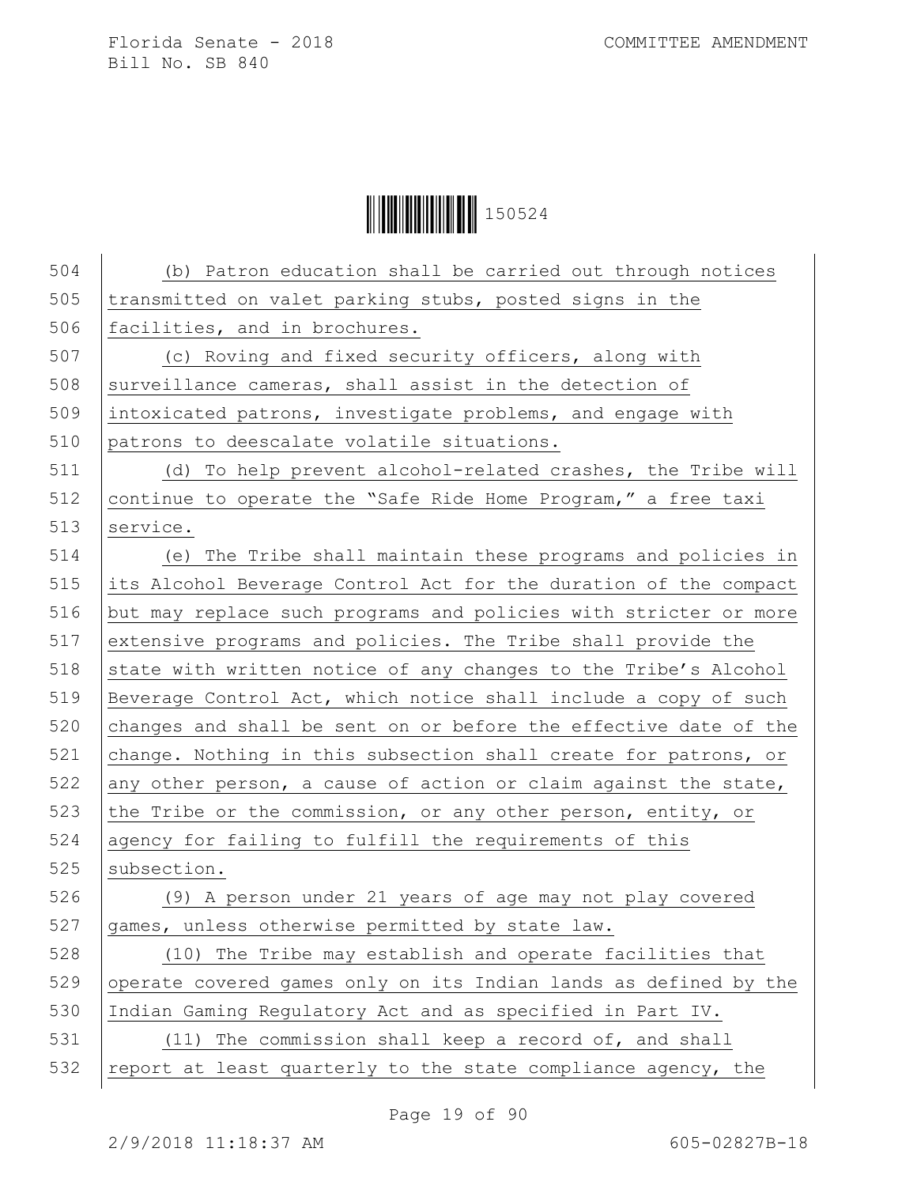(b) Patron education shall be carried out through notices transmitted on valet parking stubs, posted signs in the facilities, and in brochures.

(c) Roving and fixed security officers, along with surveillance cameras, shall assist in the detection of intoxicated patrons, investigate problems, and engage with patrons to deescalate volatile situations.

(d) To help prevent alcohol-related crashes, the Tribe will continue to operate the "Safe Ride Home Program," a free taxi service.

(e) The Tribe shall maintain these programs and policies in its Alcohol Beverage Control Act for the duration of the compact but may replace such programs and policies with stricter or more extensive programs and policies. The Tribe shall provide the state with written notice of any changes to the Tribe's Alcohol Beverage Control Act, which notice shall include a copy of such changes and shall be sent on or before the effective date of the change. Nothing in this subsection shall create for patrons, or any other person, a cause of action or claim against the state, the Tribe or the commission, or any other person, entity, or agency for failing to fulfill the requirements of this subsection.

(9) A person under 21 years of age may not play covered games, unless otherwise permitted by state law.

(10) The Tribe may establish and operate facilities that operate covered games only on its Indian lands as defined by the Indian Gaming Regulatory Act and as specified in Part IV.

(11) The commission shall keep a record of, and shall report at least quarterly to the state compliance agency, the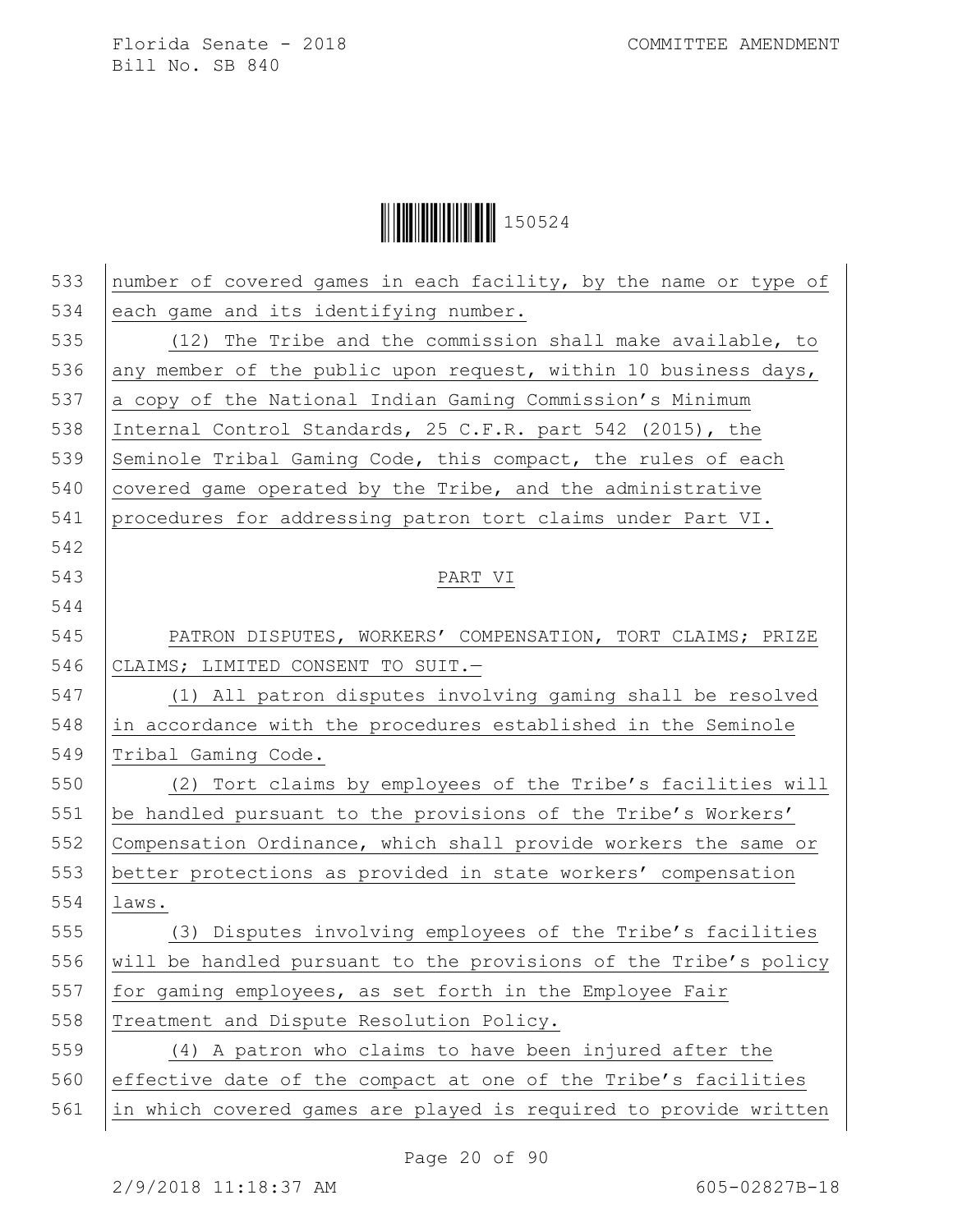number of covered games in each facility, by the name or type of each game and its identifying number.

(12) The Tribe and the commission shall make available, to any member of the public upon request, within 10 business days, a copy of the National Indian Gaming Commission's Minimum Internal Control Standards, 25 C.F.R. part 542 (2015), the Seminole Tribal Gaming Code, this compact, the rules of each covered game operated by the Tribe, and the administrative procedures for addressing patron tort claims under Part VI.

PART VI

PATRON DISPUTES, WORKERS' COMPENSATION, TORT CLAIMS; PRIZE CLAIMS; LIMITED CONSENT TO SUIT.—

(1) All patron disputes involving gaming shall be resolved in accordance with the procedures established in the Seminole Tribal Gaming Code.

(2) Tort claims by employees of the Tribe's facilities will be handled pursuant to the provisions of the Tribe's Workers' Compensation Ordinance, which shall provide workers the same or better protections as provided in state workers' compensation laws.

(3) Disputes involving employees of the Tribe's facilities will be handled pursuant to the provisions of the Tribe's policy for gaming employees, as set forth in the Employee Fair Treatment and Dispute Resolution Policy.

(4) A patron who claims to have been injured after the effective date of the compact at one of the Tribe's facilities in which covered games are played is required to provide written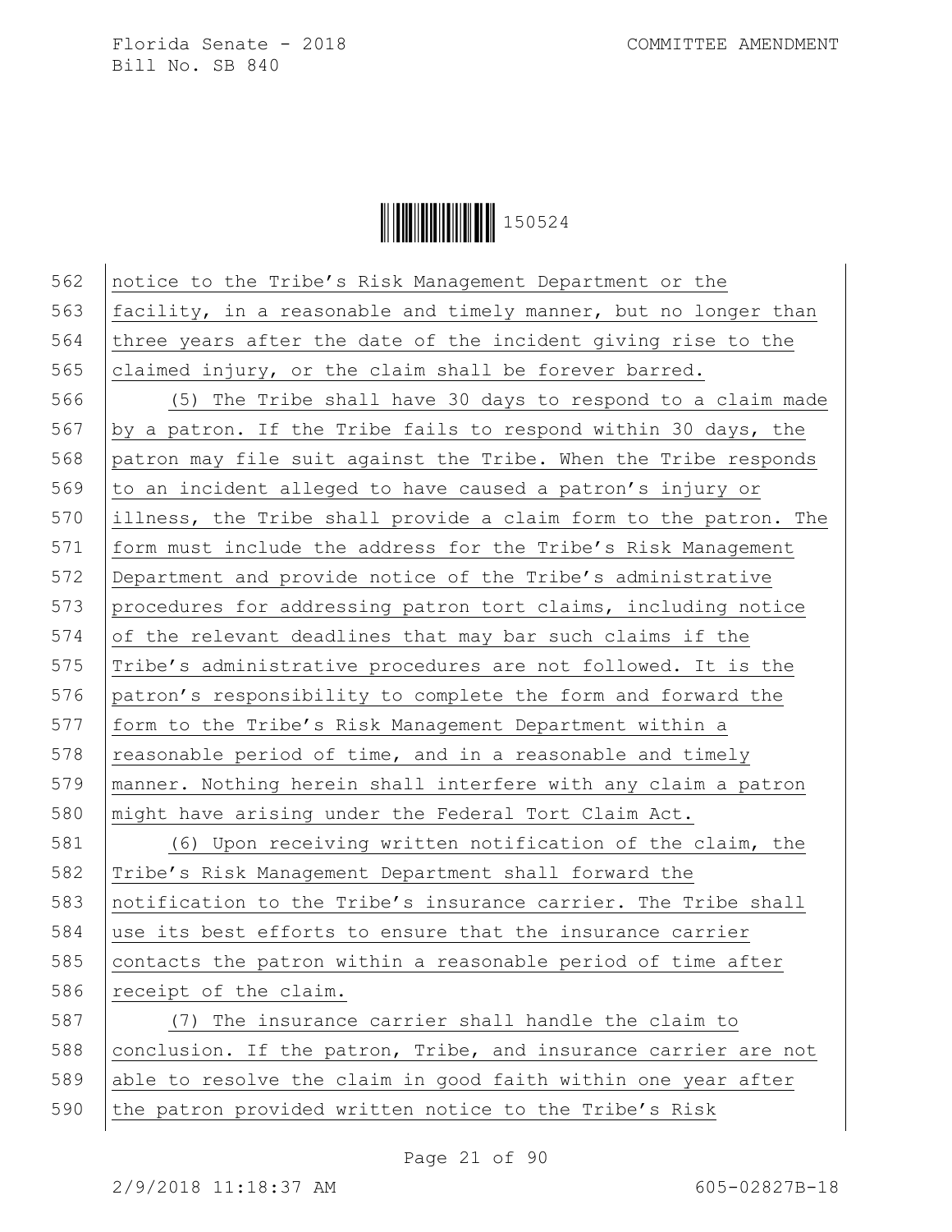notice to the Tribe's Risk Management Department or the facility, in a reasonable and timely manner, but no longer than three years after the date of the incident giving rise to the claimed injury, or the claim shall be forever barred.

(5) The Tribe shall have 30 days to respond to a claim made by a patron. If the Tribe fails to respond within 30 days, the patron may file suit against the Tribe. When the Tribe responds to an incident alleged to have caused a patron's injury or illness, the Tribe shall provide a claim form to the patron. The form must include the address for the Tribe's Risk Management Department and provide notice of the Tribe's administrative procedures for addressing patron tort claims, including notice of the relevant deadlines that may bar such claims if the Tribe's administrative procedures are not followed. It is the patron's responsibility to complete the form and forward the form to the Tribe's Risk Management Department within a reasonable period of time, and in a reasonable and timely manner. Nothing herein shall interfere with any claim a patron might have arising under the Federal Tort Claim Act.

(6) Upon receiving written notification of the claim, the Tribe's Risk Management Department shall forward the notification to the Tribe's insurance carrier. The Tribe shall use its best efforts to ensure that the insurance carrier contacts the patron within a reasonable period of time after receipt of the claim.

(7) The insurance carrier shall handle the claim to conclusion. If the patron, Tribe, and insurance carrier are not able to resolve the claim in good faith within one year after the patron provided written notice to the Tribe's Risk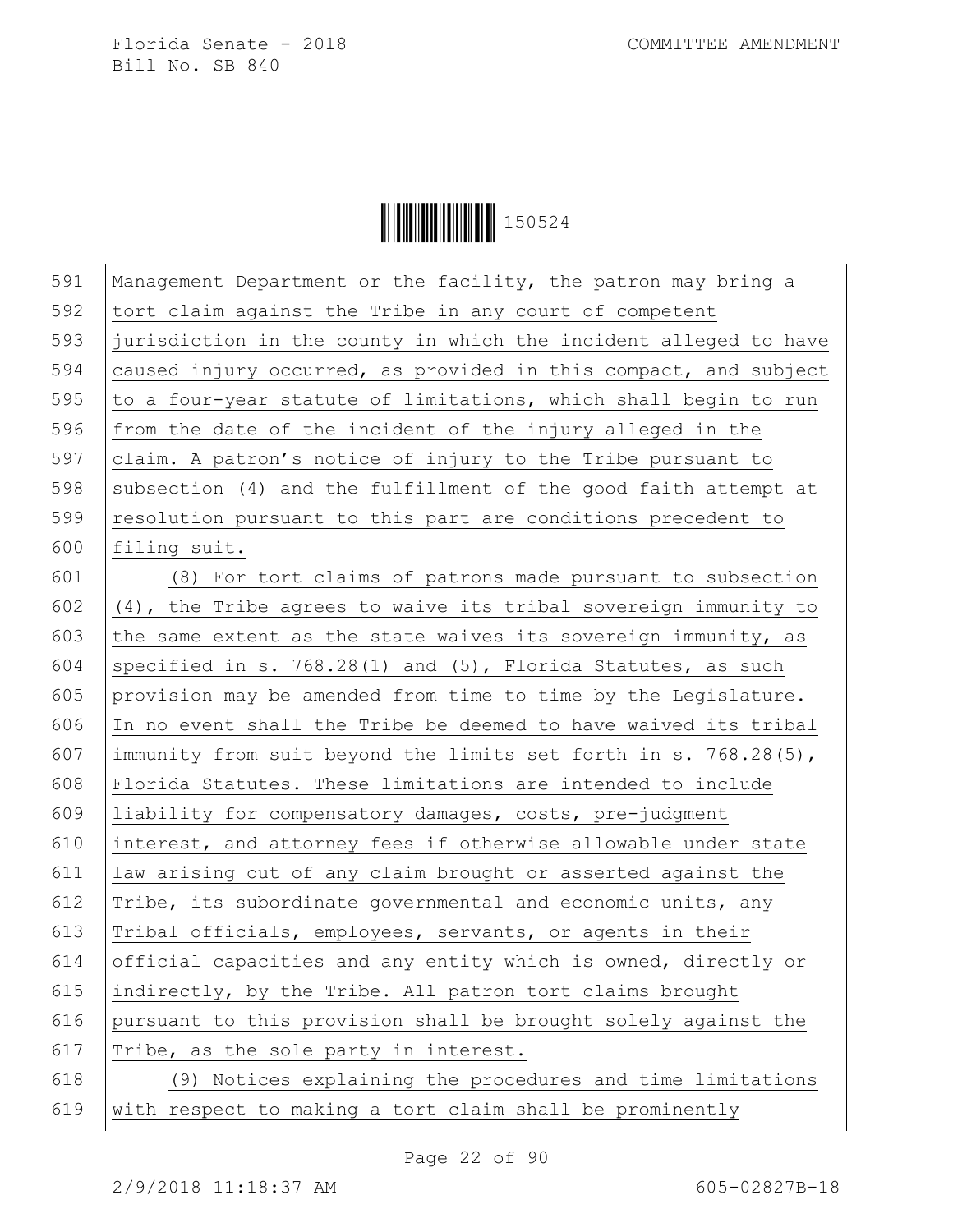Management Department or the facility, the patron may bring a tort claim against the Tribe in any court of competent jurisdiction in the county in which the incident alleged to have caused injury occurred, as provided in this compact, and subject to a four-year statute of limitations, which shall begin to run from the date of the incident of the injury alleged in the claim. A patron's notice of injury to the Tribe pursuant to subsection (4) and the fulfillment of the good faith attempt at resolution pursuant to this part are conditions precedent to filing suit.

(8) For tort claims of patrons made pursuant to subsection (4), the Tribe agrees to waive its tribal sovereign immunity to the same extent as the state waives its sovereign immunity, as specified in s. 768.28(1) and (5), Florida Statutes, as such provision may be amended from time to time by the Legislature. In no event shall the Tribe be deemed to have waived its tribal immunity from suit beyond the limits set forth in s. 768.28(5), Florida Statutes. These limitations are intended to include liability for compensatory damages, costs, pre-judgment interest, and attorney fees if otherwise allowable under state law arising out of any claim brought or asserted against the Tribe, its subordinate governmental and economic units, any Tribal officials, employees, servants, or agents in their official capacities and any entity which is owned, directly or indirectly, by the Tribe. All patron tort claims brought pursuant to this provision shall be brought solely against the Tribe, as the sole party in interest.

(9) Notices explaining the procedures and time limitations with respect to making a tort claim shall be prominently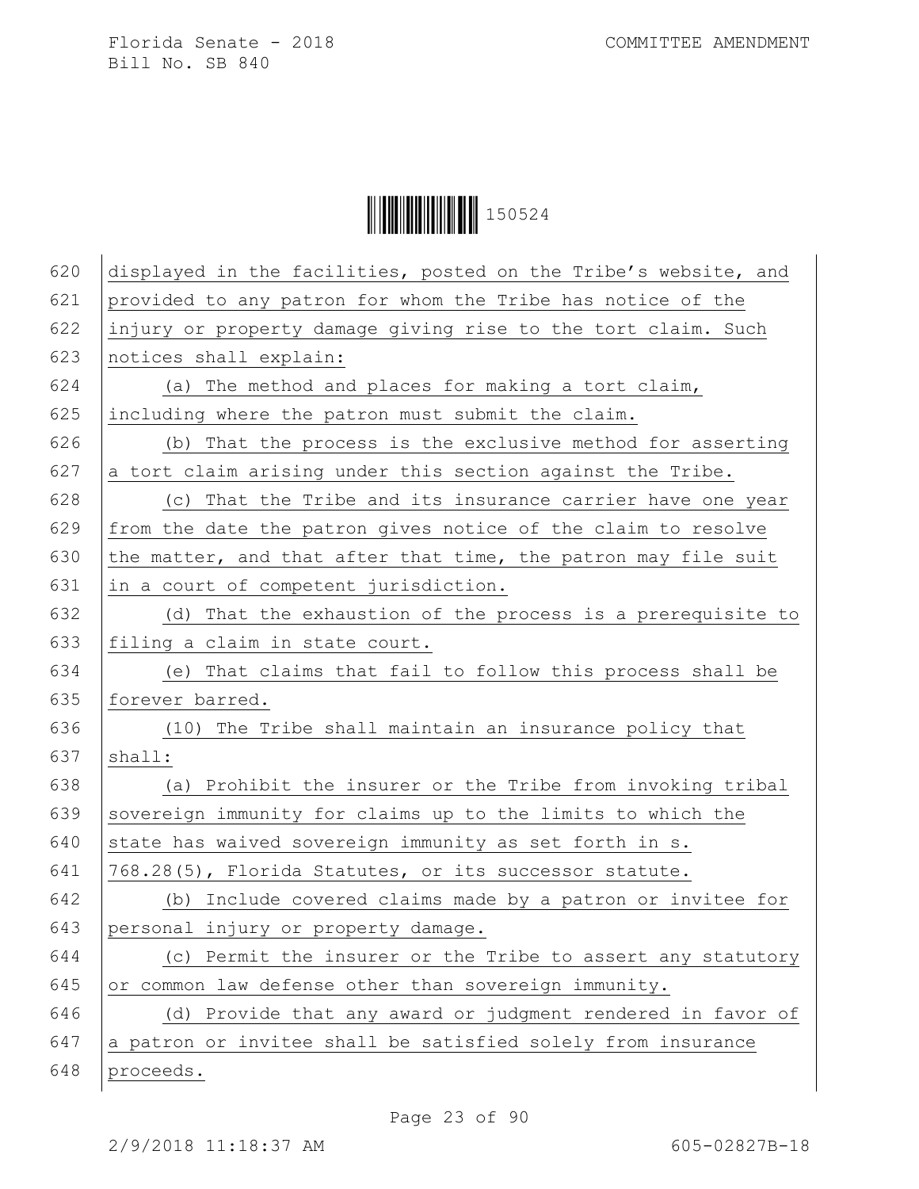displayed in the facilities, posted on the Tribe's website, and provided to any patron for whom the Tribe has notice of the injury or property damage giving rise to the tort claim. Such notices shall explain:

(a) The method and places for making a tort claim, including where the patron must submit the claim.

(b) That the process is the exclusive method for asserting a tort claim arising under this section against the Tribe.

(c) That the Tribe and its insurance carrier have one year from the date the patron gives notice of the claim to resolve the matter, and that after that time, the patron may file suit in a court of competent jurisdiction.

(d) That the exhaustion of the process is a prerequisite to filing a claim in state court.

(e) That claims that fail to follow this process shall be forever barred.

(10) The Tribe shall maintain an insurance policy that shall:

(a) Prohibit the insurer or the Tribe from invoking tribal sovereign immunity for claims up to the limits to which the state has waived sovereign immunity as set forth in s. 768.28(5), Florida Statutes, or its successor statute.

(b) Include covered claims made by a patron or invitee for personal injury or property damage.

(c) Permit the insurer or the Tribe to assert any statutory or common law defense other than sovereign immunity.

(d) Provide that any award or judgment rendered in favor of a patron or invitee shall be satisfied solely from insurance proceeds.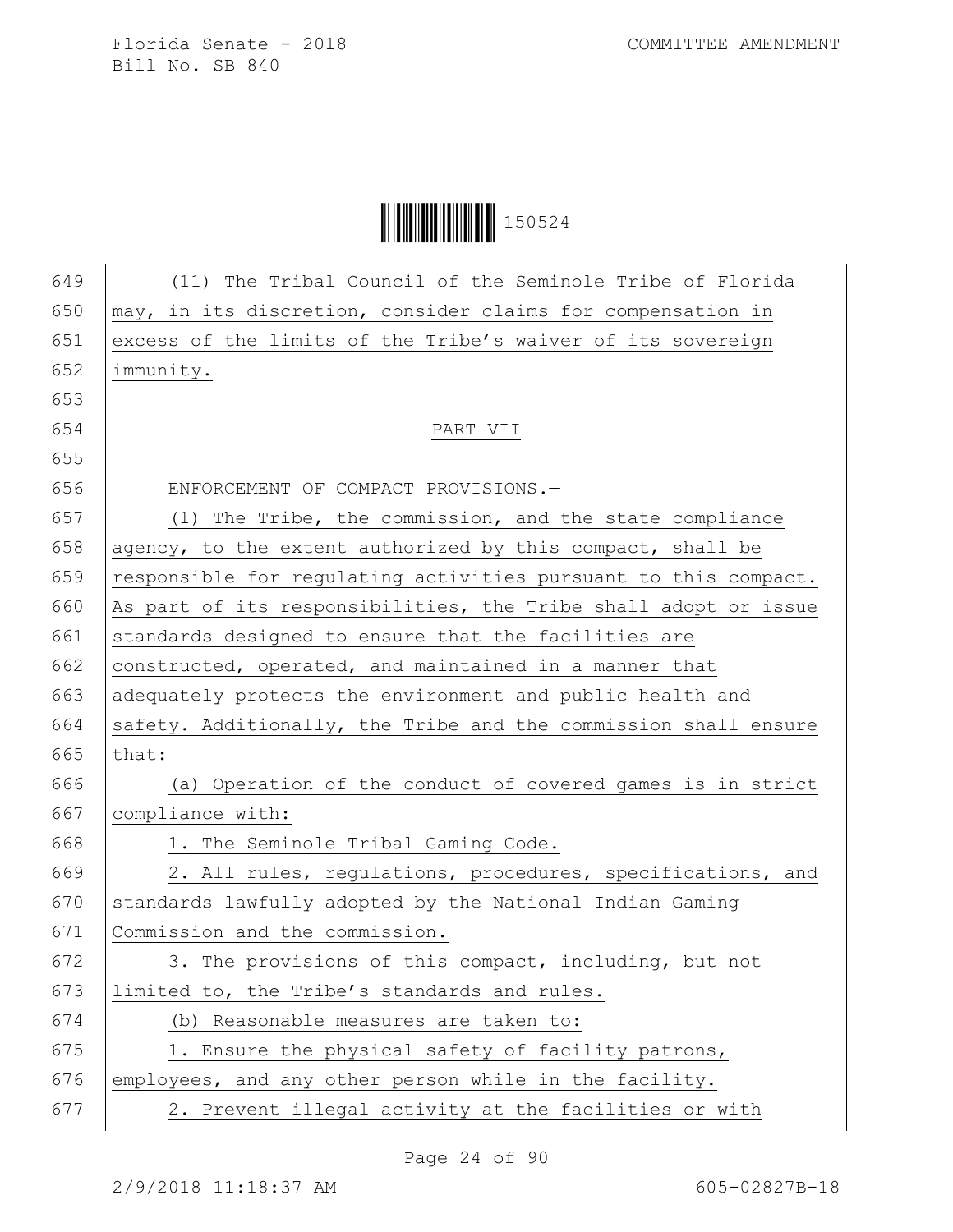(11) The Tribal Council of the Seminole Tribe of Florida may, in its discretion, consider claims for compensation in excess of the limits of the Tribe's waiver of its sovereign immunity.

PART VII

ENFORCEMENT OF COMPACT PROVISIONS.—

(1) The Tribe, the commission, and the state compliance agency, to the extent authorized by this compact, shall be responsible for regulating activities pursuant to this compact. As part of its responsibilities, the Tribe shall adopt or issue standards designed to ensure that the facilities are constructed, operated, and maintained in a manner that adequately protects the environment and public health and safety. Additionally, the Tribe and the commission shall ensure that:

(a) Operation of the conduct of covered games is in strict compliance with:

1. The Seminole Tribal Gaming Code.

2. All rules, regulations, procedures, specifications, and standards lawfully adopted by the National Indian Gaming Commission and the commission.

3. The provisions of this compact, including, but not limited to, the Tribe's standards and rules.

(b) Reasonable measures are taken to:

1. Ensure the physical safety of facility patrons, employees, and any other person while in the facility.

2. Prevent illegal activity at the facilities or with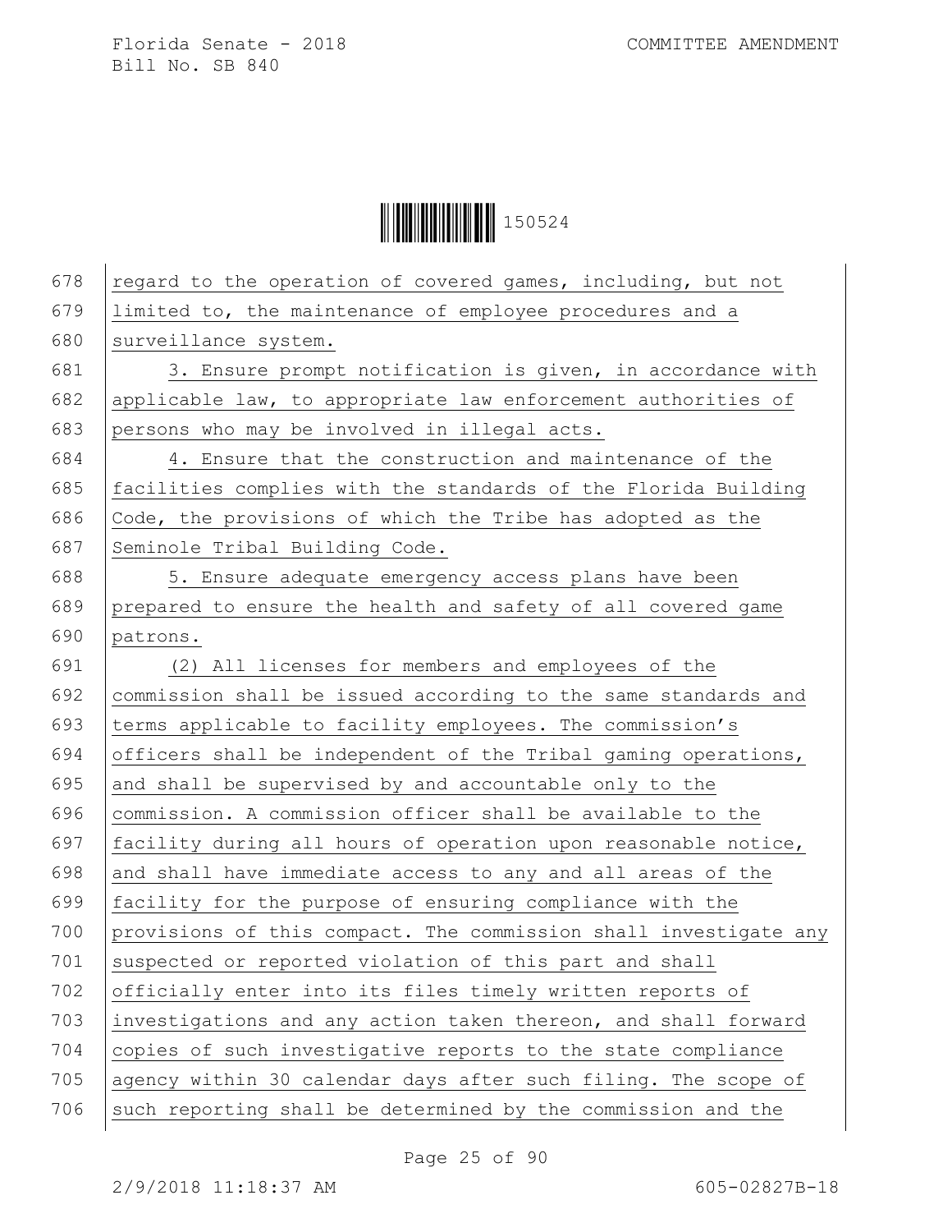regard to the operation of covered games, including, but not limited to, the maintenance of employee procedures and a surveillance system.

3. Ensure prompt notification is given, in accordance with applicable law, to appropriate law enforcement authorities of persons who may be involved in illegal acts.

4. Ensure that the construction and maintenance of the facilities complies with the standards of the Florida Building Code, the provisions of which the Tribe has adopted as the Seminole Tribal Building Code.

5. Ensure adequate emergency access plans have been prepared to ensure the health and safety of all covered game patrons.

(2) All licenses for members and employees of the commission shall be issued according to the same standards and terms applicable to facility employees. The commission's officers shall be independent of the Tribal gaming operations, and shall be supervised by and accountable only to the commission. A commission officer shall be available to the facility during all hours of operation upon reasonable notice, and shall have immediate access to any and all areas of the facility for the purpose of ensuring compliance with the provisions of this compact. The commission shall investigate any suspected or reported violation of this part and shall officially enter into its files timely written reports of investigations and any action taken thereon, and shall forward copies of such investigative reports to the state compliance agency within 30 calendar days after such filing. The scope of such reporting shall be determined by the commission and the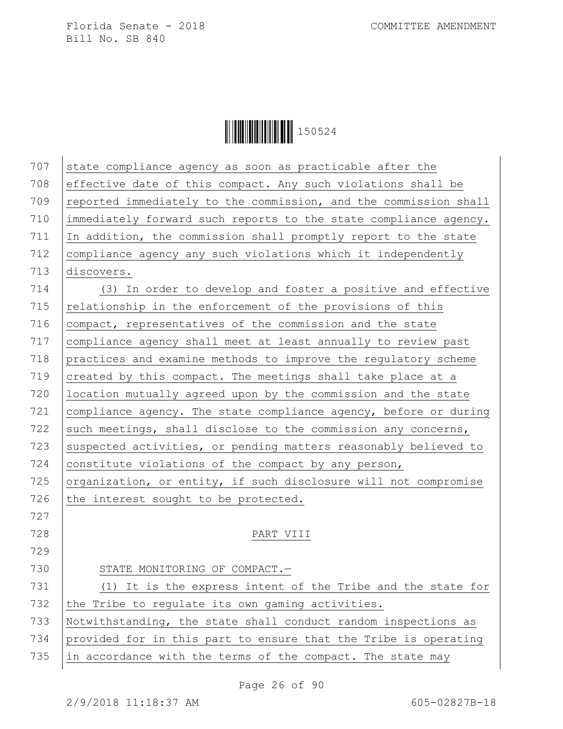state compliance agency as soon as practicable after the effective date of this compact. Any such violations shall be reported immediately to the commission, and the commission shall immediately forward such reports to the state compliance agency. In addition, the commission shall promptly report to the state compliance agency any such violations which it independently discovers.

(3) In order to develop and foster a positive and effective relationship in the enforcement of the provisions of this compact, representatives of the commission and the state compliance agency shall meet at least annually to review past practices and examine methods to improve the regulatory scheme created by this compact. The meetings shall take place at a location mutually agreed upon by the commission and the state compliance agency. The state compliance agency, before or during such meetings, shall disclose to the commission any concerns, suspected activities, or pending matters reasonably believed to constitute violations of the compact by any person, organization, or entity, if such disclosure will not compromise the interest sought to be protected.

PART VIII

STATE MONITORING OF COMPACT.—

(1) It is the express intent of the Tribe and the state for the Tribe to regulate its own gaming activities. Notwithstanding, the state shall conduct random inspections as provided for in this part to ensure that the Tribe is operating in accordance with the terms of the compact. The state may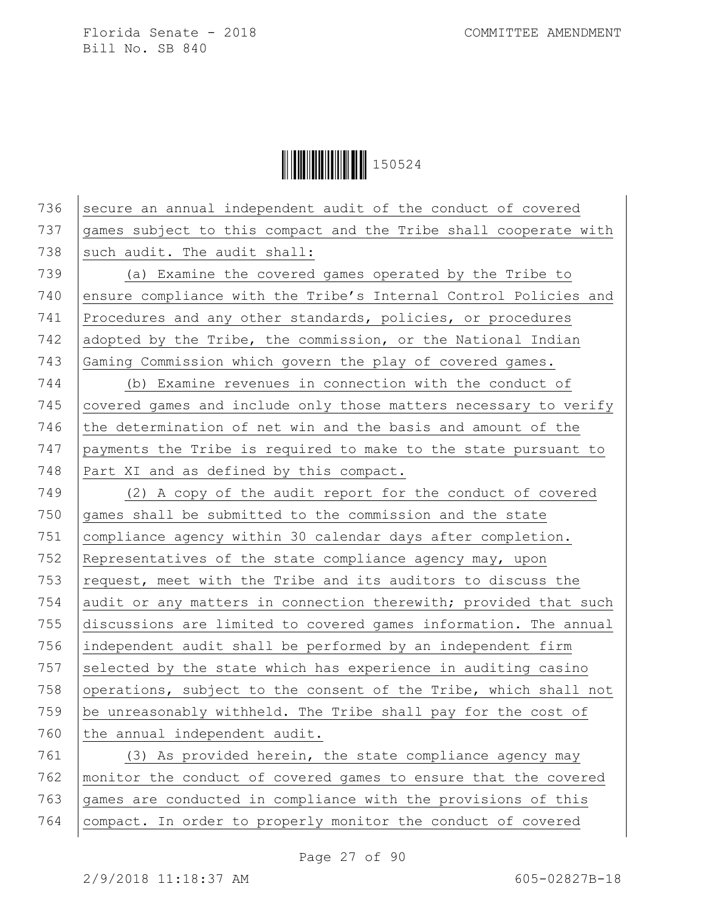secure an annual independent audit of the conduct of covered games subject to this compact and the Tribe shall cooperate with such audit. The audit shall:

(a) Examine the covered games operated by the Tribe to ensure compliance with the Tribe's Internal Control Policies and Procedures and any other standards, policies, or procedures adopted by the Tribe, the commission, or the National Indian Gaming Commission which govern the play of covered games.

(b) Examine revenues in connection with the conduct of covered games and include only those matters necessary to verify the determination of net win and the basis and amount of the payments the Tribe is required to make to the state pursuant to Part XI and as defined by this compact.

(2) A copy of the audit report for the conduct of covered games shall be submitted to the commission and the state compliance agency within 30 calendar days after completion. Representatives of the state compliance agency may, upon request, meet with the Tribe and its auditors to discuss the audit or any matters in connection therewith; provided that such discussions are limited to covered games information. The annual independent audit shall be performed by an independent firm selected by the state which has experience in auditing casino operations, subject to the consent of the Tribe, which shall not be unreasonably withheld. The Tribe shall pay for the cost of the annual independent audit.

(3) As provided herein, the state compliance agency may monitor the conduct of covered games to ensure that the covered games are conducted in compliance with the provisions of this compact. In order to properly monitor the conduct of covered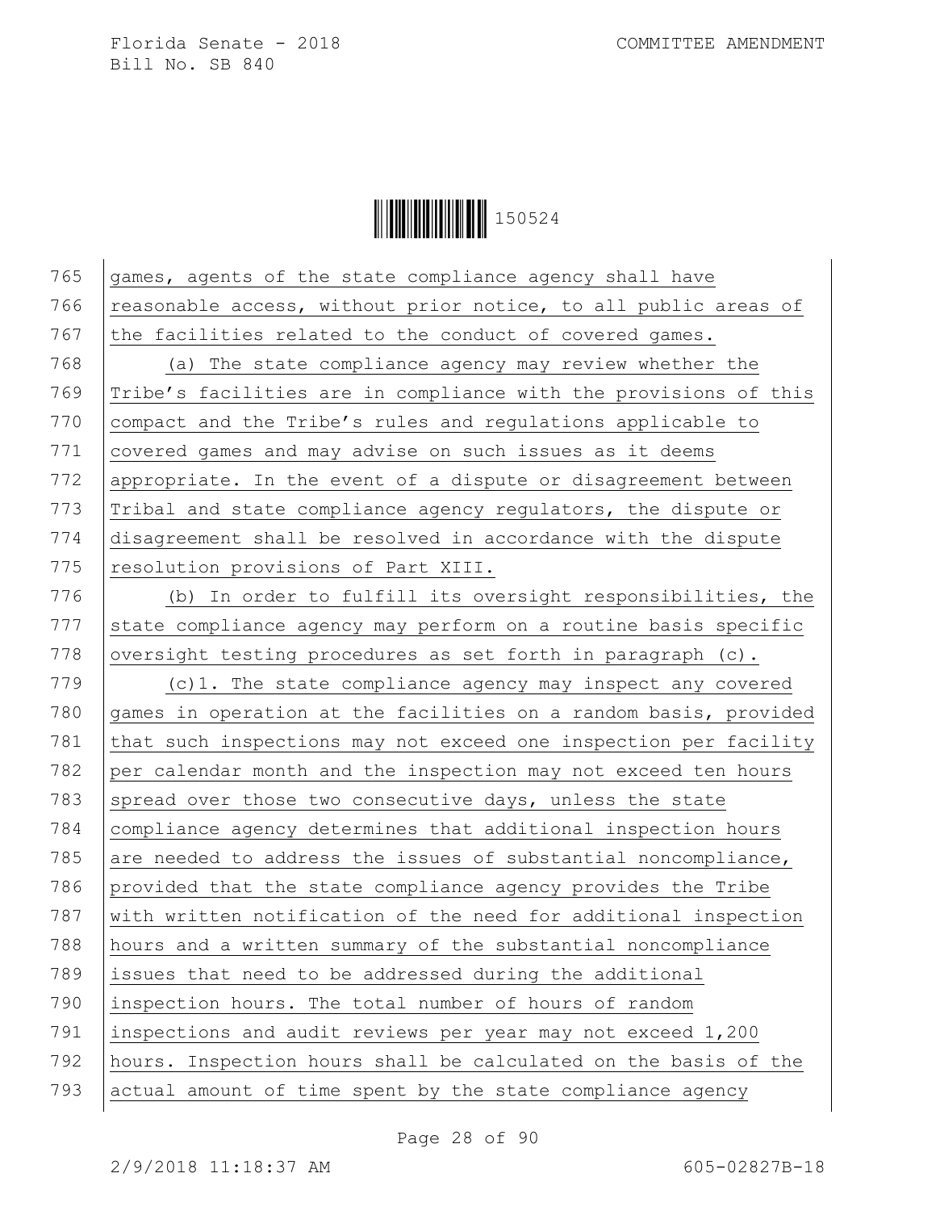games, agents of the state compliance agency shall have reasonable access, without prior notice, to all public areas of the facilities related to the conduct of covered games.

(a) The state compliance agency may review whether the Tribe's facilities are in compliance with the provisions of this compact and the Tribe's rules and regulations applicable to covered games and may advise on such issues as it deems appropriate. In the event of a dispute or disagreement between Tribal and state compliance agency regulators, the dispute or disagreement shall be resolved in accordance with the dispute resolution provisions of Part XIII.

(b) In order to fulfill its oversight responsibilities, the state compliance agency may perform on a routine basis specific oversight testing procedures as set forth in paragraph (c).

(c)1. The state compliance agency may inspect any covered games in operation at the facilities on a random basis, provided that such inspections may not exceed one inspection per facility per calendar month and the inspection may not exceed ten hours spread over those two consecutive days, unless the state compliance agency determines that additional inspection hours are needed to address the issues of substantial noncompliance, provided that the state compliance agency provides the Tribe with written notification of the need for additional inspection hours and a written summary of the substantial noncompliance issues that need to be addressed during the additional inspection hours. The total number of hours of random inspections and audit reviews per year may not exceed 1,200 hours. Inspection hours shall be calculated on the basis of the actual amount of time spent by the state compliance agency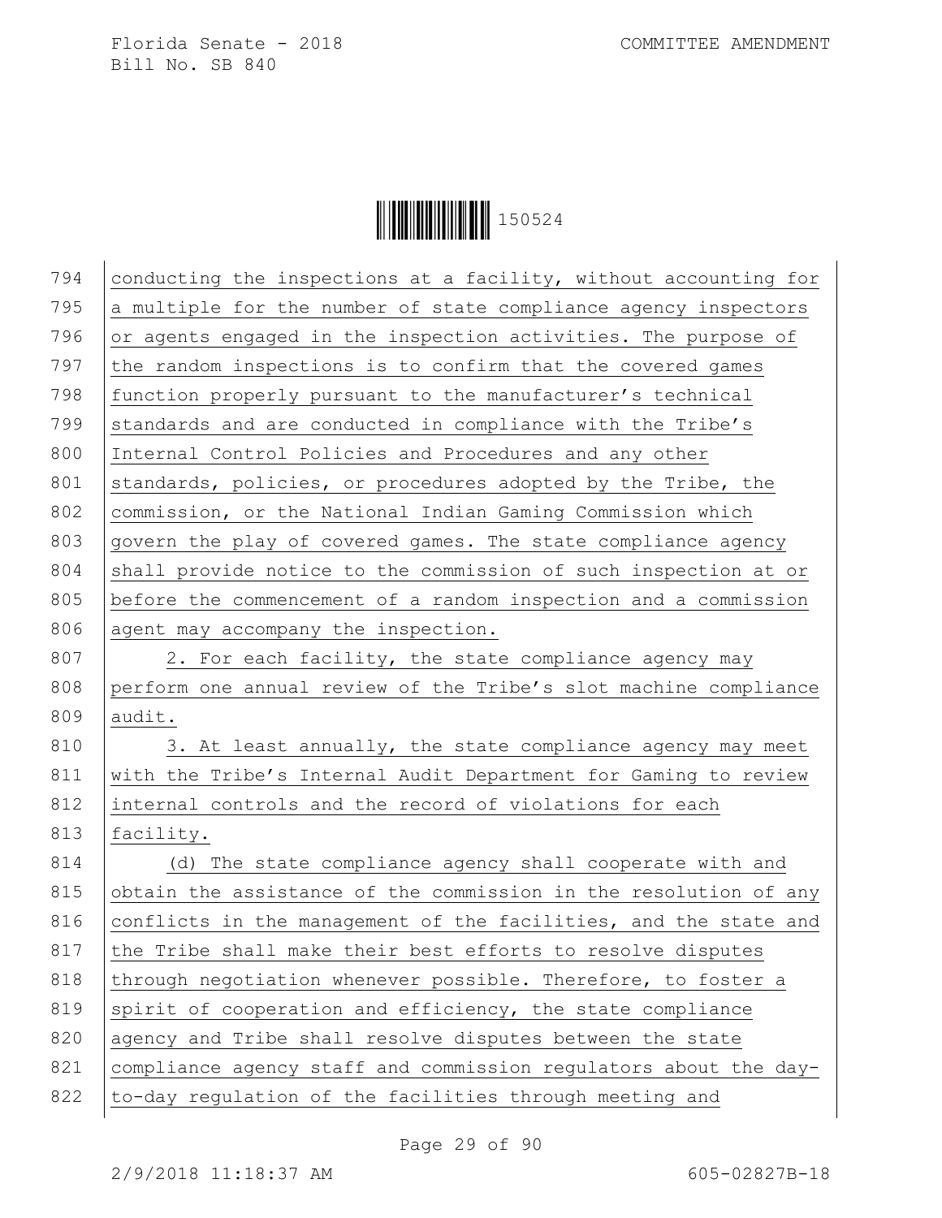conducting the inspections at a facility, without accounting for a multiple for the number of state compliance agency inspectors or agents engaged in the inspection activities. The purpose of the random inspections is to confirm that the covered games function properly pursuant to the manufacturer's technical standards and are conducted in compliance with the Tribe's Internal Control Policies and Procedures and any other standards, policies, or procedures adopted by the Tribe, the commission, or the National Indian Gaming Commission which govern the play of covered games. The state compliance agency shall provide notice to the commission of such inspection at or before the commencement of a random inspection and a commission agent may accompany the inspection.

2. For each facility, the state compliance agency may perform one annual review of the Tribe's slot machine compliance audit.

3. At least annually, the state compliance agency may meet with the Tribe's Internal Audit Department for Gaming to review internal controls and the record of violations for each facility.

(d) The state compliance agency shall cooperate with and obtain the assistance of the commission in the resolution of any conflicts in the management of the facilities, and the state and the Tribe shall make their best efforts to resolve disputes through negotiation whenever possible. Therefore, to foster a spirit of cooperation and efficiency, the state compliance agency and Tribe shall resolve disputes between the state compliance agency staff and commission regulators about the day-to-day regulation of the facilities through meeting and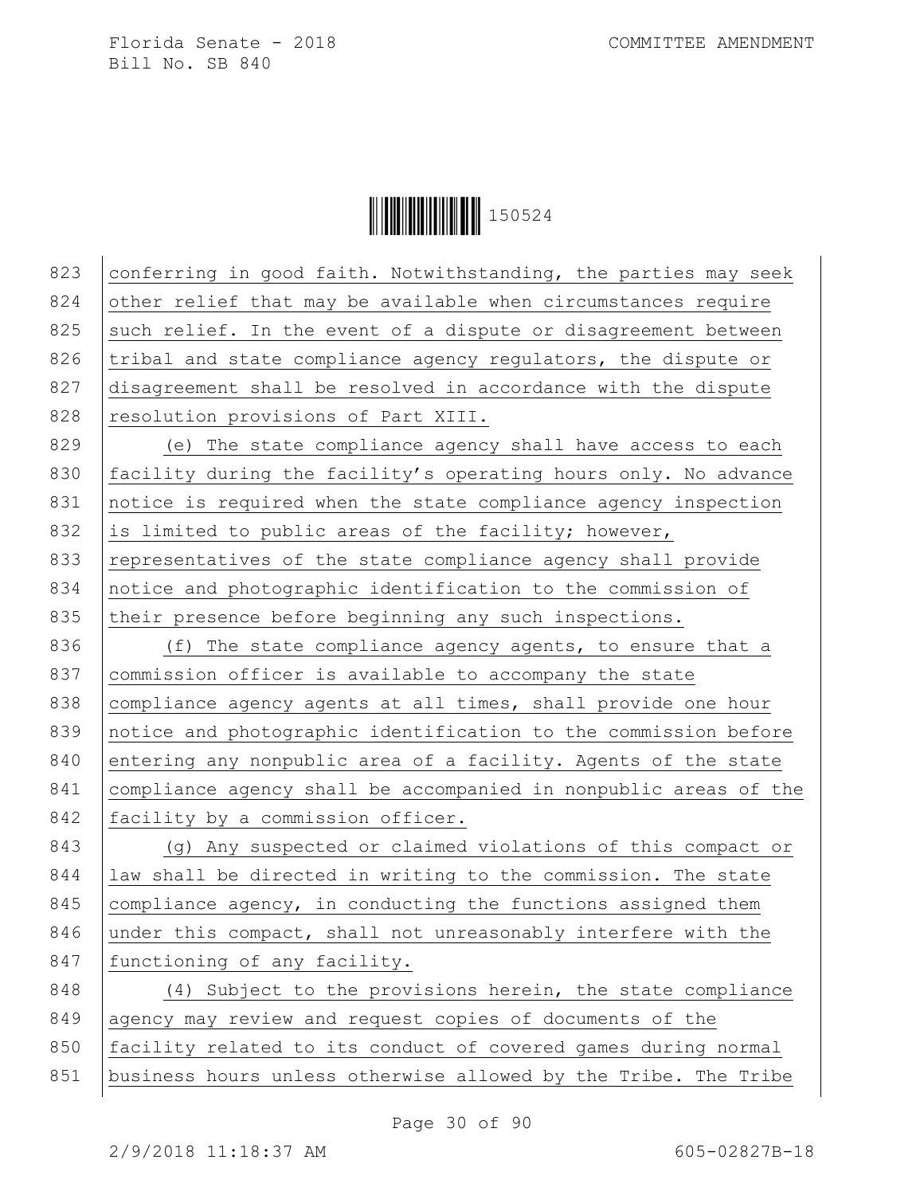conferring in good faith. Notwithstanding, the parties may seek other relief that may be available when circumstances require such relief. In the event of a dispute or disagreement between tribal and state compliance agency regulators, the dispute or disagreement shall be resolved in accordance with the dispute resolution provisions of Part XIII.

(e) The state compliance agency shall have access to each facility during the facility's operating hours only. No advance notice is required when the state compliance agency inspection is limited to public areas of the facility; however, representatives of the state compliance agency shall provide notice and photographic identification to the commission of their presence before beginning any such inspections.

(f) The state compliance agency agents, to ensure that a commission officer is available to accompany the state compliance agency agents at all times, shall provide one hour notice and photographic identification to the commission before entering any nonpublic area of a facility. Agents of the state compliance agency shall be accompanied in nonpublic areas of the facility by a commission officer.

(g) Any suspected or claimed violations of this compact or law shall be directed in writing to the commission. The state compliance agency, in conducting the functions assigned them under this compact, shall not unreasonably interfere with the functioning of any facility.

(4) Subject to the provisions herein, the state compliance agency may review and request copies of documents of the facility related to its conduct of covered games during normal business hours unless otherwise allowed by the Tribe. The Tribe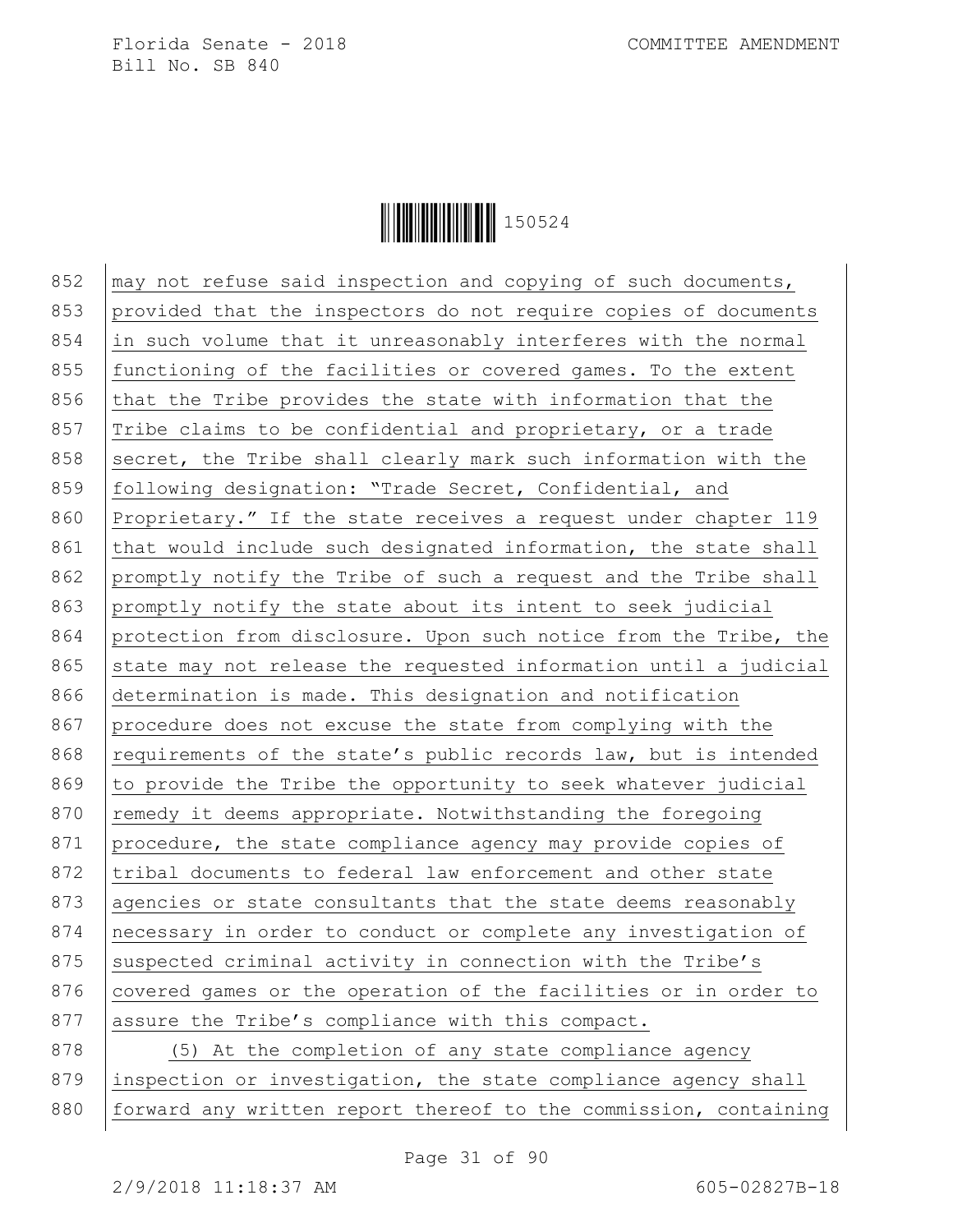may not refuse said inspection and copying of such documents, provided that the inspectors do not require copies of documents in such volume that it unreasonably interferes with the normal functioning of the facilities or covered games. To the extent that the Tribe provides the state with information that the Tribe claims to be confidential and proprietary, or a trade secret, the Tribe shall clearly mark such information with the following designation: "Trade Secret, Confidential, and Proprietary." If the state receives a request under chapter 119 that would include such designated information, the state shall promptly notify the Tribe of such a request and the Tribe shall promptly notify the state about its intent to seek judicial protection from disclosure. Upon such notice from the Tribe, the state may not release the requested information until a judicial determination is made. This designation and notification procedure does not excuse the state from complying with the requirements of the state's public records law, but is intended to provide the Tribe the opportunity to seek whatever judicial remedy it deems appropriate. Notwithstanding the foregoing procedure, the state compliance agency may provide copies of tribal documents to federal law enforcement and other state agencies or state consultants that the state deems reasonably necessary in order to conduct or complete any investigation of suspected criminal activity in connection with the Tribe's covered games or the operation of the facilities or in order to assure the Tribe's compliance with this compact.

(5) At the completion of any state compliance agency inspection or investigation, the state compliance agency shall forward any written report thereof to the commission, containing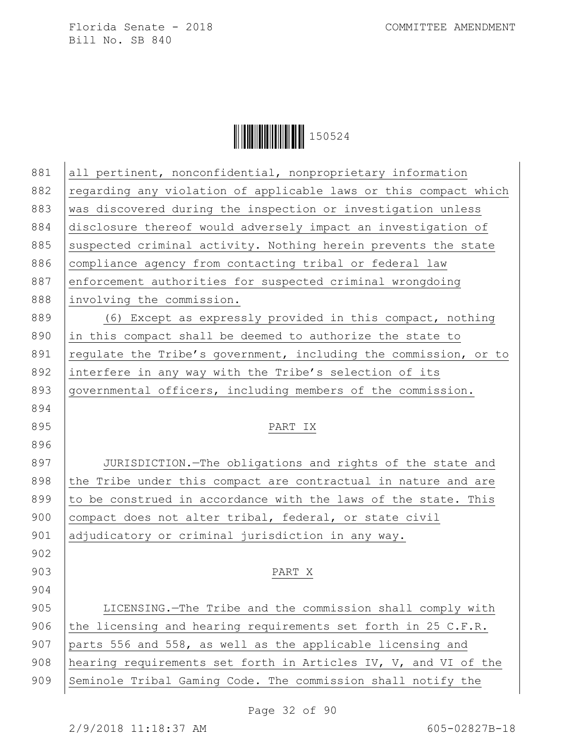all pertinent, nonconfidential, nonproprietary information regarding any violation of applicable laws or this compact which was discovered during the inspection or investigation unless disclosure thereof would adversely impact an investigation of suspected criminal activity. Nothing herein prevents the state compliance agency from contacting tribal or federal law enforcement authorities for suspected criminal wrongdoing involving the commission.

(6) Except as expressly provided in this compact, nothing in this compact shall be deemed to authorize the state to regulate the Tribe's government, including the commission, or to interfere in any way with the Tribe's selection of its governmental officers, including members of the commission.

PART IX

JURISDICTION.—The obligations and rights of the state and the Tribe under this compact are contractual in nature and are to be construed in accordance with the laws of the state. This compact does not alter tribal, federal, or state civil adjudicatory or criminal jurisdiction in any way.

PART X

LICENSING.—The Tribe and the commission shall comply with the licensing and hearing requirements set forth in 25 C.F.R. parts 556 and 558, as well as the applicable licensing and hearing requirements set forth in Articles IV, V, and VI of the Seminole Tribal Gaming Code. The commission shall notify the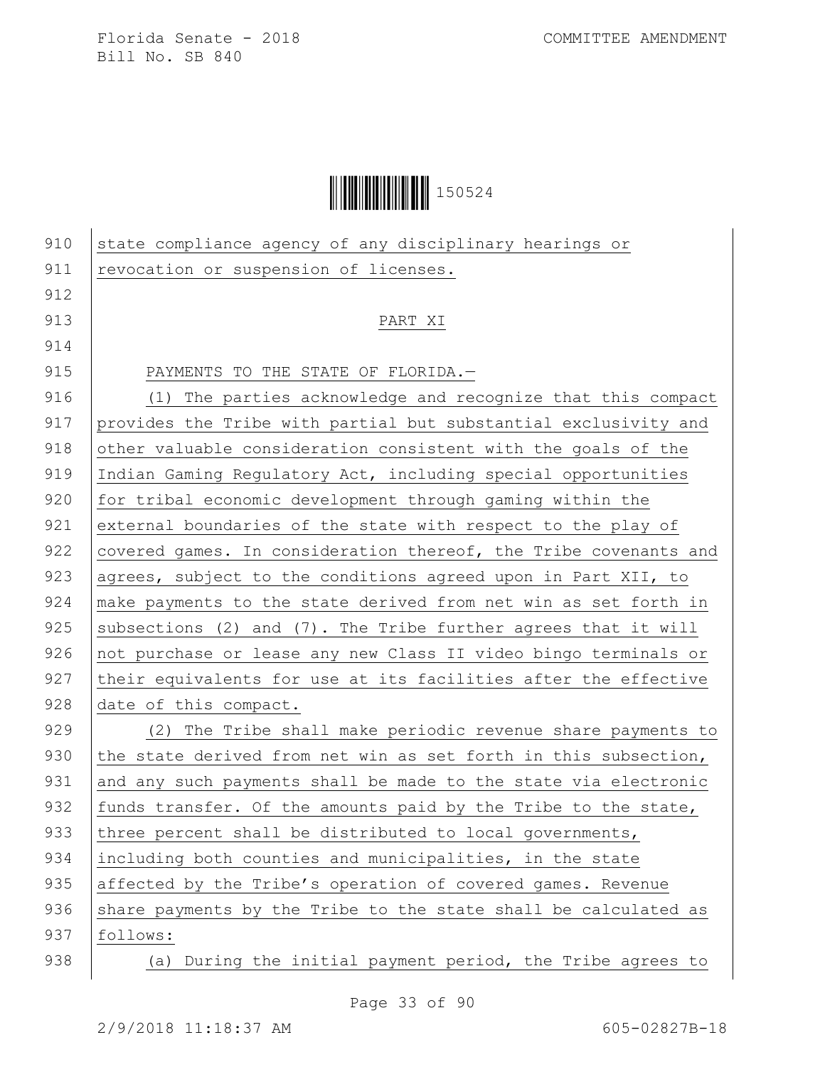state compliance agency of any disciplinary hearings or revocation or suspension of licenses.

PART XI

PAYMENTS TO THE STATE OF FLORIDA.—

(1) The parties acknowledge and recognize that this compact provides the Tribe with partial but substantial exclusivity and other valuable consideration consistent with the goals of the Indian Gaming Regulatory Act, including special opportunities for tribal economic development through gaming within the external boundaries of the state with respect to the play of covered games. In consideration thereof, the Tribe covenants and agrees, subject to the conditions agreed upon in Part XII, to make payments to the state derived from net win as set forth in subsections (2) and (7). The Tribe further agrees that it will not purchase or lease any new Class II video bingo terminals or their equivalents for use at its facilities after the effective date of this compact.

(2) The Tribe shall make periodic revenue share payments to the state derived from net win as set forth in this subsection, and any such payments shall be made to the state via electronic funds transfer. Of the amounts paid by the Tribe to the state, three percent shall be distributed to local governments, including both counties and municipalities, in the state affected by the Tribe's operation of covered games. Revenue share payments by the Tribe to the state shall be calculated as follows:

(a) During the initial payment period, the Tribe agrees to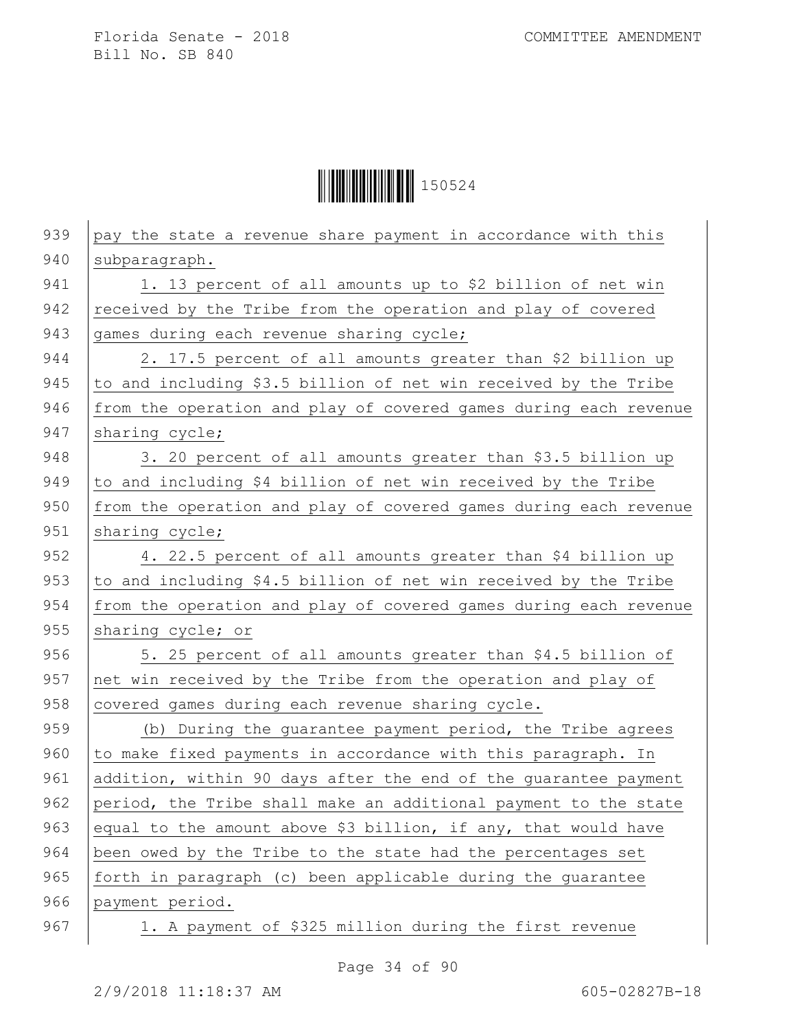pay the state a revenue share payment in accordance with this subparagraph.

1. 13 percent of all amounts up to $2 billion of net win received by the Tribe from the operation and play of covered games during each revenue sharing cycle;

2. 17.5 percent of all amounts greater than $2 billion up to and including $3.5 billion of net win received by the Tribe from the operation and play of covered games during each revenue sharing cycle;

3. 20 percent of all amounts greater than $3.5 billion up to and including $4 billion of net win received by the Tribe from the operation and play of covered games during each revenue sharing cycle;

4. 22.5 percent of all amounts greater than $4 billion up to and including $4.5 billion of net win received by the Tribe from the operation and play of covered games during each revenue sharing cycle; or

5. 25 percent of all amounts greater than $4.5 billion of net win received by the Tribe from the operation and play of covered games during each revenue sharing cycle.

(b) During the guarantee payment period, the Tribe agrees to make fixed payments in accordance with this paragraph. In addition, within 90 days after the end of the guarantee payment period, the Tribe shall make an additional payment to the state equal to the amount above $3 billion, if any, that would have been owed by the Tribe to the state had the percentages set forth in paragraph (c) been applicable during the guarantee payment period.

1. A payment of $325 million during the first revenue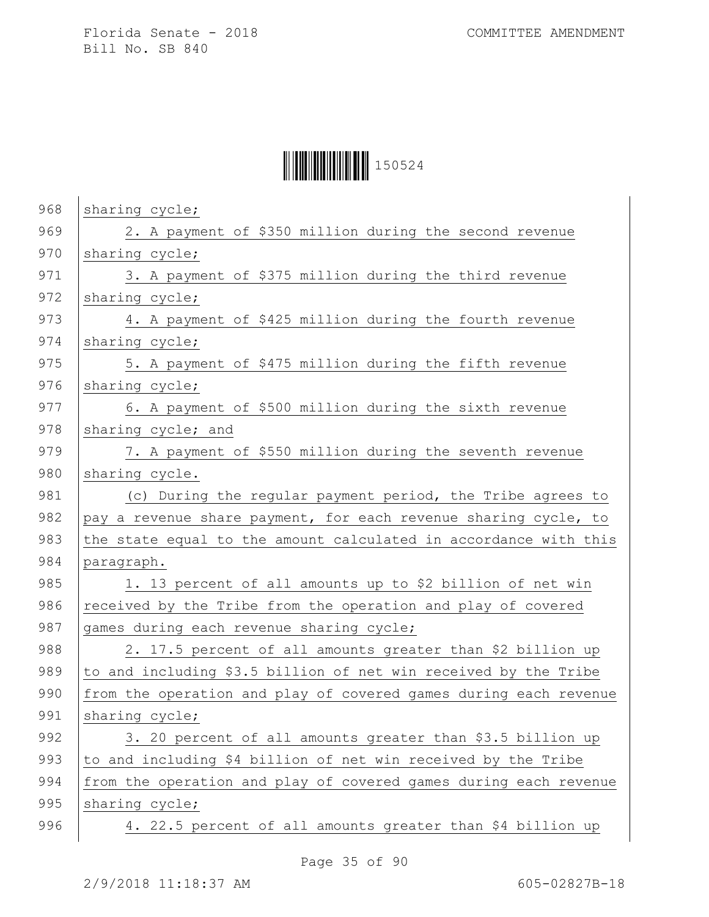sharing cycle;

2. A payment of $350 million during the second revenue sharing cycle;

3. A payment of $375 million during the third revenue sharing cycle;

4. A payment of $425 million during the fourth revenue sharing cycle;

5. A payment of $475 million during the fifth revenue sharing cycle;

6. A payment of $500 million during the sixth revenue sharing cycle; and

7. A payment of $550 million during the seventh revenue sharing cycle.

(c) During the regular payment period, the Tribe agrees to pay a revenue share payment, for each revenue sharing cycle, to the state equal to the amount calculated in accordance with this paragraph.

1. 13 percent of all amounts up to $2 billion of net win received by the Tribe from the operation and play of covered games during each revenue sharing cycle;

2. 17.5 percent of all amounts greater than $2 billion up to and including $3.5 billion of net win received by the Tribe from the operation and play of covered games during each revenue sharing cycle;

3. 20 percent of all amounts greater than $3.5 billion up to and including $4 billion of net win received by the Tribe from the operation and play of covered games during each revenue sharing cycle;

4. 22.5 percent of all amounts greater than $4 billion up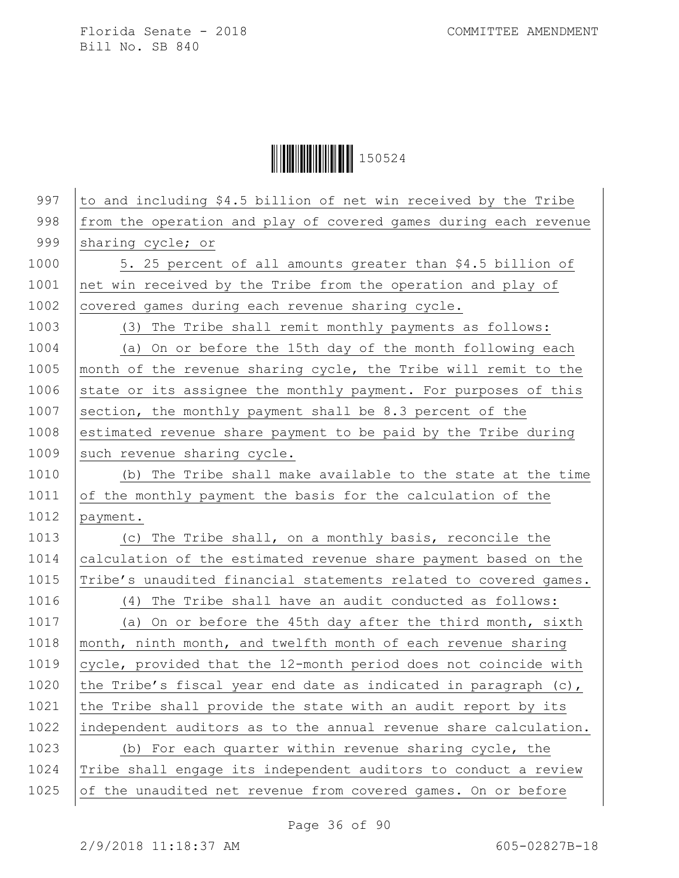to and including $4.5 billion of net win received by the Tribe from the operation and play of covered games during each revenue sharing cycle; or

5. 25 percent of all amounts greater than $4.5 billion of net win received by the Tribe from the operation and play of covered games during each revenue sharing cycle.

(3) The Tribe shall remit monthly payments as follows:

(a) On or before the 15th day of the month following each month of the revenue sharing cycle, the Tribe will remit to the state or its assignee the monthly payment. For purposes of this section, the monthly payment shall be 8.3 percent of the estimated revenue share payment to be paid by the Tribe during such revenue sharing cycle.

(b) The Tribe shall make available to the state at the time of the monthly payment the basis for the calculation of the payment.

(c) The Tribe shall, on a monthly basis, reconcile the calculation of the estimated revenue share payment based on the Tribe's unaudited financial statements related to covered games.

(4) The Tribe shall have an audit conducted as follows:

(a) On or before the 45th day after the third month, sixth month, ninth month, and twelfth month of each revenue sharing cycle, provided that the 12-month period does not coincide with the Tribe's fiscal year end date as indicated in paragraph (c), the Tribe shall provide the state with an audit report by its independent auditors as to the annual revenue share calculation.

(b) For each quarter within revenue sharing cycle, the Tribe shall engage its independent auditors to conduct a review of the unaudited net revenue from covered games. On or before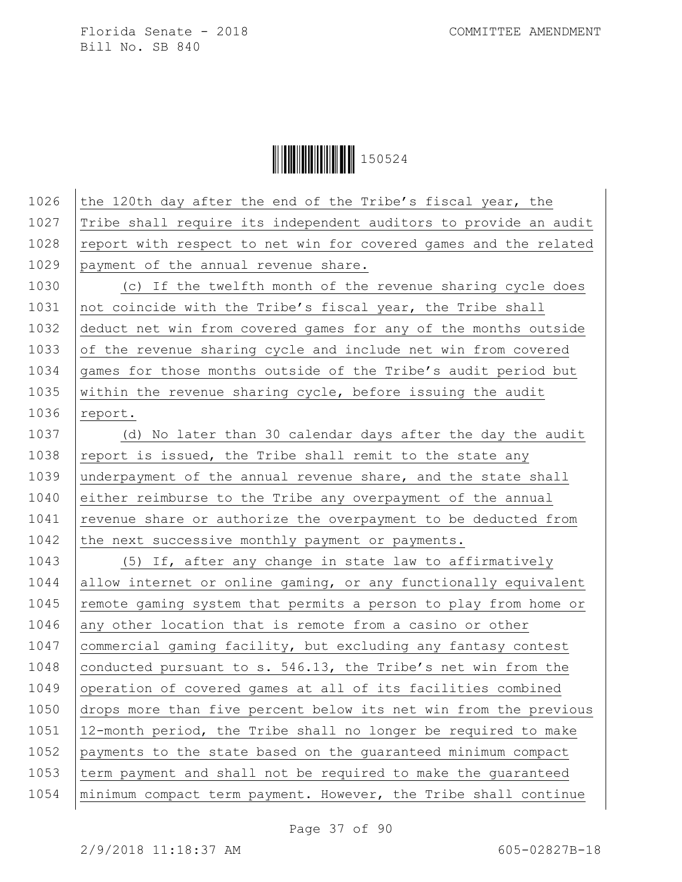the 120th day after the end of the Tribe's fiscal year, the Tribe shall require its independent auditors to provide an audit report with respect to net win for covered games and the related payment of the annual revenue share.

(c) If the twelfth month of the revenue sharing cycle does not coincide with the Tribe's fiscal year, the Tribe shall deduct net win from covered games for any of the months outside of the revenue sharing cycle and include net win from covered games for those months outside of the Tribe's audit period but within the revenue sharing cycle, before issuing the audit report.

(d) No later than 30 calendar days after the day the audit report is issued, the Tribe shall remit to the state any underpayment of the annual revenue share, and the state shall either reimburse to the Tribe any overpayment of the annual revenue share or authorize the overpayment to be deducted from the next successive monthly payment or payments.

(5) If, after any change in state law to affirmatively allow internet or online gaming, or any functionally equivalent remote gaming system that permits a person to play from home or any other location that is remote from a casino or other commercial gaming facility, but excluding any fantasy contest conducted pursuant to s. 546.13, the Tribe's net win from the operation of covered games at all of its facilities combined drops more than five percent below its net win from the previous 12-month period, the Tribe shall no longer be required to make payments to the state based on the guaranteed minimum compact term payment and shall not be required to make the guaranteed minimum compact term payment. However, the Tribe shall continue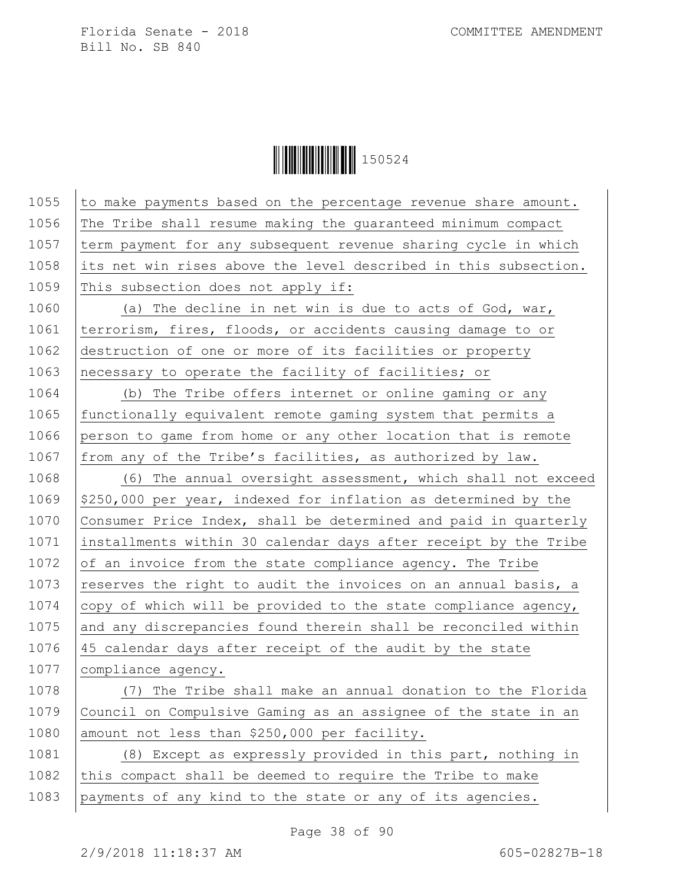to make payments based on the percentage revenue share amount. The Tribe shall resume making the guaranteed minimum compact term payment for any subsequent revenue sharing cycle in which its net win rises above the level described in this subsection. This subsection does not apply if:

(a) The decline in net win is due to acts of God, war, terrorism, fires, floods, or accidents causing damage to or destruction of one or more of its facilities or property necessary to operate the facility of facilities; or

(b) The Tribe offers internet or online gaming or any functionally equivalent remote gaming system that permits a person to game from home or any other location that is remote from any of the Tribe's facilities, as authorized by law.

(6) The annual oversight assessment, which shall not exceed $250,000 per year, indexed for inflation as determined by the Consumer Price Index, shall be determined and paid in quarterly installments within 30 calendar days after receipt by the Tribe of an invoice from the state compliance agency. The Tribe reserves the right to audit the invoices on an annual basis, a copy of which will be provided to the state compliance agency, and any discrepancies found therein shall be reconciled within 45 calendar days after receipt of the audit by the state compliance agency.

(7) The Tribe shall make an annual donation to the Florida Council on Compulsive Gaming as an assignee of the state in an amount not less than $250,000 per facility.

(8) Except as expressly provided in this part, nothing in this compact shall be deemed to require the Tribe to make payments of any kind to the state or any of its agencies.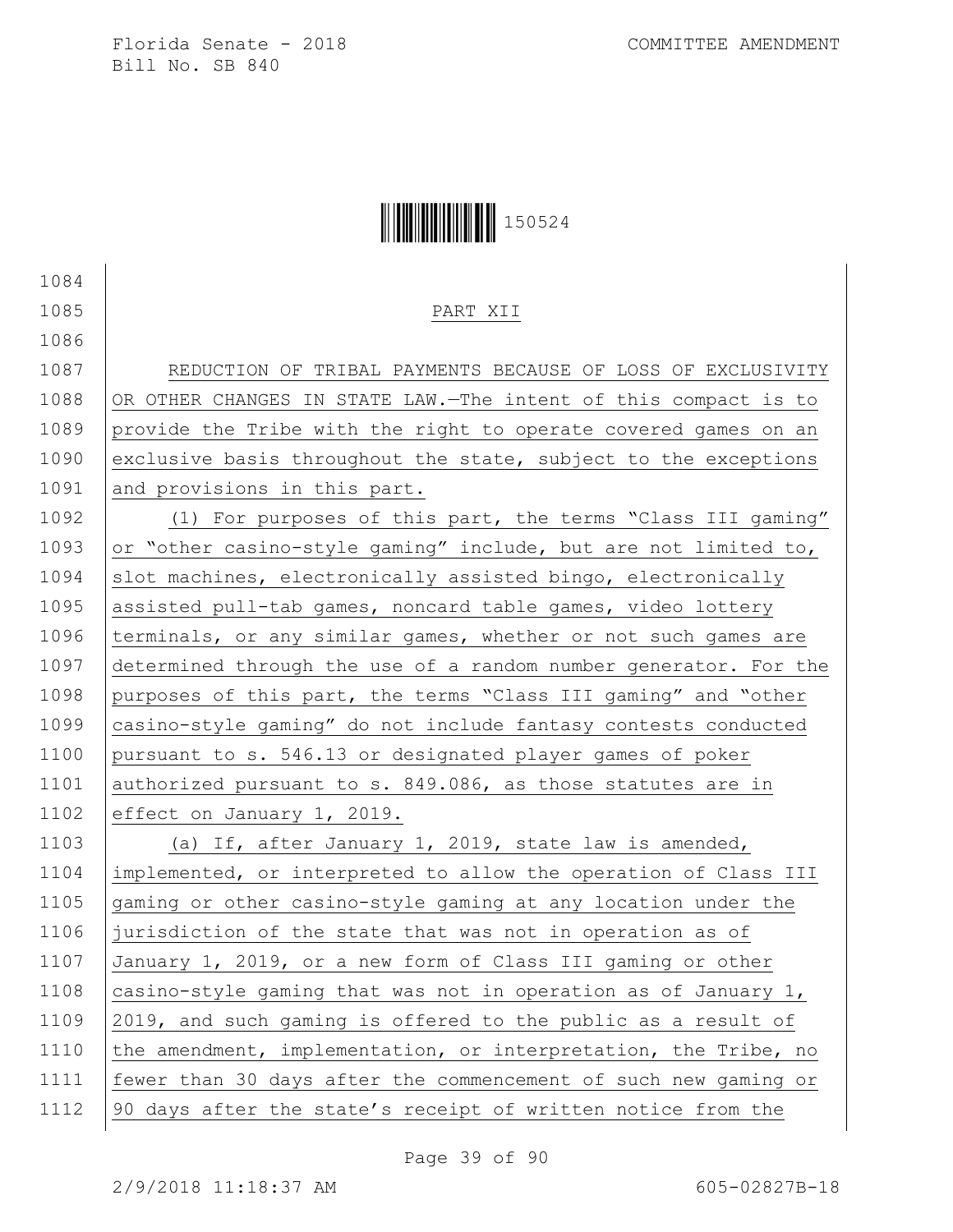PART XII

REDUCTION OF TRIBAL PAYMENTS BECAUSE OF LOSS OF EXCLUSIVITY OR OTHER CHANGES IN STATE LAW.—The intent of this compact is to provide the Tribe with the right to operate covered games on an exclusive basis throughout the state, subject to the exceptions and provisions in this part.

(1) For purposes of this part, the terms "Class III gaming" or "other casino-style gaming" include, but are not limited to, slot machines, electronically assisted bingo, electronically assisted pull-tab games, noncard table games, video lottery terminals, or any similar games, whether or not such games are determined through the use of a random number generator. For the purposes of this part, the terms "Class III gaming" and "other casino-style gaming" do not include fantasy contests conducted pursuant to s. 546.13 or designated player games of poker authorized pursuant to s. 849.086, as those statutes are in effect on January 1, 2019.

(a) If, after January 1, 2019, state law is amended, implemented, or interpreted to allow the operation of Class III gaming or other casino-style gaming at any location under the jurisdiction of the state that was not in operation as of January 1, 2019, or a new form of Class III gaming or other casino-style gaming that was not in operation as of January 1, 2019, and such gaming is offered to the public as a result of the amendment, implementation, or interpretation, the Tribe, no fewer than 30 days after the commencement of such new gaming or 90 days after the state's receipt of written notice from the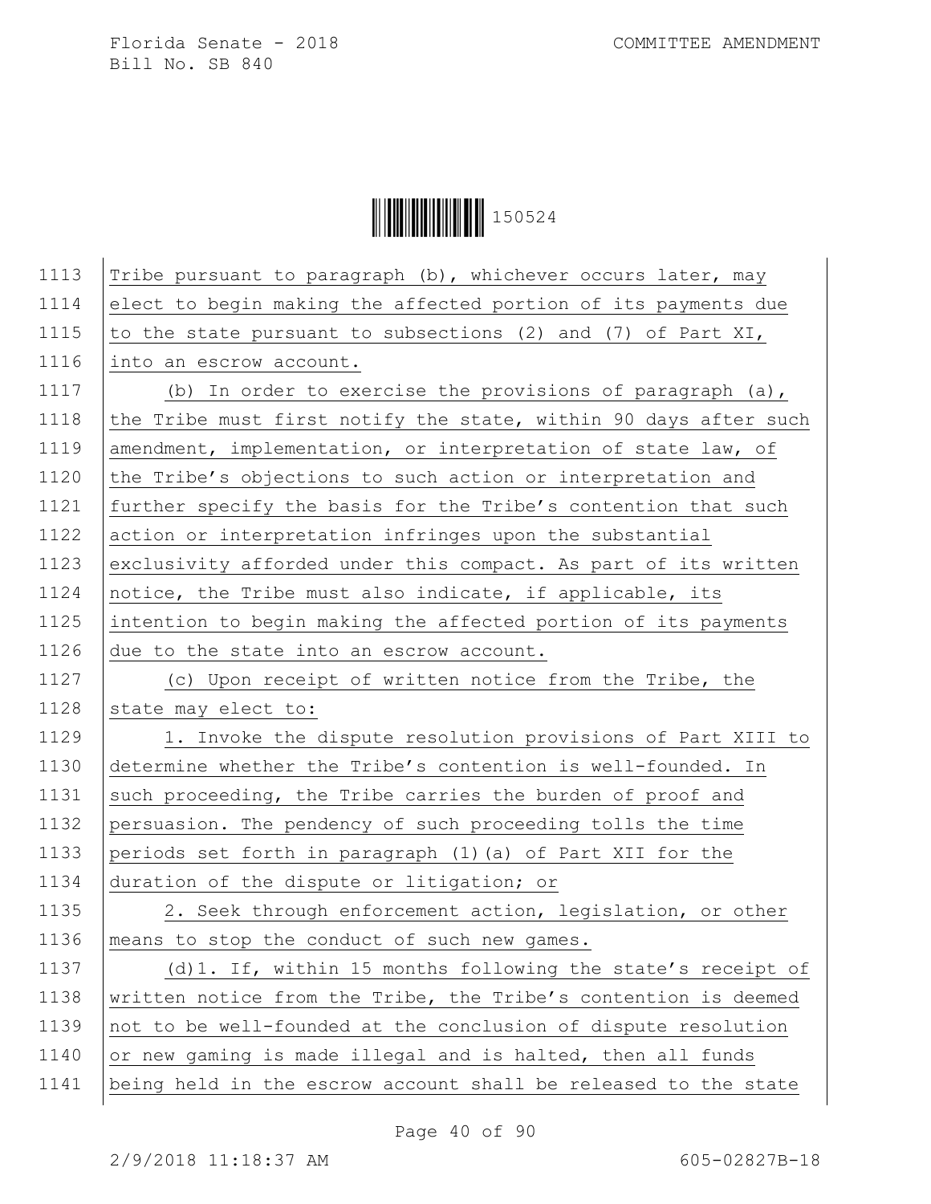Tribe pursuant to paragraph (b), whichever occurs later, may elect to begin making the affected portion of its payments due to the state pursuant to subsections (2) and (7) of Part XI, into an escrow account.

(b) In order to exercise the provisions of paragraph (a), the Tribe must first notify the state, within 90 days after such amendment, implementation, or interpretation of state law, of the Tribe's objections to such action or interpretation and further specify the basis for the Tribe's contention that such action or interpretation infringes upon the substantial exclusivity afforded under this compact. As part of its written notice, the Tribe must also indicate, if applicable, its intention to begin making the affected portion of its payments due to the state into an escrow account.

(c) Upon receipt of written notice from the Tribe, the state may elect to:

1. Invoke the dispute resolution provisions of Part XIII to determine whether the Tribe's contention is well-founded. In such proceeding, the Tribe carries the burden of proof and persuasion. The pendency of such proceeding tolls the time periods set forth in paragraph (1)(a) of Part XII for the duration of the dispute or litigation; or

2. Seek through enforcement action, legislation, or other means to stop the conduct of such new games.

(d)1. If, within 15 months following the state's receipt of written notice from the Tribe, the Tribe's contention is deemed not to be well-founded at the conclusion of dispute resolution or new gaming is made illegal and is halted, then all funds being held in the escrow account shall be released to the state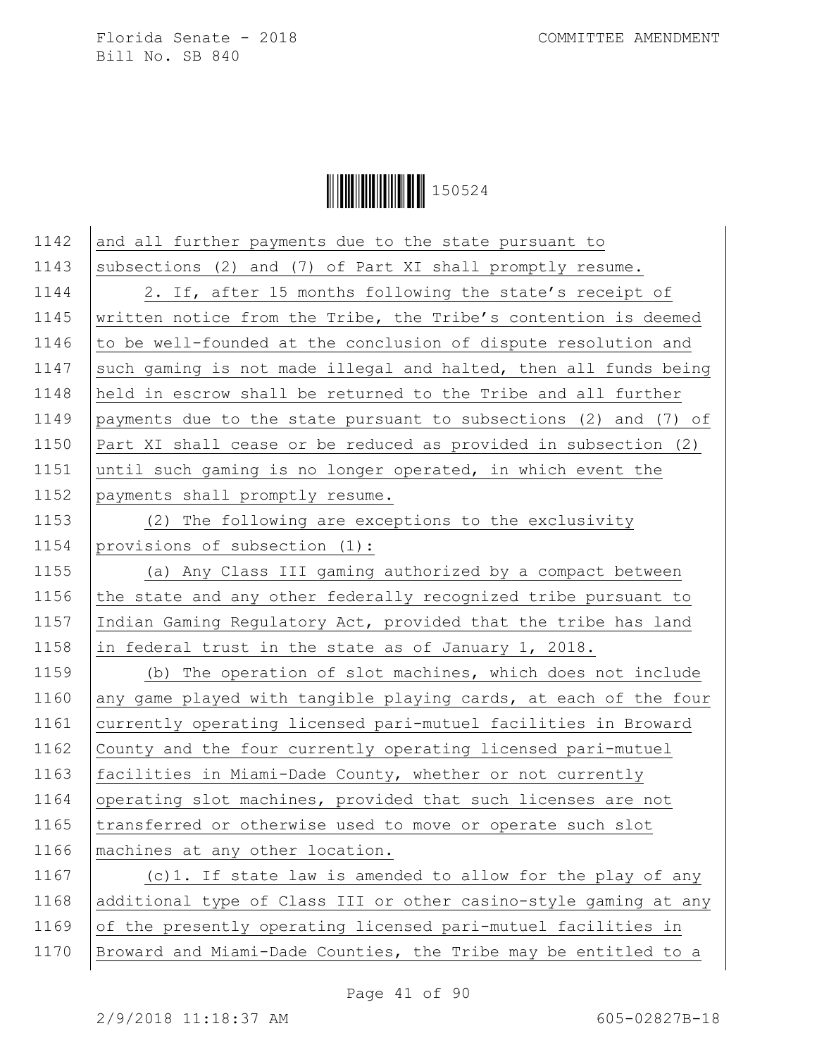and all further payments due to the state pursuant to subsections (2) and (7) of Part XI shall promptly resume.

2. If, after 15 months following the state's receipt of written notice from the Tribe, the Tribe's contention is deemed to be well-founded at the conclusion of dispute resolution and such gaming is not made illegal and halted, then all funds being held in escrow shall be returned to the Tribe and all further payments due to the state pursuant to subsections (2) and (7) of Part XI shall cease or be reduced as provided in subsection (2) until such gaming is no longer operated, in which event the payments shall promptly resume.

(2) The following are exceptions to the exclusivity provisions of subsection (1):

(a) Any Class III gaming authorized by a compact between the state and any other federally recognized tribe pursuant to Indian Gaming Regulatory Act, provided that the tribe has land in federal trust in the state as of January 1, 2018.

(b) The operation of slot machines, which does not include any game played with tangible playing cards, at each of the four currently operating licensed pari-mutuel facilities in Broward County and the four currently operating licensed pari-mutuel facilities in Miami-Dade County, whether or not currently operating slot machines, provided that such licenses are not transferred or otherwise used to move or operate such slot machines at any other location.

(c)1. If state law is amended to allow for the play of any additional type of Class III or other casino-style gaming at any of the presently operating licensed pari-mutuel facilities in Broward and Miami-Dade Counties, the Tribe may be entitled to a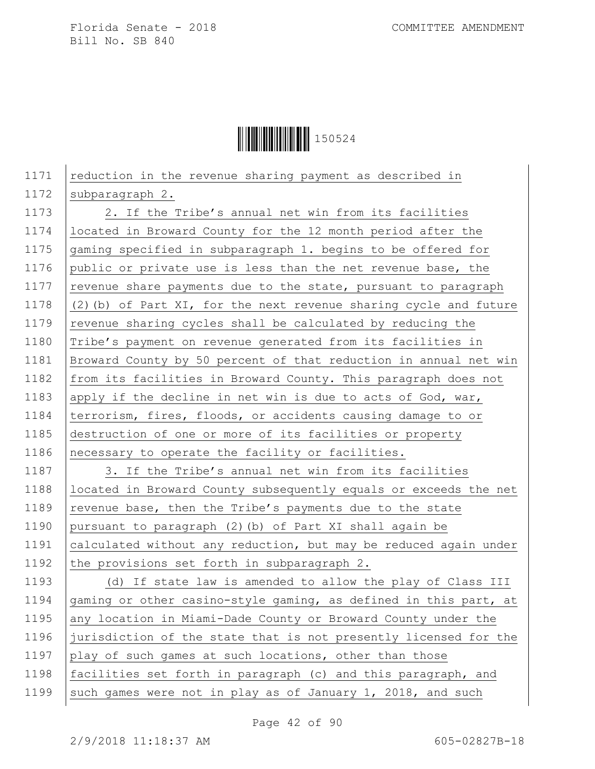reduction in the revenue sharing payment as described in subparagraph 2.

2. If the Tribe's annual net win from its facilities located in Broward County for the 12 month period after the gaming specified in subparagraph 1. begins to be offered for public or private use is less than the net revenue base, the revenue share payments due to the state, pursuant to paragraph (2)(b) of Part XI, for the next revenue sharing cycle and future revenue sharing cycles shall be calculated by reducing the Tribe's payment on revenue generated from its facilities in Broward County by 50 percent of that reduction in annual net win from its facilities in Broward County. This paragraph does not apply if the decline in net win is due to acts of God, war, terrorism, fires, floods, or accidents causing damage to or destruction of one or more of its facilities or property necessary to operate the facility or facilities.

3. If the Tribe's annual net win from its facilities located in Broward County subsequently equals or exceeds the net revenue base, then the Tribe's payments due to the state pursuant to paragraph (2)(b) of Part XI shall again be calculated without any reduction, but may be reduced again under the provisions set forth in subparagraph 2.

(d) If state law is amended to allow the play of Class III gaming or other casino-style gaming, as defined in this part, at any location in Miami-Dade County or Broward County under the jurisdiction of the state that is not presently licensed for the play of such games at such locations, other than those facilities set forth in paragraph (c) and this paragraph, and such games were not in play as of January 1, 2018, and such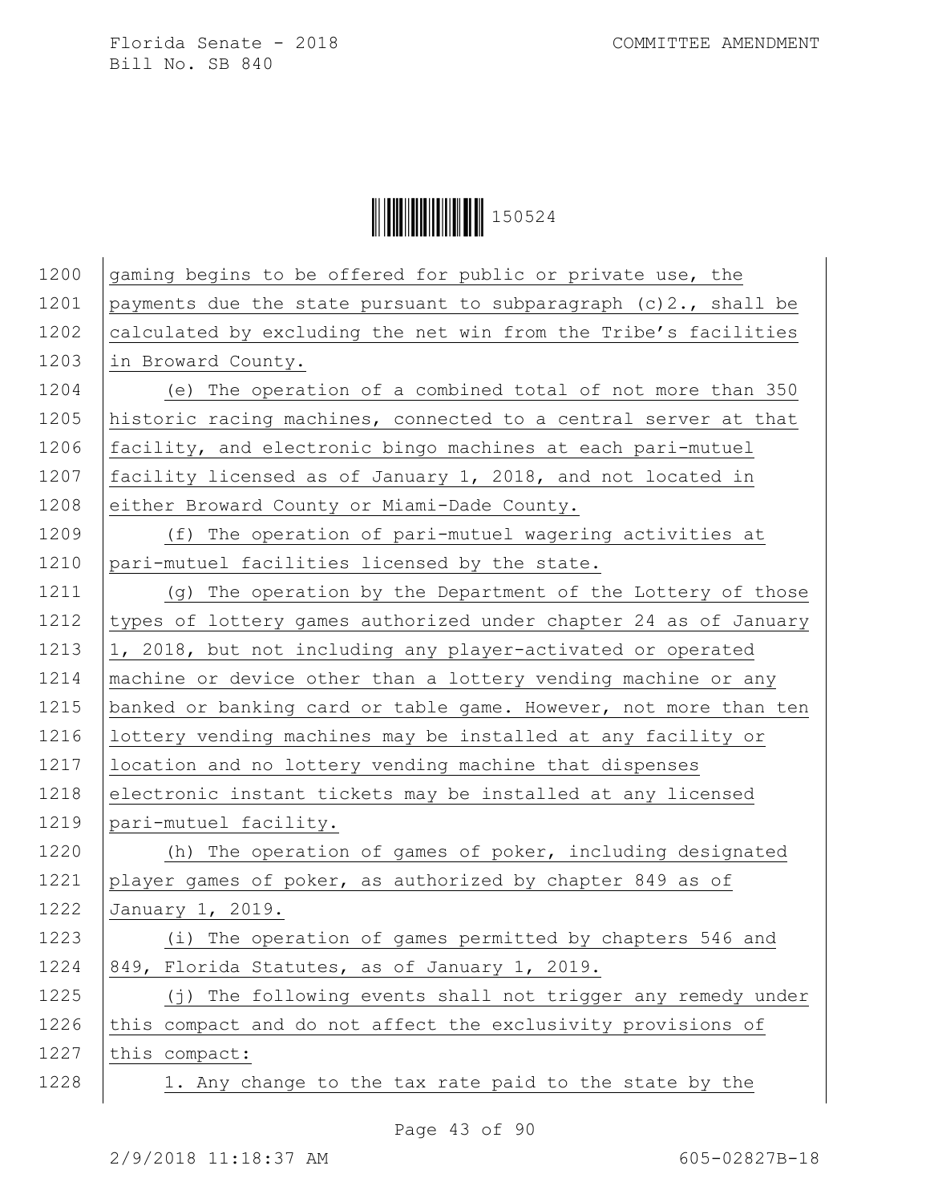gaming begins to be offered for public or private use, the payments due the state pursuant to subparagraph (c)2., shall be calculated by excluding the net win from the Tribe's facilities in Broward County.

(e) The operation of a combined total of not more than 350 historic racing machines, connected to a central server at that facility, and electronic bingo machines at each pari-mutuel facility licensed as of January 1, 2018, and not located in either Broward County or Miami-Dade County.

(f) The operation of pari-mutuel wagering activities at pari-mutuel facilities licensed by the state.

(g) The operation by the Department of the Lottery of those types of lottery games authorized under chapter 24 as of January 1, 2018, but not including any player-activated or operated machine or device other than a lottery vending machine or any banked or banking card or table game. However, not more than ten lottery vending machines may be installed at any facility or location and no lottery vending machine that dispenses electronic instant tickets may be installed at any licensed pari-mutuel facility.

(h) The operation of games of poker, including designated player games of poker, as authorized by chapter 849 as of January 1, 2019.

(i) The operation of games permitted by chapters 546 and 849, Florida Statutes, as of January 1, 2019.

(j) The following events shall not trigger any remedy under this compact and do not affect the exclusivity provisions of this compact:

1. Any change to the tax rate paid to the state by the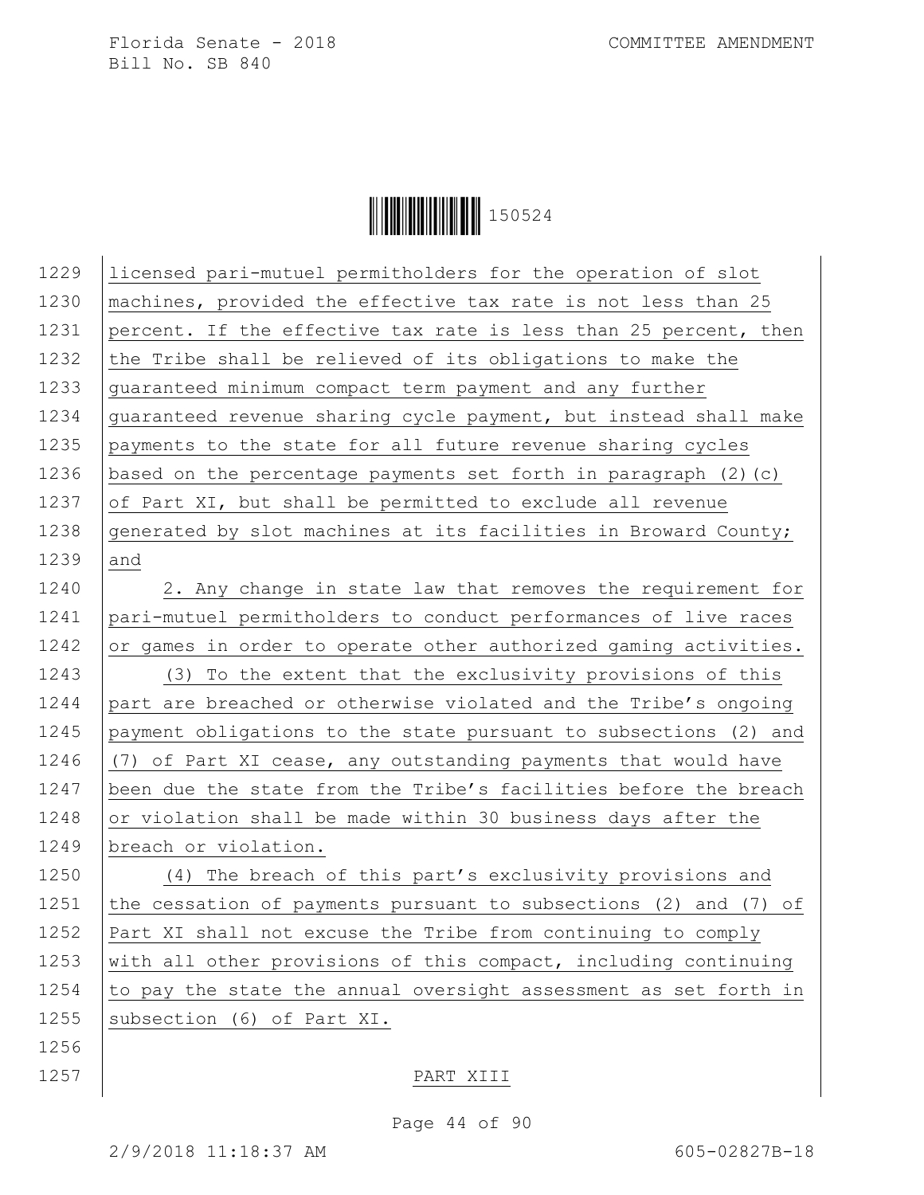licensed pari-mutuel permitholders for the operation of slot machines, provided the effective tax rate is not less than 25 percent. If the effective tax rate is less than 25 percent, then the Tribe shall be relieved of its obligations to make the guaranteed minimum compact term payment and any further guaranteed revenue sharing cycle payment, but instead shall make payments to the state for all future revenue sharing cycles based on the percentage payments set forth in paragraph (2)(c) of Part XI, but shall be permitted to exclude all revenue generated by slot machines at its facilities in Broward County; and

2. Any change in state law that removes the requirement for pari-mutuel permitholders to conduct performances of live races or games in order to operate other authorized gaming activities.

(3) To the extent that the exclusivity provisions of this part are breached or otherwise violated and the Tribe's ongoing payment obligations to the state pursuant to subsections (2) and (7) of Part XI cease, any outstanding payments that would have been due the state from the Tribe's facilities before the breach or violation shall be made within 30 business days after the breach or violation.

(4) The breach of this part's exclusivity provisions and the cessation of payments pursuant to subsections (2) and (7) of Part XI shall not excuse the Tribe from continuing to comply with all other provisions of this compact, including continuing to pay the state the annual oversight assessment as set forth in subsection (6) of Part XI.

PART XIII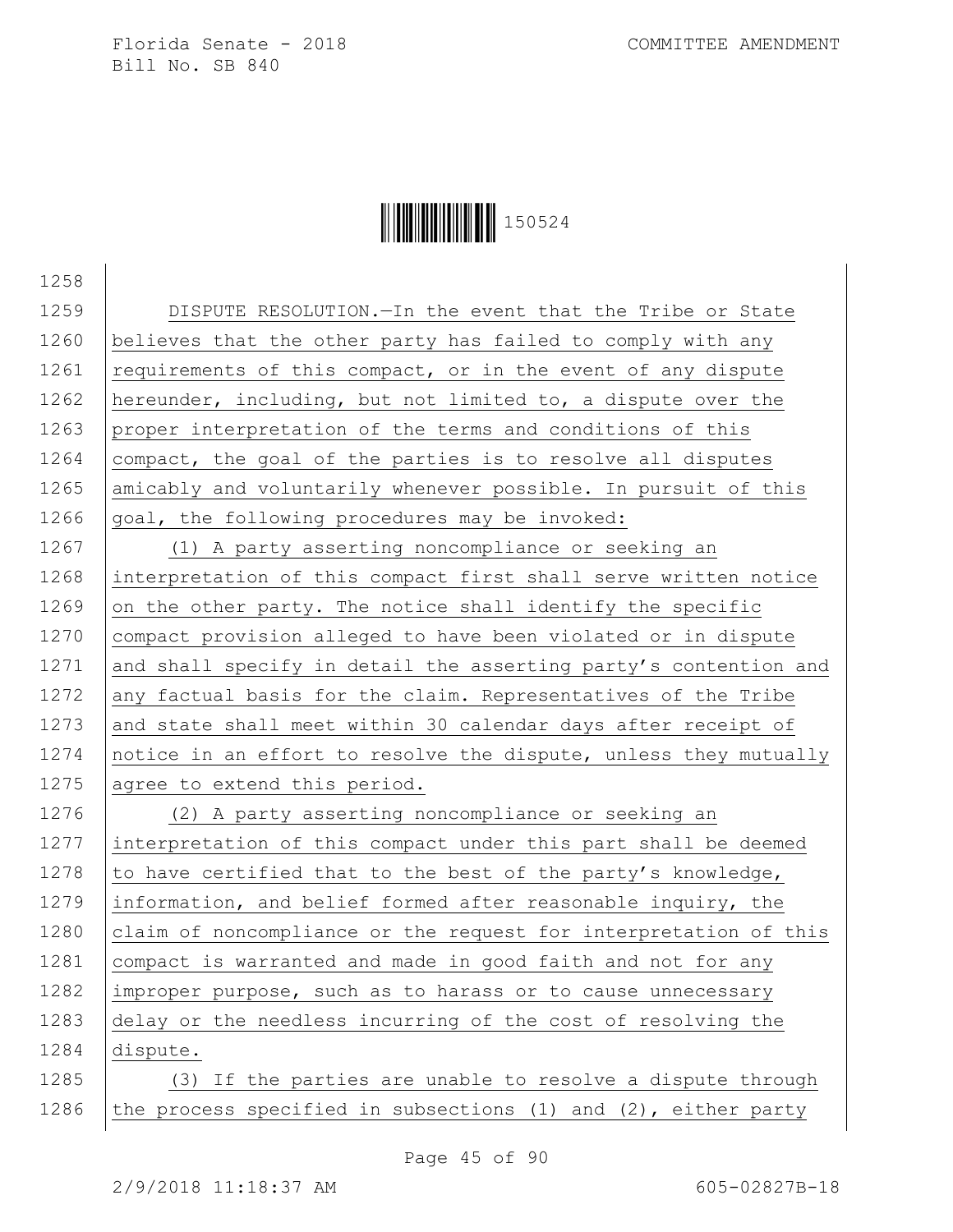DISPUTE RESOLUTION.—In the event that the Tribe or State believes that the other party has failed to comply with any requirements of this compact, or in the event of any dispute hereunder, including, but not limited to, a dispute over the proper interpretation of the terms and conditions of this compact, the goal of the parties is to resolve all disputes amicably and voluntarily whenever possible. In pursuit of this goal, the following procedures may be invoked:

(1) A party asserting noncompliance or seeking an interpretation of this compact first shall serve written notice on the other party. The notice shall identify the specific compact provision alleged to have been violated or in dispute and shall specify in detail the asserting party's contention and any factual basis for the claim. Representatives of the Tribe and state shall meet within 30 calendar days after receipt of notice in an effort to resolve the dispute, unless they mutually agree to extend this period.

(2) A party asserting noncompliance or seeking an interpretation of this compact under this part shall be deemed to have certified that to the best of the party's knowledge, information, and belief formed after reasonable inquiry, the claim of noncompliance or the request for interpretation of this compact is warranted and made in good faith and not for any improper purpose, such as to harass or to cause unnecessary delay or the needless incurring of the cost of resolving the dispute.

(3) If the parties are unable to resolve a dispute through the process specified in subsections (1) and (2), either party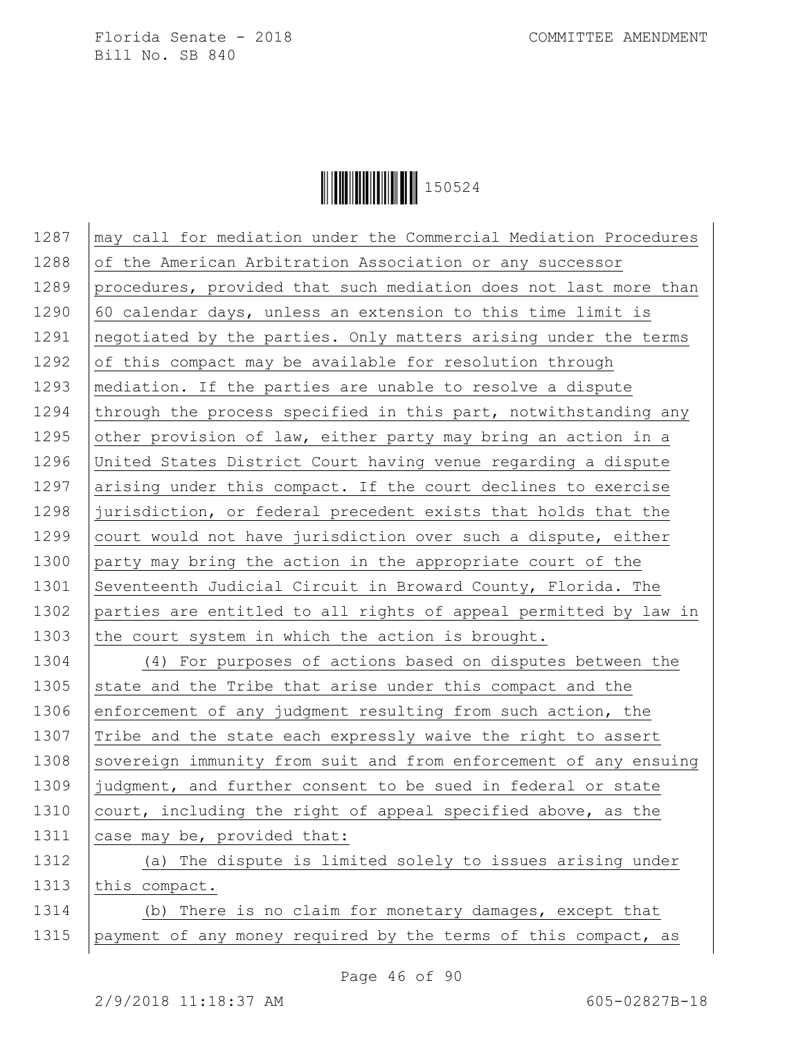may call for mediation under the Commercial Mediation Procedures of the American Arbitration Association or any successor procedures, provided that such mediation does not last more than 60 calendar days, unless an extension to this time limit is negotiated by the parties. Only matters arising under the terms of this compact may be available for resolution through mediation. If the parties are unable to resolve a dispute through the process specified in this part, notwithstanding any other provision of law, either party may bring an action in a United States District Court having venue regarding a dispute arising under this compact. If the court declines to exercise jurisdiction, or federal precedent exists that holds that the court would not have jurisdiction over such a dispute, either party may bring the action in the appropriate court of the Seventeenth Judicial Circuit in Broward County, Florida. The parties are entitled to all rights of appeal permitted by law in the court system in which the action is brought.

(4) For purposes of actions based on disputes between the state and the Tribe that arise under this compact and the enforcement of any judgment resulting from such action, the Tribe and the state each expressly waive the right to assert sovereign immunity from suit and from enforcement of any ensuing judgment, and further consent to be sued in federal or state court, including the right of appeal specified above, as the case may be, provided that:

(a) The dispute is limited solely to issues arising under this compact.

(b) There is no claim for monetary damages, except that payment of any money required by the terms of this compact, as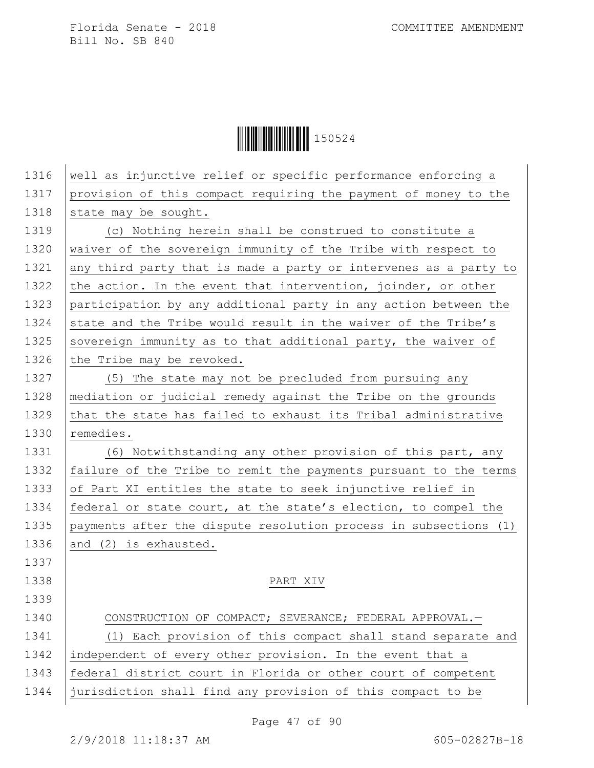well as injunctive relief or specific performance enforcing a provision of this compact requiring the payment of money to the state may be sought.

(c) Nothing herein shall be construed to constitute a waiver of the sovereign immunity of the Tribe with respect to any third party that is made a party or intervenes as a party to the action. In the event that intervention, joinder, or other participation by any additional party in any action between the state and the Tribe would result in the waiver of the Tribe's sovereign immunity as to that additional party, the waiver of the Tribe may be revoked.

(5) The state may not be precluded from pursuing any mediation or judicial remedy against the Tribe on the grounds that the state has failed to exhaust its Tribal administrative remedies.

(6) Notwithstanding any other provision of this part, any failure of the Tribe to remit the payments pursuant to the terms of Part XI entitles the state to seek injunctive relief in federal or state court, at the state's election, to compel the payments after the dispute resolution process in subsections (1) and (2) is exhausted.

PART XIV

CONSTRUCTION OF COMPACT; SEVERANCE; FEDERAL APPROVAL.—

(1) Each provision of this compact shall stand separate and independent of every other provision. In the event that a federal district court in Florida or other court of competent jurisdiction shall find any provision of this compact to be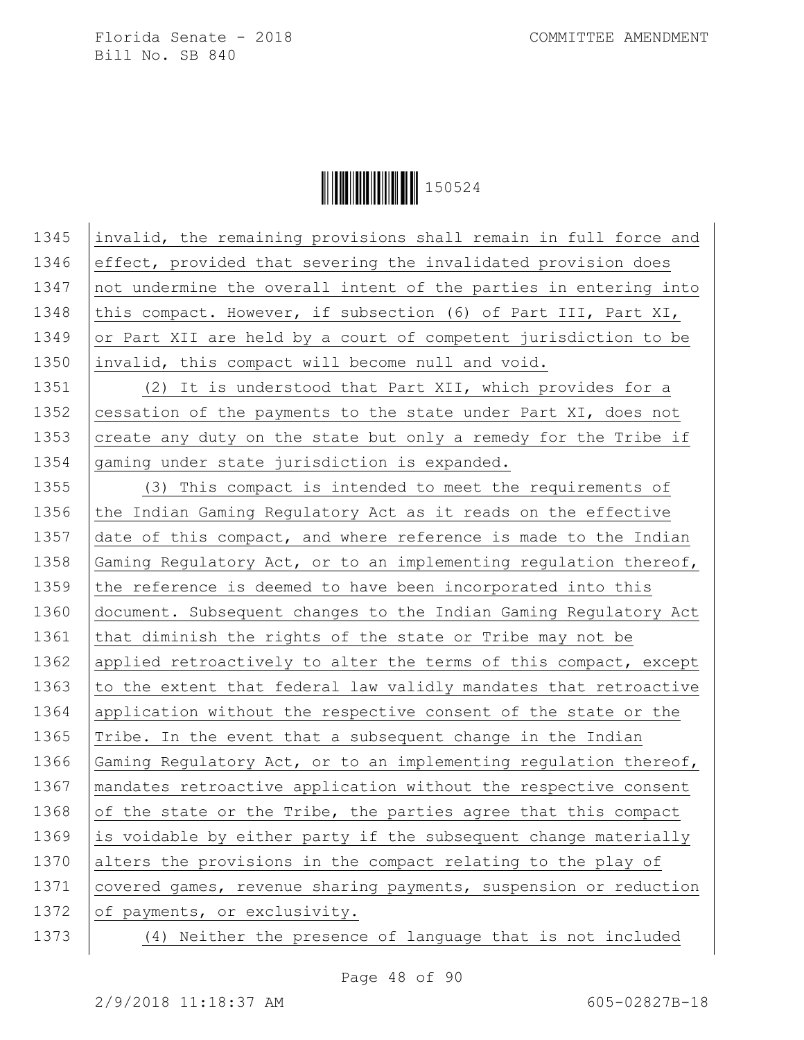invalid, the remaining provisions shall remain in full force and effect, provided that severing the invalidated provision does not undermine the overall intent of the parties in entering into this compact. However, if subsection (6) of Part III, Part XI, or Part XII are held by a court of competent jurisdiction to be invalid, this compact will become null and void.

(2) It is understood that Part XII, which provides for a cessation of the payments to the state under Part XI, does not create any duty on the state but only a remedy for the Tribe if gaming under state jurisdiction is expanded.

(3) This compact is intended to meet the requirements of the Indian Gaming Regulatory Act as it reads on the effective date of this compact, and where reference is made to the Indian Gaming Regulatory Act, or to an implementing regulation thereof, the reference is deemed to have been incorporated into this document. Subsequent changes to the Indian Gaming Regulatory Act that diminish the rights of the state or Tribe may not be applied retroactively to alter the terms of this compact, except to the extent that federal law validly mandates that retroactive application without the respective consent of the state or the Tribe. In the event that a subsequent change in the Indian Gaming Regulatory Act, or to an implementing regulation thereof, mandates retroactive application without the respective consent of the state or the Tribe, the parties agree that this compact is voidable by either party if the subsequent change materially alters the provisions in the compact relating to the play of covered games, revenue sharing payments, suspension or reduction of payments, or exclusivity.

(4) Neither the presence of language that is not included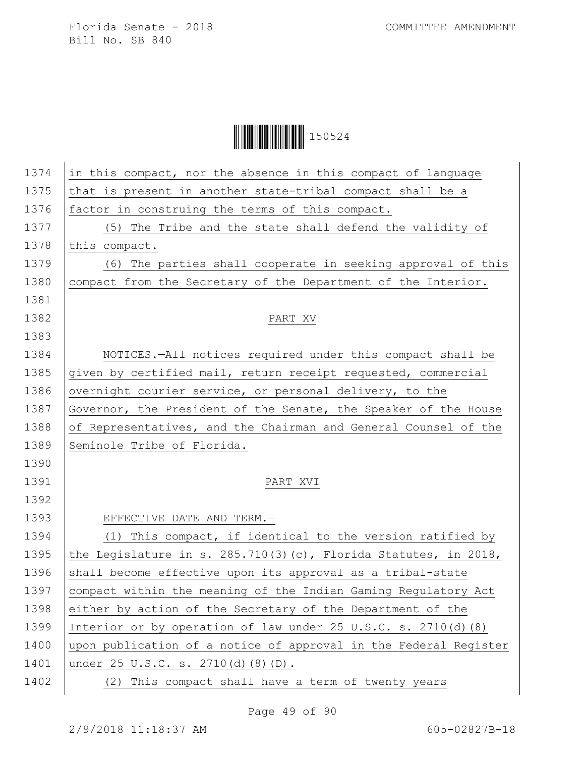in this compact, nor the absence in this compact of language that is present in another state-tribal compact shall be a factor in construing the terms of this compact.

(5) The Tribe and the state shall defend the validity of this compact.

(6) The parties shall cooperate in seeking approval of this compact from the Secretary of the Department of the Interior.

PART XV

NOTICES.—All notices required under this compact shall be given by certified mail, return receipt requested, commercial overnight courier service, or personal delivery, to the Governor, the President of the Senate, the Speaker of the House of Representatives, and the Chairman and General Counsel of the Seminole Tribe of Florida.

PART XVI

EFFECTIVE DATE AND TERM.—

(1) This compact, if identical to the version ratified by the Legislature in s. 285.710(3)(c), Florida Statutes, in 2018, shall become effective upon its approval as a tribal-state compact within the meaning of the Indian Gaming Regulatory Act either by action of the Secretary of the Department of the Interior or by operation of law under 25 U.S.C. s. 2710(d)(8) upon publication of a notice of approval in the Federal Register under 25 U.S.C. s. 2710(d)(8)(D).

(2) This compact shall have a term of twenty years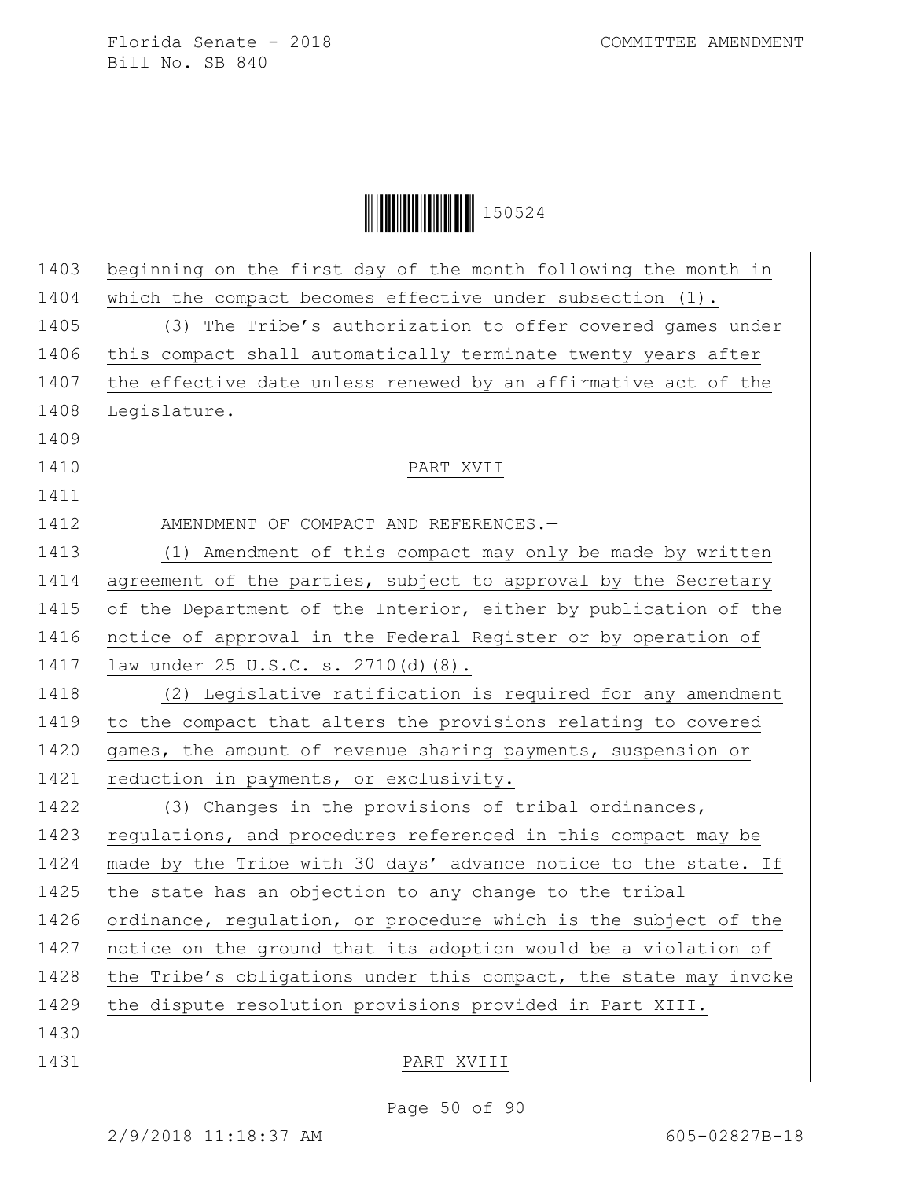beginning on the first day of the month following the month in which the compact becomes effective under subsection (1).

(3) The Tribe's authorization to offer covered games under this compact shall automatically terminate twenty years after the effective date unless renewed by an affirmative act of the Legislature.

PART XVII

AMENDMENT OF COMPACT AND REFERENCES.—

(1) Amendment of this compact may only be made by written agreement of the parties, subject to approval by the Secretary of the Department of the Interior, either by publication of the notice of approval in the Federal Register or by operation of law under 25 U.S.C. s. 2710(d)(8).

(2) Legislative ratification is required for any amendment to the compact that alters the provisions relating to covered games, the amount of revenue sharing payments, suspension or reduction in payments, or exclusivity.

(3) Changes in the provisions of tribal ordinances, regulations, and procedures referenced in this compact may be made by the Tribe with 30 days' advance notice to the state. If the state has an objection to any change to the tribal ordinance, regulation, or procedure which is the subject of the notice on the ground that its adoption would be a violation of the Tribe's obligations under this compact, the state may invoke the dispute resolution provisions provided in Part XIII.

PART XVIII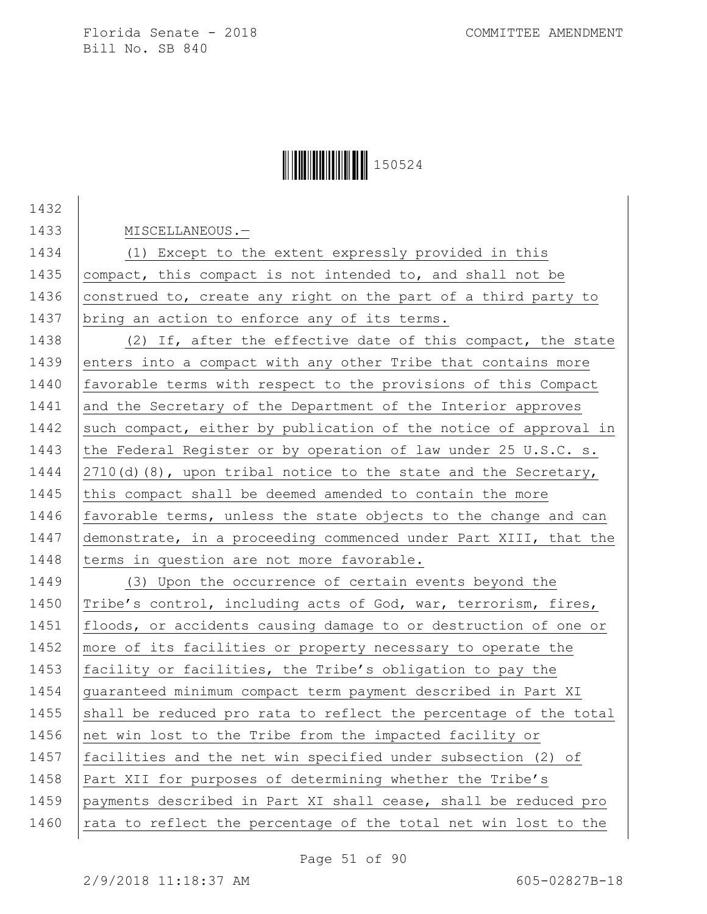MISCELLANEOUS.—

(1) Except to the extent expressly provided in this compact, this compact is not intended to, and shall not be construed to, create any right on the part of a third party to bring an action to enforce any of its terms.

(2) If, after the effective date of this compact, the state enters into a compact with any other Tribe that contains more favorable terms with respect to the provisions of this Compact and the Secretary of the Department of the Interior approves such compact, either by publication of the notice of approval in the Federal Register or by operation of law under 25 U.S.C. s. 2710(d)(8), upon tribal notice to the state and the Secretary, this compact shall be deemed amended to contain the more favorable terms, unless the state objects to the change and can demonstrate, in a proceeding commenced under Part XIII, that the terms in question are not more favorable.

(3) Upon the occurrence of certain events beyond the Tribe's control, including acts of God, war, terrorism, fires, floods, or accidents causing damage to or destruction of one or more of its facilities or property necessary to operate the facility or facilities, the Tribe's obligation to pay the guaranteed minimum compact term payment described in Part XI shall be reduced pro rata to reflect the percentage of the total net win lost to the Tribe from the impacted facility or facilities and the net win specified under subsection (2) of Part XII for purposes of determining whether the Tribe's payments described in Part XI shall cease, shall be reduced pro rata to reflect the percentage of the total net win lost to the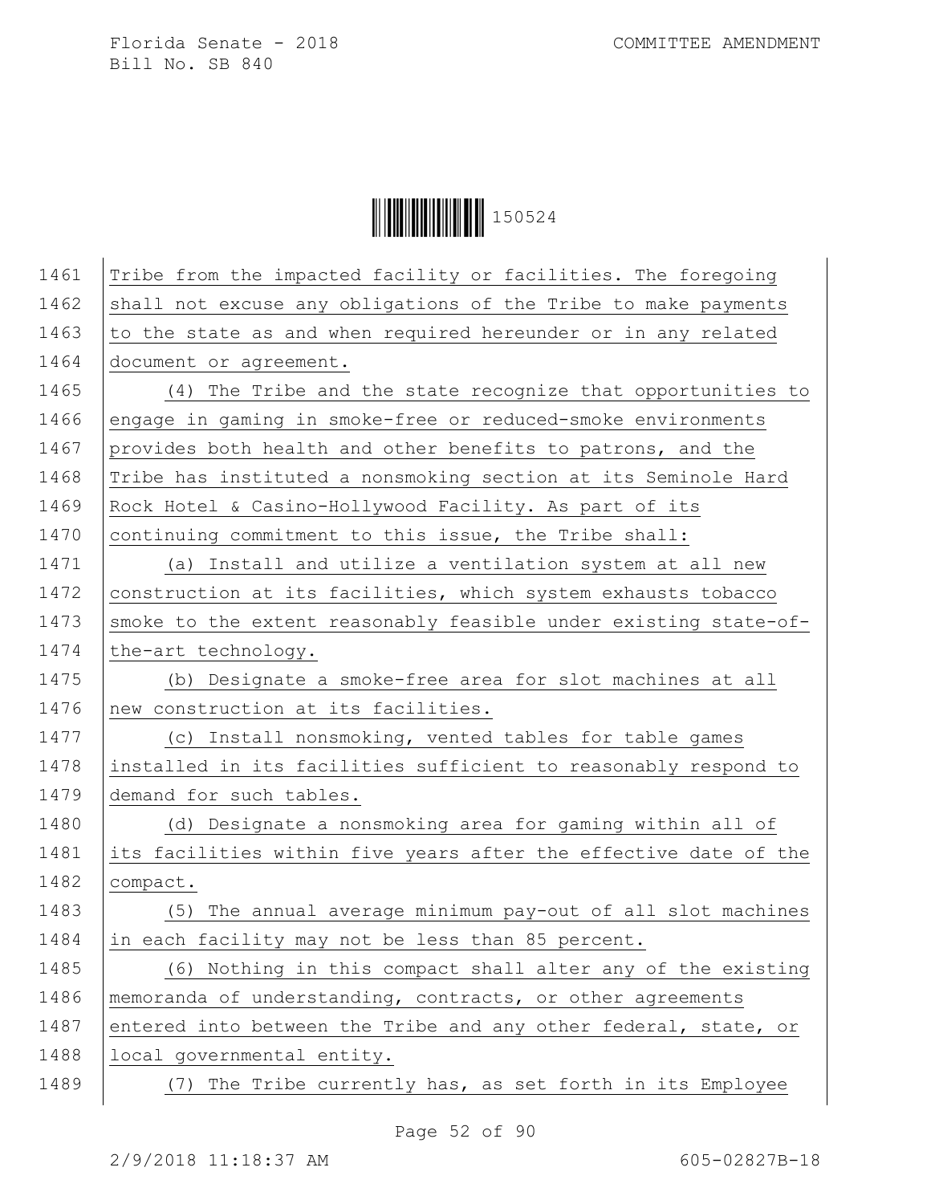Tribe from the impacted facility or facilities. The foregoing shall not excuse any obligations of the Tribe to make payments to the state as and when required hereunder or in any related document or agreement.

(4) The Tribe and the state recognize that opportunities to engage in gaming in smoke-free or reduced-smoke environments provides both health and other benefits to patrons, and the Tribe has instituted a nonsmoking section at its Seminole Hard Rock Hotel & Casino-Hollywood Facility. As part of its continuing commitment to this issue, the Tribe shall:

(a) Install and utilize a ventilation system at all new construction at its facilities, which system exhausts tobacco smoke to the extent reasonably feasible under existing state-of-the-art technology.

(b) Designate a smoke-free area for slot machines at all new construction at its facilities.

(c) Install nonsmoking, vented tables for table games installed in its facilities sufficient to reasonably respond to demand for such tables.

(d) Designate a nonsmoking area for gaming within all of its facilities within five years after the effective date of the compact.

(5) The annual average minimum pay-out of all slot machines in each facility may not be less than 85 percent.

(6) Nothing in this compact shall alter any of the existing memoranda of understanding, contracts, or other agreements entered into between the Tribe and any other federal, state, or local governmental entity.

(7) The Tribe currently has, as set forth in its Employee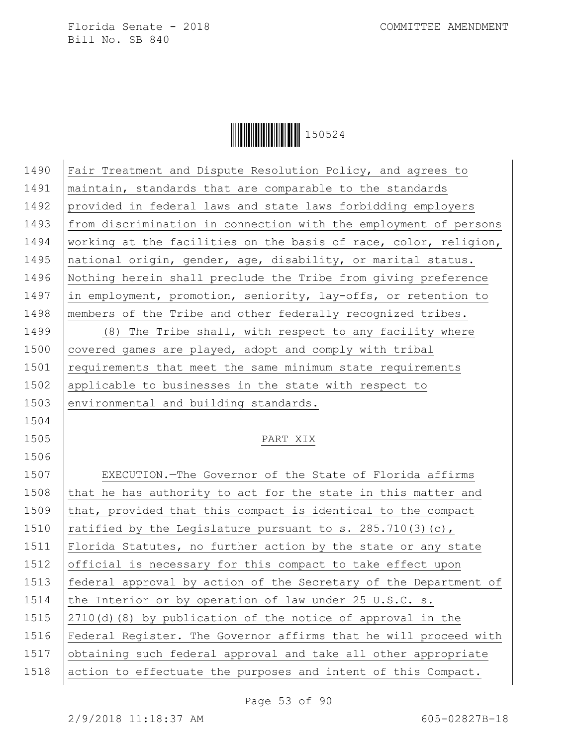Fair Treatment and Dispute Resolution Policy, and agrees to maintain, standards that are comparable to the standards provided in federal laws and state laws forbidding employers from discrimination in connection with the employment of persons working at the facilities on the basis of race, color, religion, national origin, gender, age, disability, or marital status. Nothing herein shall preclude the Tribe from giving preference in employment, promotion, seniority, lay-offs, or retention to members of the Tribe and other federally recognized tribes.

(8) The Tribe shall, with respect to any facility where covered games are played, adopt and comply with tribal requirements that meet the same minimum state requirements applicable to businesses in the state with respect to environmental and building standards.

PART XIX

EXECUTION.—The Governor of the State of Florida affirms that he has authority to act for the state in this matter and that, provided that this compact is identical to the compact ratified by the Legislature pursuant to s. 285.710(3)(c), Florida Statutes, no further action by the state or any state official is necessary for this compact to take effect upon federal approval by action of the Secretary of the Department of the Interior or by operation of law under 25 U.S.C. s. 2710(d)(8) by publication of the notice of approval in the Federal Register. The Governor affirms that he will proceed with obtaining such federal approval and take all other appropriate action to effectuate the purposes and intent of this Compact.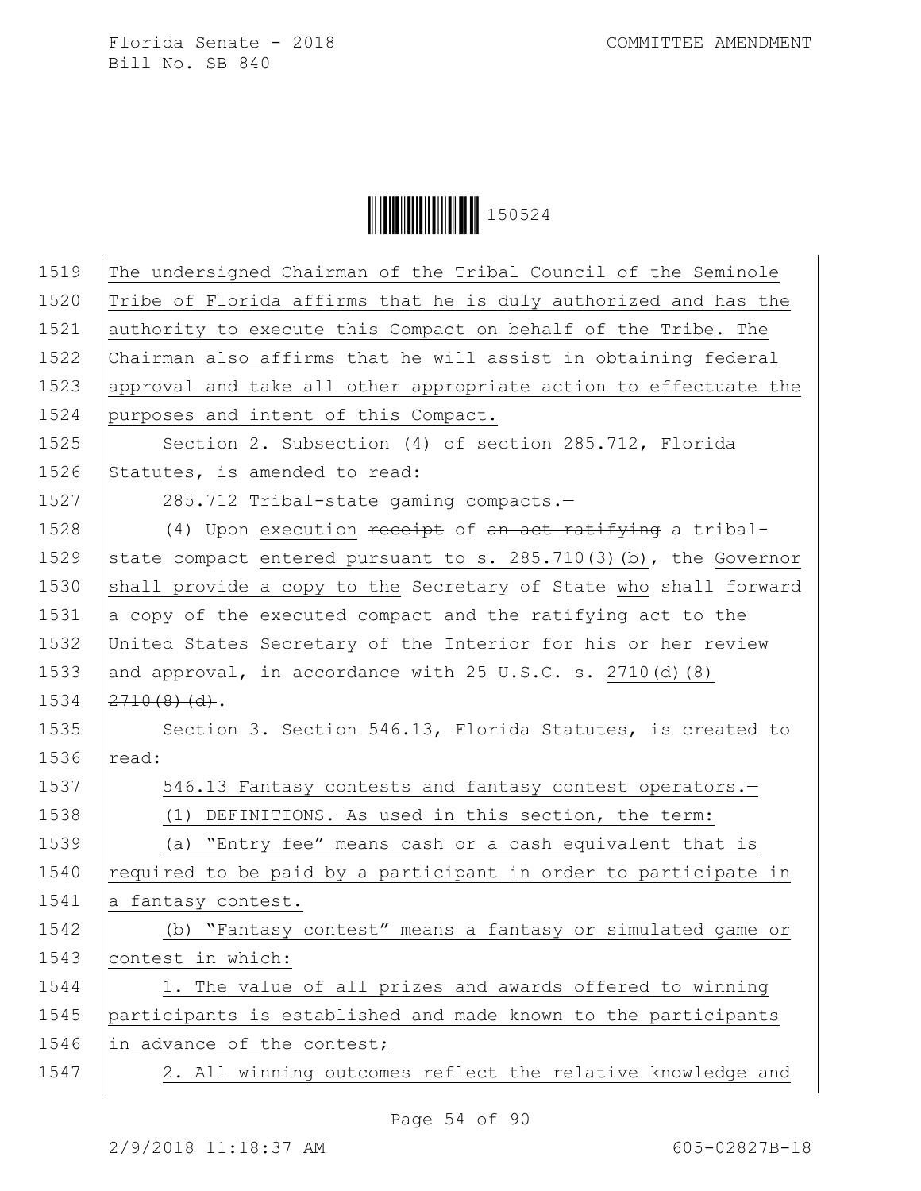The undersigned Chairman of the Tribal Council of the Seminole Tribe of Florida affirms that he is duly authorized and has the authority to execute this Compact on behalf of the Tribe. The Chairman also affirms that he will assist in obtaining federal approval and take all other appropriate action to effectuate the purposes and intent of this Compact.

Section 2. Subsection (4) of section 285.712, Florida Statutes, is amended to read:

285.712 Tribal-state gaming compacts.—

(4) Upon execution ~~receipt~~ of ~~an act ratifying~~ a tribal-state compact entered pursuant to s. 285.710(3)(b), the Governor shall provide a copy to the Secretary of State who shall forward a copy of the executed compact and the ratifying act to the United States Secretary of the Interior for his or her review and approval, in accordance with 25 U.S.C. s. 2710(d)(8) ~~2710(8)(d)~~.

Section 3. Section 546.13, Florida Statutes, is created to read:

546.13 Fantasy contests and fantasy contest operators.—

(1) DEFINITIONS.—As used in this section, the term:

(a) "Entry fee" means cash or a cash equivalent that is required to be paid by a participant in order to participate in a fantasy contest.

(b) "Fantasy contest" means a fantasy or simulated game or contest in which:

1. The value of all prizes and awards offered to winning participants is established and made known to the participants in advance of the contest;

2. All winning outcomes reflect the relative knowledge and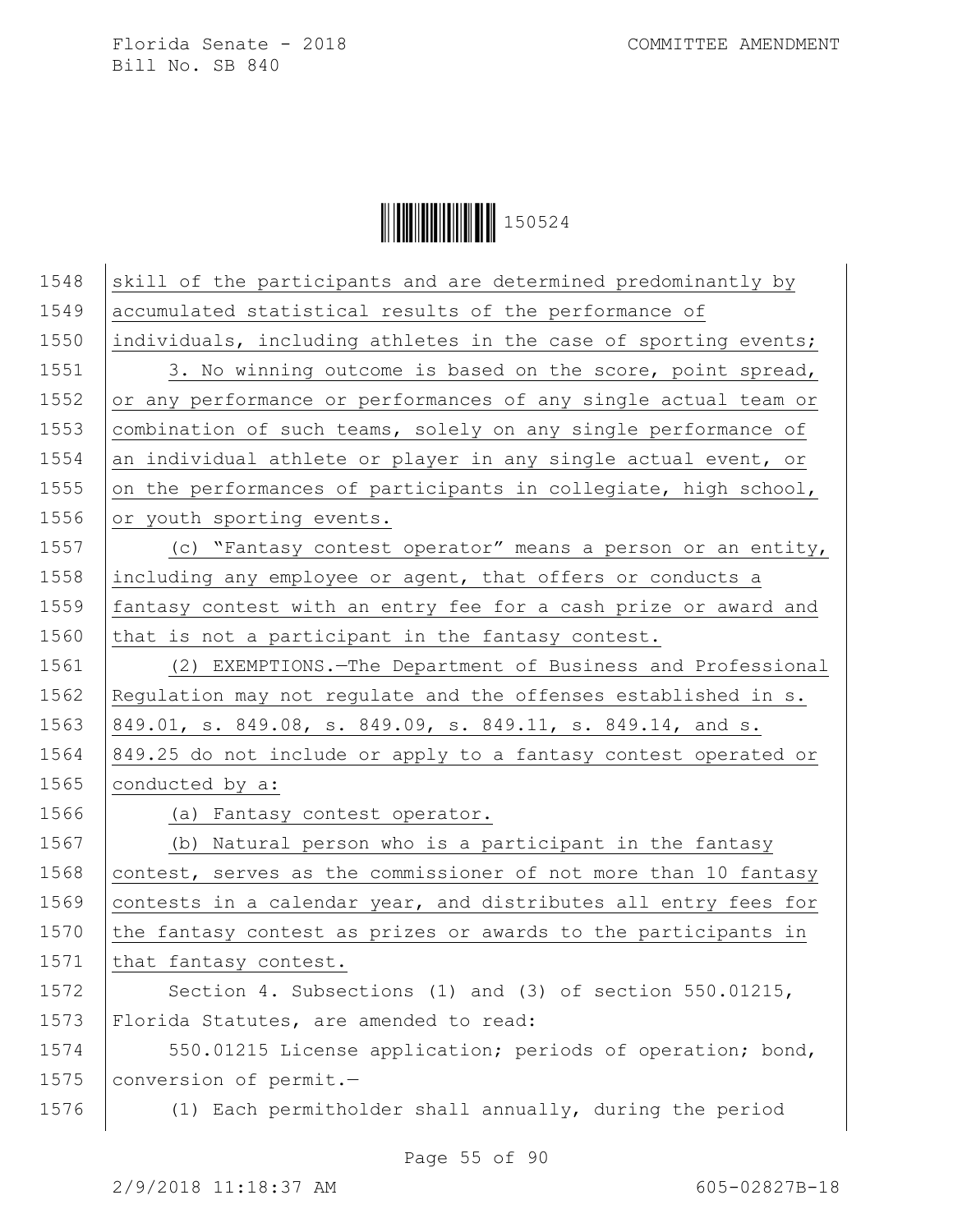skill of the participants and are determined predominantly by accumulated statistical results of the performance of individuals, including athletes in the case of sporting events;

3. No winning outcome is based on the score, point spread, or any performance or performances of any single actual team or combination of such teams, solely on any single performance of an individual athlete or player in any single actual event, or on the performances of participants in collegiate, high school, or youth sporting events.

(c) "Fantasy contest operator" means a person or an entity, including any employee or agent, that offers or conducts a fantasy contest with an entry fee for a cash prize or award and that is not a participant in the fantasy contest.

(2) EXEMPTIONS.—The Department of Business and Professional Regulation may not regulate and the offenses established in s. 849.01, s. 849.08, s. 849.09, s. 849.11, s. 849.14, and s. 849.25 do not include or apply to a fantasy contest operated or conducted by a:

(a) Fantasy contest operator.

(b) Natural person who is a participant in the fantasy contest, serves as the commissioner of not more than 10 fantasy contests in a calendar year, and distributes all entry fees for the fantasy contest as prizes or awards to the participants in that fantasy contest.

Section 4. Subsections (1) and (3) of section 550.01215, Florida Statutes, are amended to read:

550.01215 License application; periods of operation; bond, conversion of permit.—

(1) Each permitholder shall annually, during the period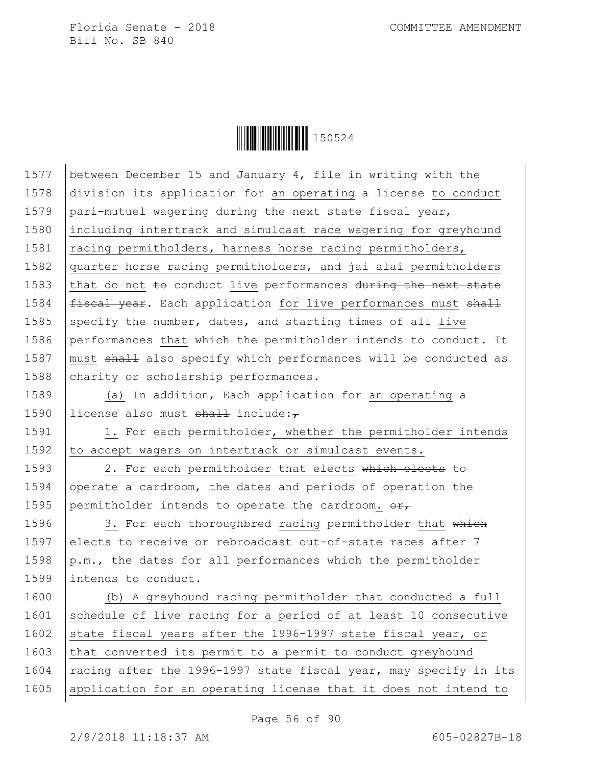between December 15 and January 4, file in writing with the division its application for an operating ~~a~~ license to conduct pari-mutuel wagering during the next state fiscal year, including intertrack and simulcast race wagering for greyhound racing permitholders, harness horse racing permitholders, quarter horse racing permitholders, and jai alai permitholders that do not ~~to~~ conduct live performances ~~during the next state fiscal year~~. Each application for live performances must ~~shall~~ specify the number, dates, and starting times of all live performances that ~~which~~ the permitholder intends to conduct. It must ~~shall~~ also specify which performances will be conducted as charity or scholarship performances.

(a) ~~In addition,~~ Each application for an operating ~~a~~ license also must ~~shall~~ include:~~,~~

1. For each permitholder, whether the permitholder intends to accept wagers on intertrack or simulcast events.

2. For each permitholder that elects ~~which elects~~ to operate a cardroom, the dates and periods of operation the permitholder intends to operate the cardroom. ~~or,~~

3. For each thoroughbred racing permitholder that ~~which~~ elects to receive or rebroadcast out-of-state races after 7 p.m., the dates for all performances which the permitholder intends to conduct.

(b) A greyhound racing permitholder that conducted a full schedule of live racing for a period of at least 10 consecutive state fiscal years after the 1996-1997 state fiscal year, or that converted its permit to a permit to conduct greyhound racing after the 1996-1997 state fiscal year, may specify in its application for an operating license that it does not intend to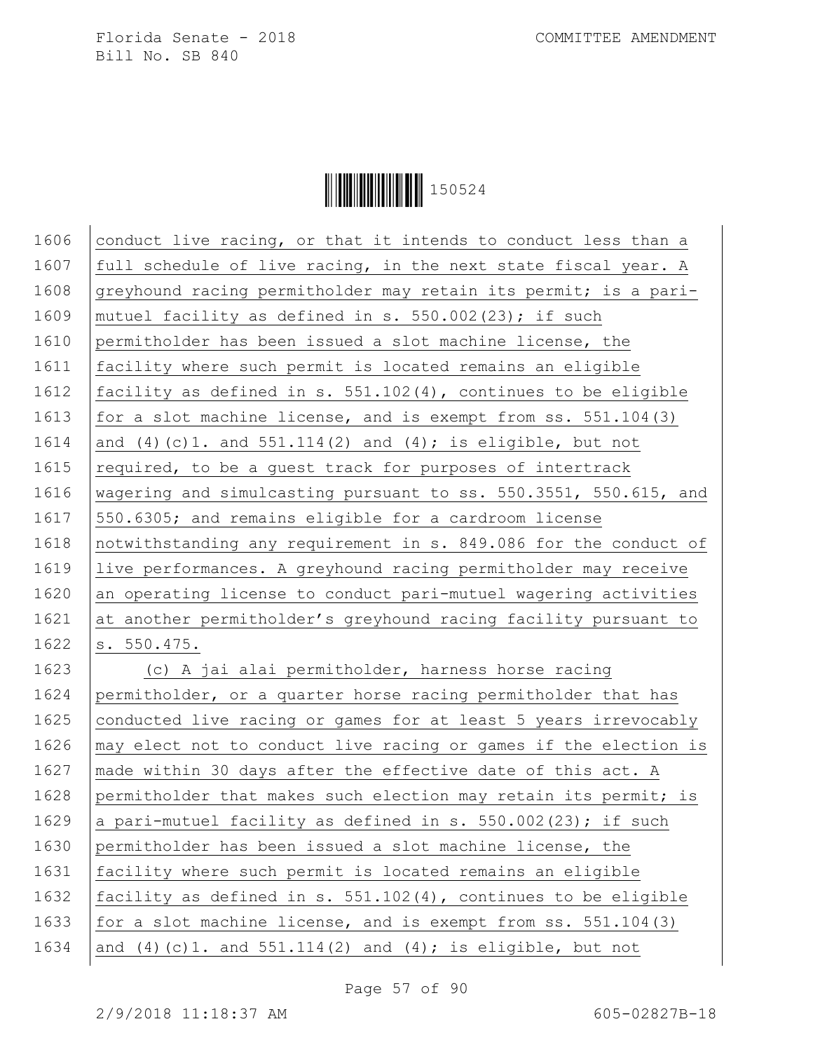conduct live racing, or that it intends to conduct less than a full schedule of live racing, in the next state fiscal year. A greyhound racing permitholder may retain its permit; is a pari-mutuel facility as defined in s. 550.002(23); if such permitholder has been issued a slot machine license, the facility where such permit is located remains an eligible facility as defined in s. 551.102(4), continues to be eligible for a slot machine license, and is exempt from ss. 551.104(3) and (4)(c)1. and 551.114(2) and (4); is eligible, but not required, to be a guest track for purposes of intertrack wagering and simulcasting pursuant to ss. 550.3551, 550.615, and 550.6305; and remains eligible for a cardroom license notwithstanding any requirement in s. 849.086 for the conduct of live performances. A greyhound racing permitholder may receive an operating license to conduct pari-mutuel wagering activities at another permitholder's greyhound racing facility pursuant to s. 550.475.

(c) A jai alai permitholder, harness horse racing permitholder, or a quarter horse racing permitholder that has conducted live racing or games for at least 5 years irrevocably may elect not to conduct live racing or games if the election is made within 30 days after the effective date of this act. A permitholder that makes such election may retain its permit; is a pari-mutuel facility as defined in s. 550.002(23); if such permitholder has been issued a slot machine license, the facility where such permit is located remains an eligible facility as defined in s. 551.102(4), continues to be eligible for a slot machine license, and is exempt from ss. 551.104(3) and (4)(c)1. and 551.114(2) and (4); is eligible, but not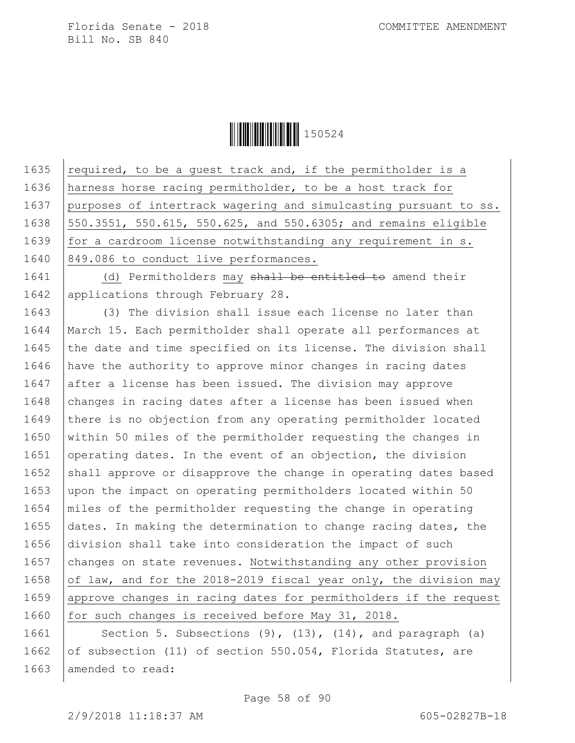required, to be a guest track and, if the permitholder is a harness horse racing permitholder, to be a host track for purposes of intertrack wagering and simulcasting pursuant to ss. 550.3551, 550.615, 550.625, and 550.6305; and remains eligible for a cardroom license notwithstanding any requirement in s. 849.086 to conduct live performances.

(d) Permitholders may ~~shall be entitled to~~ amend their applications through February 28.

(3) The division shall issue each license no later than March 15. Each permitholder shall operate all performances at the date and time specified on its license. The division shall have the authority to approve minor changes in racing dates after a license has been issued. The division may approve changes in racing dates after a license has been issued when there is no objection from any operating permitholder located within 50 miles of the permitholder requesting the changes in operating dates. In the event of an objection, the division shall approve or disapprove the change in operating dates based upon the impact on operating permitholders located within 50 miles of the permitholder requesting the change in operating dates. In making the determination to change racing dates, the division shall take into consideration the impact of such changes on state revenues. Notwithstanding any other provision of law, and for the 2018-2019 fiscal year only, the division may approve changes in racing dates for permitholders if the request for such changes is received before May 31, 2018.

Section 5. Subsections (9), (13), (14), and paragraph (a) of subsection (11) of section 550.054, Florida Statutes, are amended to read: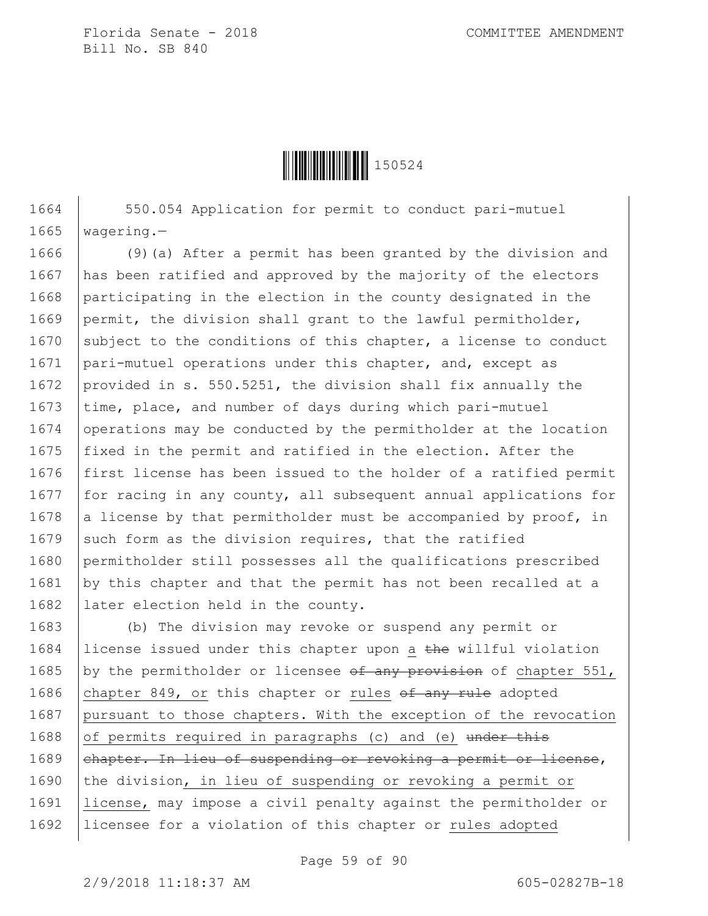550.054 Application for permit to conduct pari-mutuel wagering.—

(9)(a) After a permit has been granted by the division and has been ratified and approved by the majority of the electors participating in the election in the county designated in the permit, the division shall grant to the lawful permitholder, subject to the conditions of this chapter, a license to conduct pari-mutuel operations under this chapter, and, except as provided in s. 550.5251, the division shall fix annually the time, place, and number of days during which pari-mutuel operations may be conducted by the permitholder at the location fixed in the permit and ratified in the election. After the first license has been issued to the holder of a ratified permit for racing in any county, all subsequent annual applications for a license by that permitholder must be accompanied by proof, in such form as the division requires, that the ratified permitholder still possesses all the qualifications prescribed by this chapter and that the permit has not been recalled at a later election held in the county.

(b) The division may revoke or suspend any permit or license issued under this chapter upon <u>a</u> ~~the~~ willful violation by the permitholder or licensee ~~of any provision~~ of <u>chapter 551, chapter 849, or</u> this chapter or <u>rules</u> ~~of any rule~~ adopted <u>pursuant to those chapters. With the exception of the revocation of permits required in paragraphs (c) and (e)</u> ~~under this chapter. In lieu of suspending or revoking a permit or license~~, the division<u>, in lieu of suspending or revoking a permit or license,</u> may impose a civil penalty against the permitholder or licensee for a violation of this chapter or <u>rules adopted</u>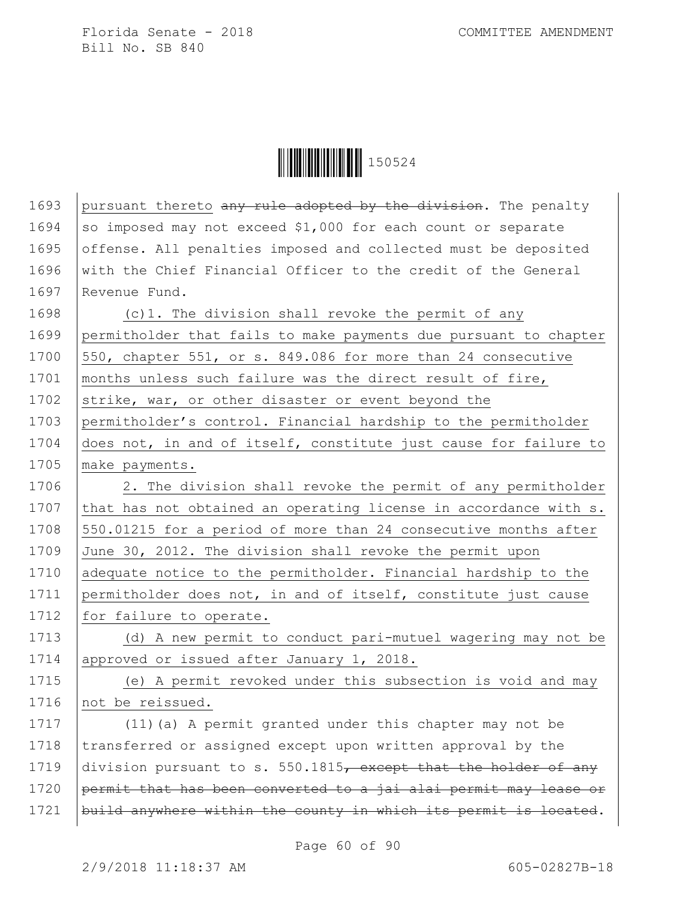1693 pursuant thereto ~~any rule adopted by the division~~. The penalty
1694 so imposed may not exceed $1,000 for each count or separate
1695 offense. All penalties imposed and collected must be deposited
1696 with the Chief Financial Officer to the credit of the General
1697 Revenue Fund.

1698 (c)1. The division shall revoke the permit of any
1699 permitholder that fails to make payments due pursuant to chapter
1700 550, chapter 551, or s. 849.086 for more than 24 consecutive
1701 months unless such failure was the direct result of fire,
1702 strike, war, or other disaster or event beyond the
1703 permitholder's control. Financial hardship to the permitholder
1704 does not, in and of itself, constitute just cause for failure to
1705 make payments.

1706 2. The division shall revoke the permit of any permitholder
1707 that has not obtained an operating license in accordance with s.
1708 550.01215 for a period of more than 24 consecutive months after
1709 June 30, 2012. The division shall revoke the permit upon
1710 adequate notice to the permitholder. Financial hardship to the
1711 permitholder does not, in and of itself, constitute just cause
1712 for failure to operate.

1713 (d) A new permit to conduct pari-mutuel wagering may not be
1714 approved or issued after January 1, 2018.

1715 (e) A permit revoked under this subsection is void and may
1716 not be reissued.

1717 (11)(a) A permit granted under this chapter may not be
1718 transferred or assigned except upon written approval by the
1719 division pursuant to s. 550.1815~~, except that the holder of any~~
1720 ~~permit that has been converted to a jai alai permit may lease or~~
1721 ~~build anywhere within the county in which its permit is located~~.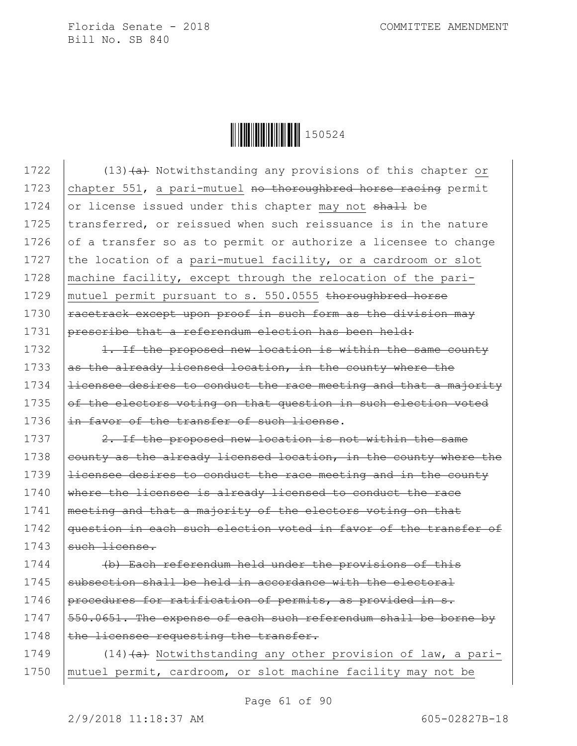1722 (13)~~(a)~~ Notwithstanding any provisions of this chapter <u>or</u>
1723 <u>chapter 551, a pari-mutuel</u> ~~no thoroughbred horse racing~~ permit
1724 or license issued under this chapter <u>may not</u> ~~shall~~ be
1725 transferred, or reissued when such reissuance is in the nature
1726 of a transfer so as to permit or authorize a licensee to change
1727 the location of a <u>pari-mutuel facility, or a cardroom or slot</u>
1728 <u>machine facility, except through the relocation of the pari-</u>
1729 <u>mutuel permit pursuant to s. 550.0555</u> ~~thoroughbred horse~~
1730 ~~racetrack except upon proof in such form as the division may~~
1731 ~~prescribe that a referendum election has been held:~~

1732 ~~1. If the proposed new location is within the same county~~
1733 ~~as the already licensed location, in the county where the~~
1734 ~~licensee desires to conduct the race meeting and that a majority~~
1735 ~~of the electors voting on that question in such election voted~~
1736 ~~in favor of the transfer of such license~~.

1737 ~~2. If the proposed new location is not within the same~~
1738 ~~county as the already licensed location, in the county where the~~
1739 ~~licensee desires to conduct the race meeting and in the county~~
1740 ~~where the licensee is already licensed to conduct the race~~
1741 ~~meeting and that a majority of the electors voting on that~~
1742 ~~question in each such election voted in favor of the transfer of~~
1743 ~~such license.~~

1744 ~~(b) Each referendum held under the provisions of this~~
1745 ~~subsection shall be held in accordance with the electoral~~
1746 ~~procedures for ratification of permits, as provided in s.~~
1747 ~~550.0651. The expense of each such referendum shall be borne by~~
1748 ~~the licensee requesting the transfer.~~

1749 (14)~~(a)~~ Notwithstanding any other provision of law, a <u>pari-</u>
1750 <u>mutuel permit, cardroom, or slot machine facility may not be</u>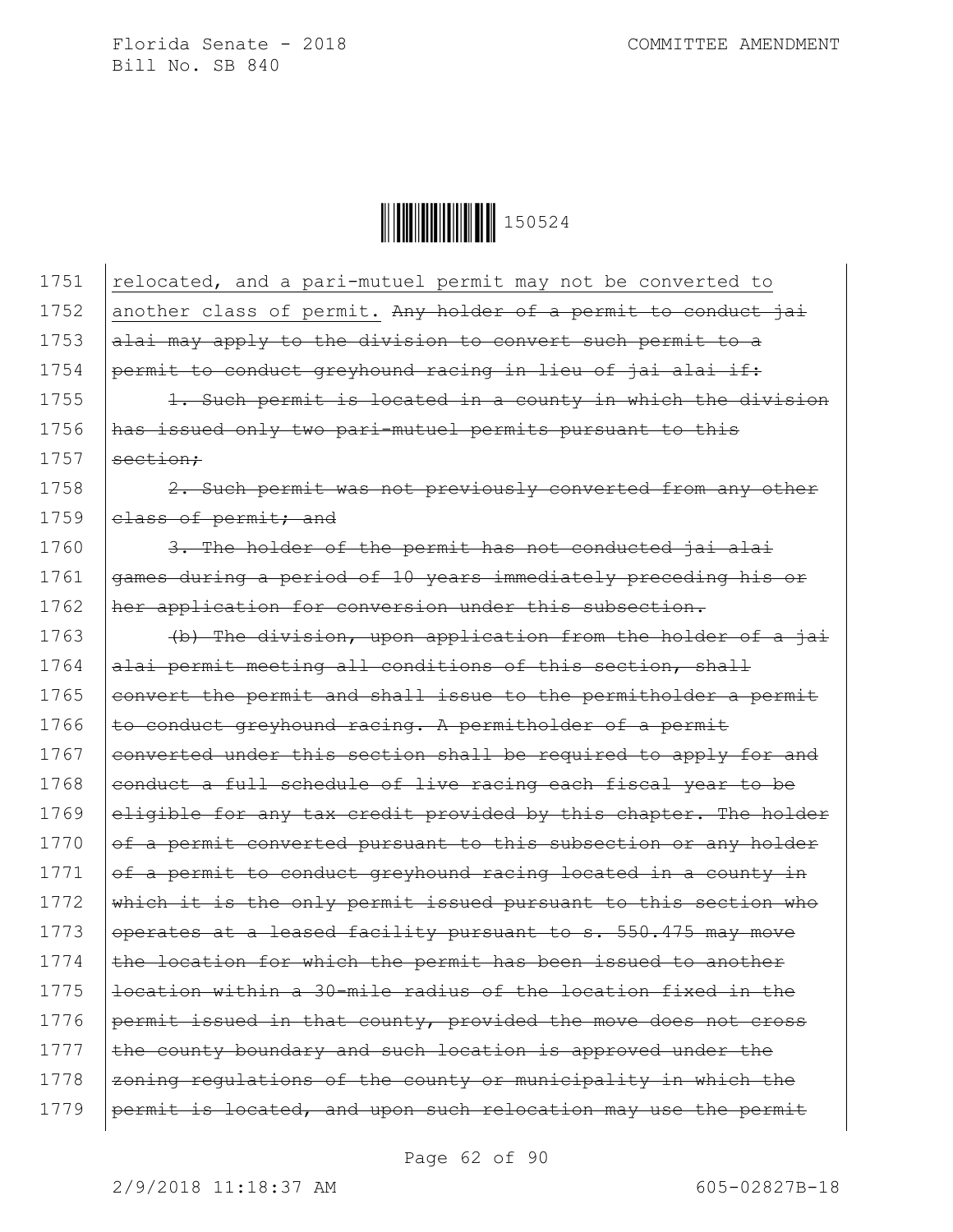1751 relocated, and a pari-mutuel permit may not be converted to
1752 another class of permit. ~~Any holder of a permit to conduct jai~~
1753 ~~alai may apply to the division to convert such permit to a~~
1754 ~~permit to conduct greyhound racing in lieu of jai alai if:~~
1755 ~~1. Such permit is located in a county in which the division~~
1756 ~~has issued only two pari-mutuel permits pursuant to this~~
1757 ~~section;~~
1758 ~~2. Such permit was not previously converted from any other~~
1759 ~~class of permit; and~~
1760 ~~3. The holder of the permit has not conducted jai alai~~
1761 ~~games during a period of 10 years immediately preceding his or~~
1762 ~~her application for conversion under this subsection.~~
1763 ~~(b) The division, upon application from the holder of a jai~~
1764 ~~alai permit meeting all conditions of this section, shall~~
1765 ~~convert the permit and shall issue to the permitholder a permit~~
1766 ~~to conduct greyhound racing. A permitholder of a permit~~
1767 ~~converted under this section shall be required to apply for and~~
1768 ~~conduct a full schedule of live racing each fiscal year to be~~
1769 ~~eligible for any tax credit provided by this chapter. The holder~~
1770 ~~of a permit converted pursuant to this subsection or any holder~~
1771 ~~of a permit to conduct greyhound racing located in a county in~~
1772 ~~which it is the only permit issued pursuant to this section who~~
1773 ~~operates at a leased facility pursuant to s. 550.475 may move~~
1774 ~~the location for which the permit has been issued to another~~
1775 ~~location within a 30-mile radius of the location fixed in the~~
1776 ~~permit issued in that county, provided the move does not cross~~
1777 ~~the county boundary and such location is approved under the~~
1778 ~~zoning regulations of the county or municipality in which the~~
1779 ~~permit is located, and upon such relocation may use the permit~~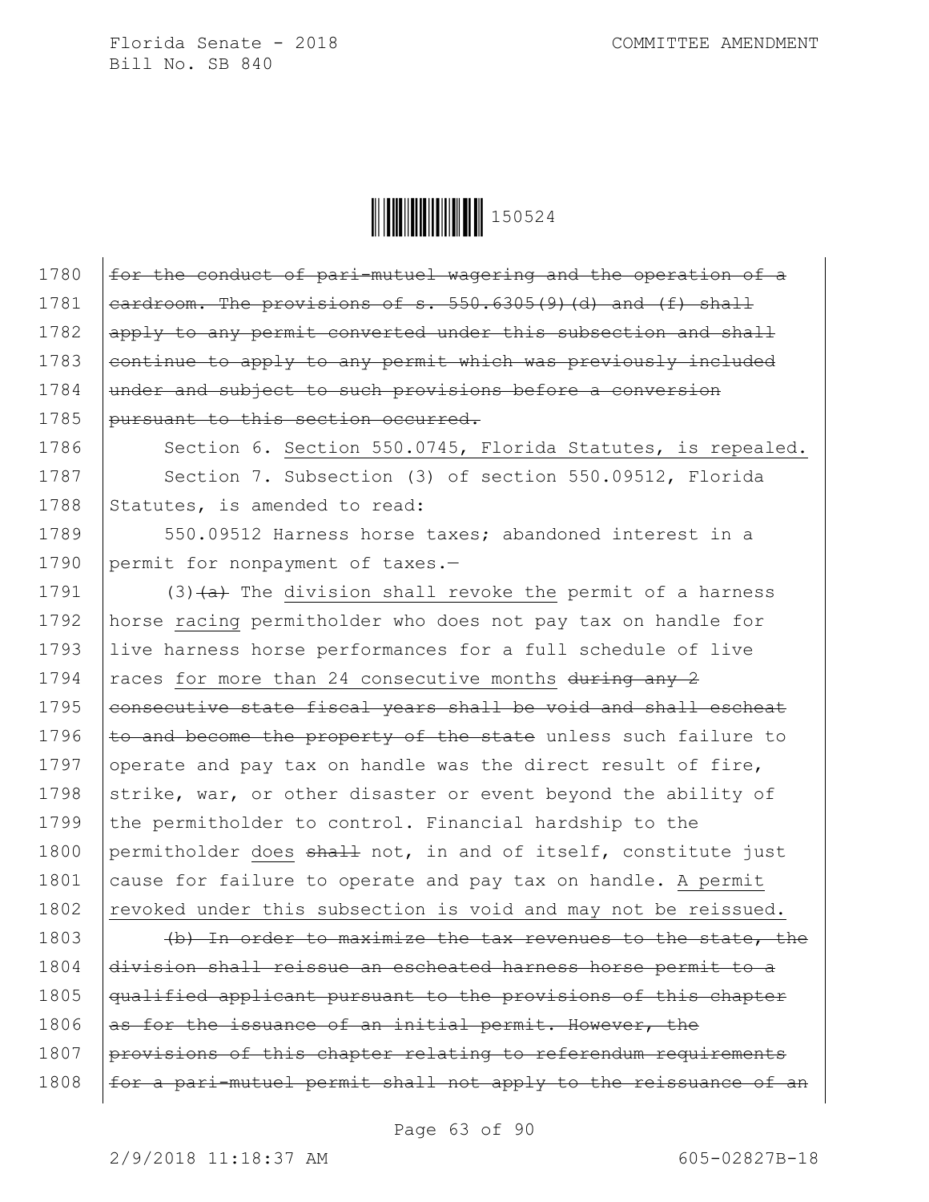~~for the conduct of pari-mutuel wagering and the operation of a cardroom. The provisions of s. 550.6305(9)(d) and (f) shall apply to any permit converted under this subsection and shall continue to apply to any permit which was previously included under and subject to such provisions before a conversion pursuant to this section occurred.~~

Section 6. <u>Section 550.0745, Florida Statutes, is repealed.</u>

Section 7. Subsection (3) of section 550.09512, Florida Statutes, is amended to read:

550.09512 Harness horse taxes; abandoned interest in a permit for nonpayment of taxes.—

(3)~~(a)~~ The <u>division shall revoke the</u> permit of a harness horse <u>racing</u> permitholder who does not pay tax on handle for live harness horse performances for a full schedule of live races <u>for more than 24 consecutive months</u> ~~during any 2 consecutive state fiscal years shall be void and shall escheat to and become the property of the state~~ unless such failure to operate and pay tax on handle was the direct result of fire, strike, war, or other disaster or event beyond the ability of the permitholder to control. Financial hardship to the permitholder <u>does</u> ~~shall~~ not, in and of itself, constitute just cause for failure to operate and pay tax on handle. <u>A permit revoked under this subsection is void and may not be reissued.</u>

~~(b) In order to maximize the tax revenues to the state, the division shall reissue an escheated harness horse permit to a qualified applicant pursuant to the provisions of this chapter as for the issuance of an initial permit. However, the provisions of this chapter relating to referendum requirements for a pari-mutuel permit shall not apply to the reissuance of an~~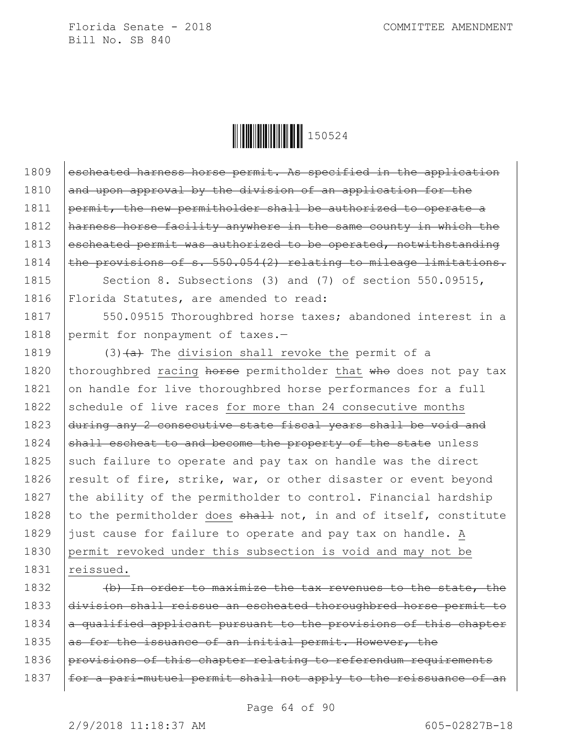~~escheated harness horse permit. As specified in the application and upon approval by the division of an application for the permit, the new permitholder shall be authorized to operate a harness horse facility anywhere in the same county in which the escheated permit was authorized to be operated, notwithstanding the provisions of s. 550.054(2) relating to mileage limitations.~~

Section 8. Subsections (3) and (7) of section 550.09515, Florida Statutes, are amended to read:

550.09515 Thoroughbred horse taxes; abandoned interest in a permit for nonpayment of taxes.—

(3)~~(a)~~ The division shall revoke the permit of a thoroughbred racing ~~horse~~ permitholder that ~~who~~ does not pay tax on handle for live thoroughbred horse performances for a full schedule of live races for more than 24 consecutive months ~~during any 2 consecutive state fiscal years shall be void and shall escheat to and become the property of the state~~ unless such failure to operate and pay tax on handle was the direct result of fire, strike, war, or other disaster or event beyond the ability of the permitholder to control. Financial hardship to the permitholder does ~~shall~~ not, in and of itself, constitute just cause for failure to operate and pay tax on handle. A permit revoked under this subsection is void and may not be reissued.

~~(b) In order to maximize the tax revenues to the state, the division shall reissue an escheated thoroughbred horse permit to a qualified applicant pursuant to the provisions of this chapter as for the issuance of an initial permit. However, the provisions of this chapter relating to referendum requirements for a pari-mutuel permit shall not apply to the reissuance of an~~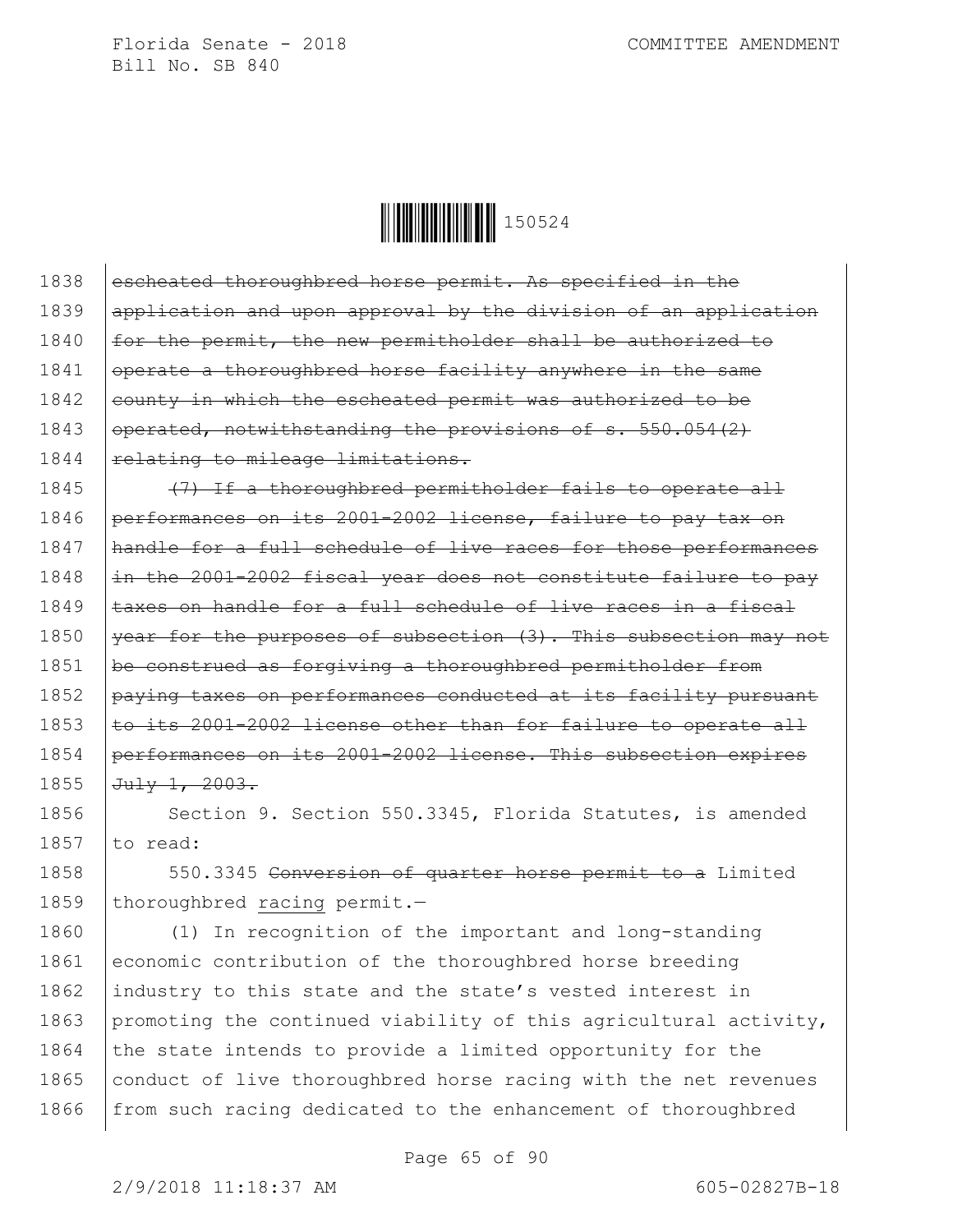~~escheated thoroughbred horse permit. As specified in the application and upon approval by the division of an application for the permit, the new permitholder shall be authorized to operate a thoroughbred horse facility anywhere in the same county in which the escheated permit was authorized to be operated, notwithstanding the provisions of s. 550.054(2) relating to mileage limitations.~~

~~(7) If a thoroughbred permitholder fails to operate all performances on its 2001-2002 license, failure to pay tax on handle for a full schedule of live races for those performances in the 2001-2002 fiscal year does not constitute failure to pay taxes on handle for a full schedule of live races in a fiscal year for the purposes of subsection (3). This subsection may not be construed as forgiving a thoroughbred permitholder from paying taxes on performances conducted at its facility pursuant to its 2001-2002 license other than for failure to operate all performances on its 2001-2002 license. This subsection expires July 1, 2003.~~

Section 9. Section 550.3345, Florida Statutes, is amended to read:

550.3345 ~~Conversion of quarter horse permit to a~~ Limited thoroughbred <u>racing</u> permit.—

(1) In recognition of the important and long-standing economic contribution of the thoroughbred horse breeding industry to this state and the state's vested interest in promoting the continued viability of this agricultural activity, the state intends to provide a limited opportunity for the conduct of live thoroughbred horse racing with the net revenues from such racing dedicated to the enhancement of thoroughbred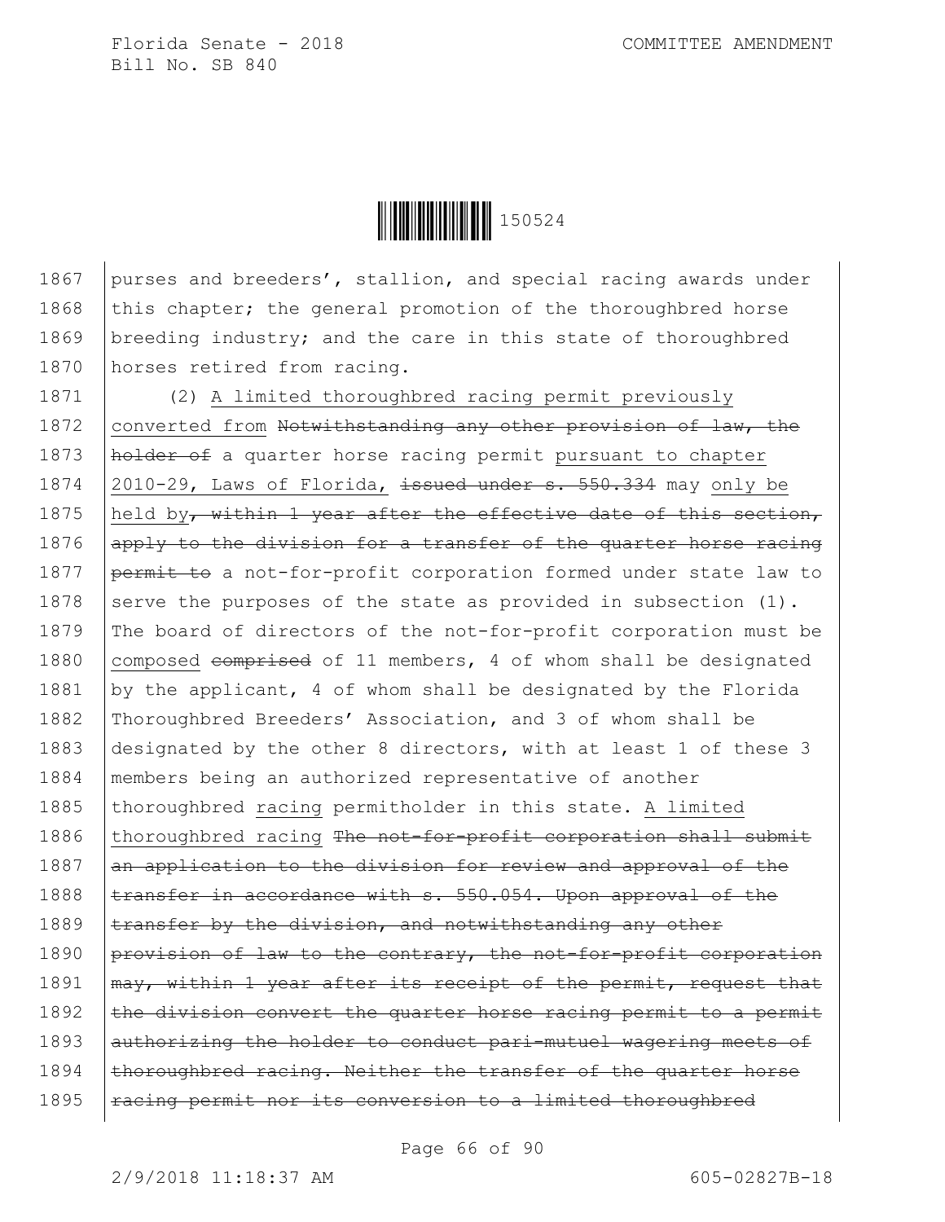purses and breeders', stallion, and special racing awards under this chapter; the general promotion of the thoroughbred horse breeding industry; and the care in this state of thoroughbred horses retired from racing.

(2) A limited thoroughbred racing permit previously converted from ~~Notwithstanding any other provision of law, the holder of~~ a quarter horse racing permit pursuant to chapter 2010-29, Laws of Florida, ~~issued under s. 550.334~~ may only be held by~~, within 1 year after the effective date of this section, apply to the division for a transfer of the quarter horse racing permit to~~ a not-for-profit corporation formed under state law to serve the purposes of the state as provided in subsection (1). The board of directors of the not-for-profit corporation must be composed ~~comprised~~ of 11 members, 4 of whom shall be designated by the applicant, 4 of whom shall be designated by the Florida Thoroughbred Breeders' Association, and 3 of whom shall be designated by the other 8 directors, with at least 1 of these 3 members being an authorized representative of another thoroughbred racing permitholder in this state. A limited thoroughbred racing ~~The not-for-profit corporation shall submit an application to the division for review and approval of the transfer in accordance with s. 550.054. Upon approval of the transfer by the division, and notwithstanding any other provision of law to the contrary, the not-for-profit corporation may, within 1 year after its receipt of the permit, request that the division convert the quarter horse racing permit to a permit authorizing the holder to conduct pari-mutuel wagering meets of thoroughbred racing. Neither the transfer of the quarter horse racing permit nor its conversion to a limited thoroughbred~~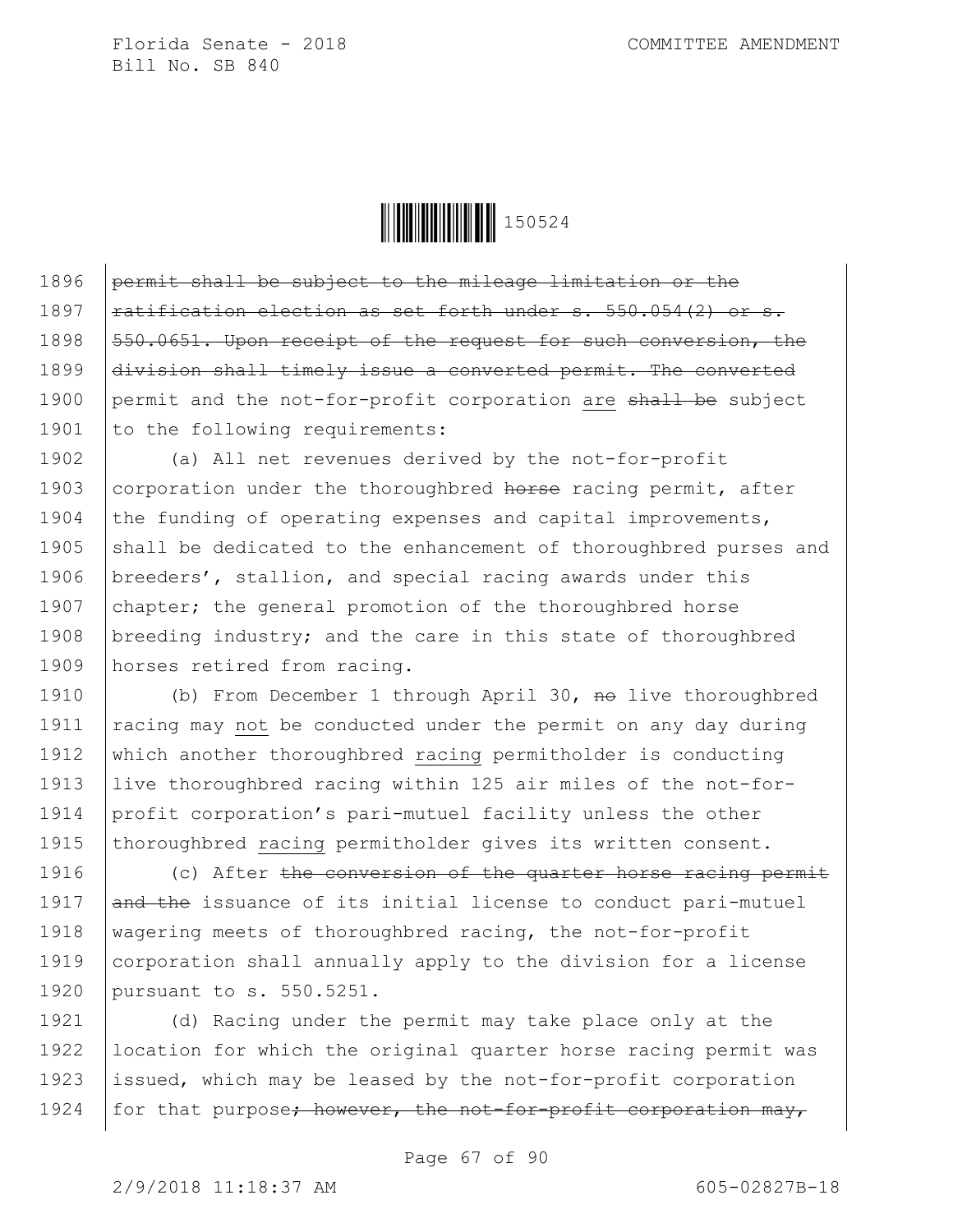~~permit shall be subject to the mileage limitation or the ratification election as set forth under s. 550.054(2) or s. 550.0651. Upon receipt of the request for such conversion, the division shall timely issue a converted permit. The converted~~ permit and the not-for-profit corporation are ~~shall be~~ subject to the following requirements:

(a) All net revenues derived by the not-for-profit corporation under the thoroughbred ~~horse~~ racing permit, after the funding of operating expenses and capital improvements, shall be dedicated to the enhancement of thoroughbred purses and breeders', stallion, and special racing awards under this chapter; the general promotion of the thoroughbred horse breeding industry; and the care in this state of thoroughbred horses retired from racing.

(b) From December 1 through April 30, ~~no~~ live thoroughbred racing may not be conducted under the permit on any day during which another thoroughbred racing permitholder is conducting live thoroughbred racing within 125 air miles of the not-for-profit corporation's pari-mutuel facility unless the other thoroughbred racing permitholder gives its written consent.

(c) After ~~the conversion of the quarter horse racing permit and the~~ issuance of its initial license to conduct pari-mutuel wagering meets of thoroughbred racing, the not-for-profit corporation shall annually apply to the division for a license pursuant to s. 550.5251.

(d) Racing under the permit may take place only at the location for which the original quarter horse racing permit was issued, which may be leased by the not-for-profit corporation for that purpose~~; however, the not-for-profit corporation may,~~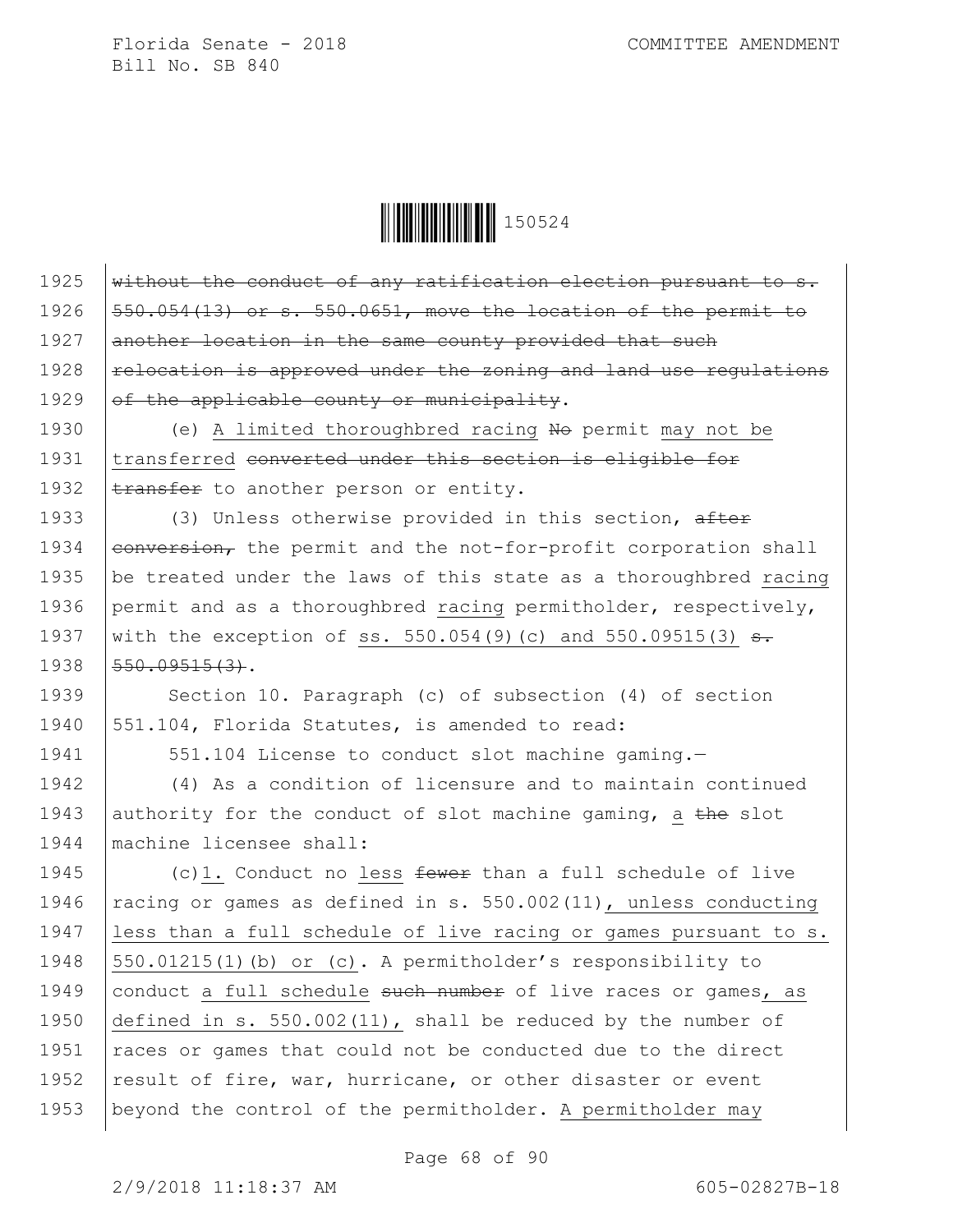1925 ~~without the conduct of any ratification election pursuant to s.~~
1926 ~~550.054(13) or s. 550.0651, move the location of the permit to~~
1927 ~~another location in the same county provided that such~~
1928 ~~relocation is approved under the zoning and land use regulations~~
1929 ~~of the applicable county or municipality~~.

1930 (e) A limited thoroughbred racing ~~No~~ permit may not be
1931 transferred ~~converted under this section is eligible for~~
1932 ~~transfer~~ to another person or entity.

1933 (3) Unless otherwise provided in this section, ~~after~~
1934 ~~conversion,~~ the permit and the not-for-profit corporation shall
1935 be treated under the laws of this state as a thoroughbred racing
1936 permit and as a thoroughbred racing permitholder, respectively,
1937 with the exception of ss. 550.054(9)(c) and 550.09515(3) ~~s.~~
1938 ~~550.09515(3)~~.

1939 Section 10. Paragraph (c) of subsection (4) of section
1940 551.104, Florida Statutes, is amended to read:

1941 551.104 License to conduct slot machine gaming.—

1942 (4) As a condition of licensure and to maintain continued
1943 authority for the conduct of slot machine gaming, a ~~the~~ slot
1944 machine licensee shall:

1945 (c)1. Conduct no less ~~fewer~~ than a full schedule of live
1946 racing or games as defined in s. 550.002(11), unless conducting
1947 less than a full schedule of live racing or games pursuant to s.
1948 550.01215(1)(b) or (c). A permitholder's responsibility to
1949 conduct a full schedule ~~such number~~ of live races or games, as
1950 defined in s. 550.002(11), shall be reduced by the number of
1951 races or games that could not be conducted due to the direct
1952 result of fire, war, hurricane, or other disaster or event
1953 beyond the control of the permitholder. A permitholder may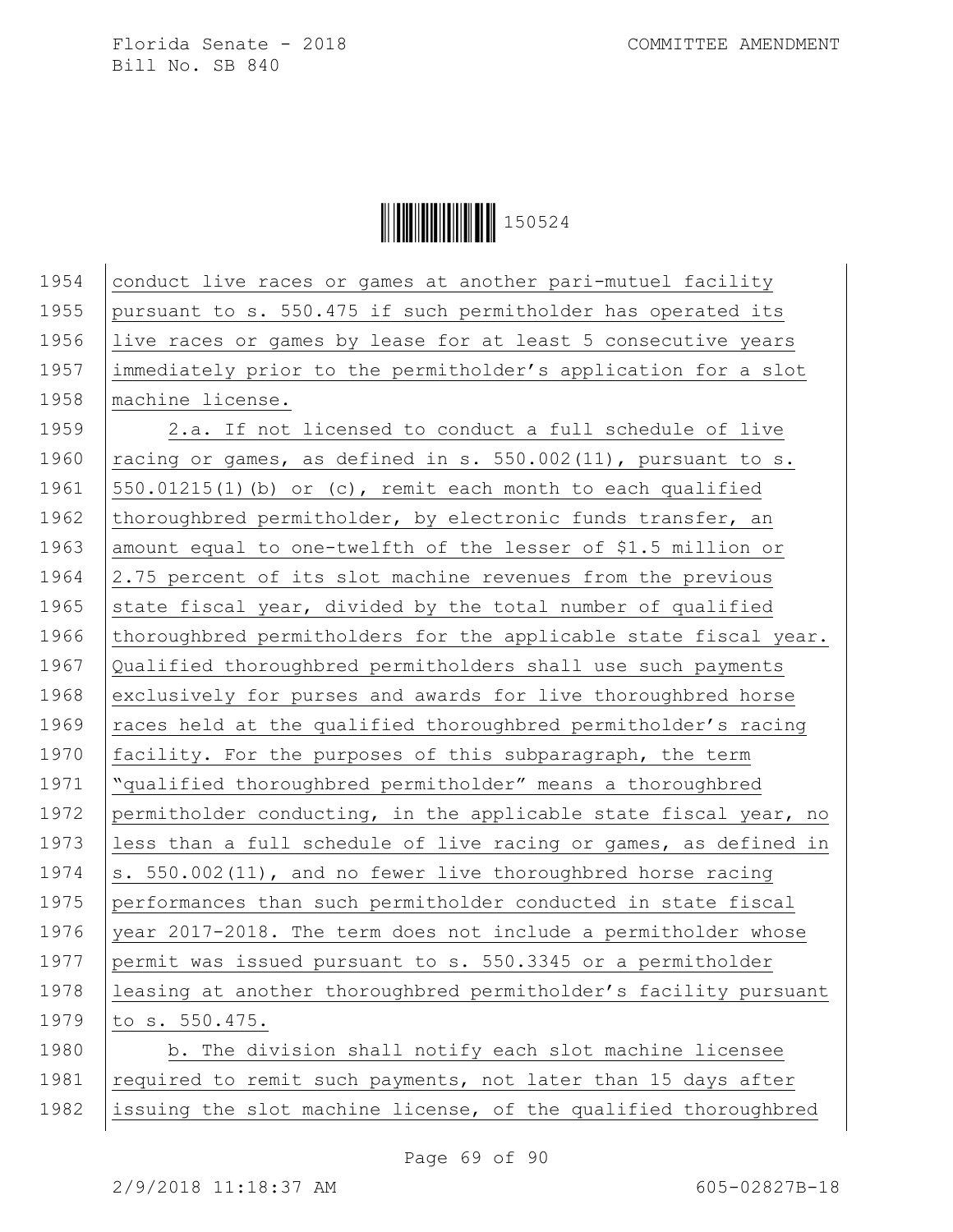conduct live races or games at another pari-mutuel facility pursuant to s. 550.475 if such permitholder has operated its live races or games by lease for at least 5 consecutive years immediately prior to the permitholder's application for a slot machine license.

2.a. If not licensed to conduct a full schedule of live racing or games, as defined in s. 550.002(11), pursuant to s. 550.01215(1)(b) or (c), remit each month to each qualified thoroughbred permitholder, by electronic funds transfer, an amount equal to one-twelfth of the lesser of $1.5 million or 2.75 percent of its slot machine revenues from the previous state fiscal year, divided by the total number of qualified thoroughbred permitholders for the applicable state fiscal year. Qualified thoroughbred permitholders shall use such payments exclusively for purses and awards for live thoroughbred horse races held at the qualified thoroughbred permitholder's racing facility. For the purposes of this subparagraph, the term "qualified thoroughbred permitholder" means a thoroughbred permitholder conducting, in the applicable state fiscal year, no less than a full schedule of live racing or games, as defined in s. 550.002(11), and no fewer live thoroughbred horse racing performances than such permitholder conducted in state fiscal year 2017-2018. The term does not include a permitholder whose permit was issued pursuant to s. 550.3345 or a permitholder leasing at another thoroughbred permitholder's facility pursuant to s. 550.475.

b. The division shall notify each slot machine licensee required to remit such payments, not later than 15 days after issuing the slot machine license, of the qualified thoroughbred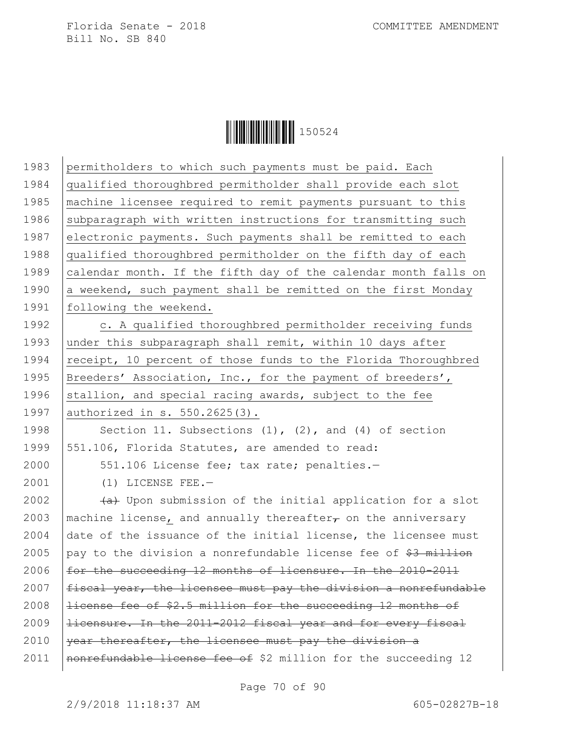permitholders to which such payments must be paid. Each qualified thoroughbred permitholder shall provide each slot machine licensee required to remit payments pursuant to this subparagraph with written instructions for transmitting such electronic payments. Such payments shall be remitted to each qualified thoroughbred permitholder on the fifth day of each calendar month. If the fifth day of the calendar month falls on a weekend, such payment shall be remitted on the first Monday following the weekend.

c. A qualified thoroughbred permitholder receiving funds under this subparagraph shall remit, within 10 days after receipt, 10 percent of those funds to the Florida Thoroughbred Breeders' Association, Inc., for the payment of breeders', stallion, and special racing awards, subject to the fee authorized in s. 550.2625(3).

Section 11. Subsections (1), (2), and (4) of section 551.106, Florida Statutes, are amended to read:

551.106 License fee; tax rate; penalties.—

(1) LICENSE FEE.—

~~(a)~~ Upon submission of the initial application for a slot machine license, and annually thereafter~~,~~ on the anniversary date of the issuance of the initial license, the licensee must pay to the division a nonrefundable license fee of ~~$3 million for the succeeding 12 months of licensure. In the 2010-2011 fiscal year, the licensee must pay the division a nonrefundable license fee of $2.5 million for the succeeding 12 months of licensure. In the 2011-2012 fiscal year and for every fiscal year thereafter, the licensee must pay the division a nonrefundable license fee of~~ $2 million for the succeeding 12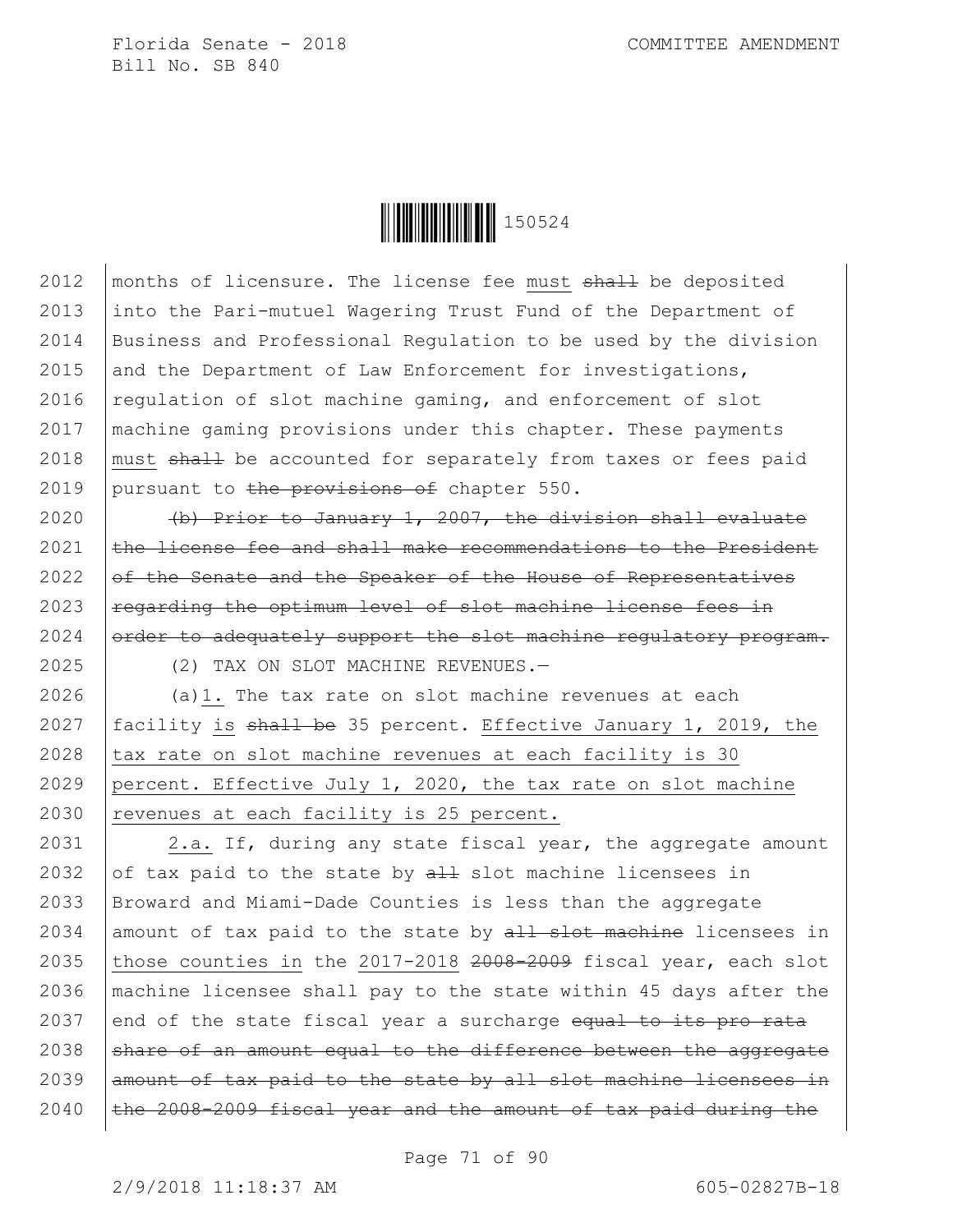months of licensure. The license fee must ~~shall~~ be deposited into the Pari-mutuel Wagering Trust Fund of the Department of Business and Professional Regulation to be used by the division and the Department of Law Enforcement for investigations, regulation of slot machine gaming, and enforcement of slot machine gaming provisions under this chapter. These payments must ~~shall~~ be accounted for separately from taxes or fees paid pursuant to ~~the provisions of~~ chapter 550.

~~(b) Prior to January 1, 2007, the division shall evaluate the license fee and shall make recommendations to the President of the Senate and the Speaker of the House of Representatives regarding the optimum level of slot machine license fees in order to adequately support the slot machine regulatory program.~~

(2) TAX ON SLOT MACHINE REVENUES.—

(a)1. The tax rate on slot machine revenues at each facility is ~~shall be~~ 35 percent. Effective January 1, 2019, the tax rate on slot machine revenues at each facility is 30 percent. Effective July 1, 2020, the tax rate on slot machine revenues at each facility is 25 percent.

2.a. If, during any state fiscal year, the aggregate amount of tax paid to the state by ~~all~~ slot machine licensees in Broward and Miami-Dade Counties is less than the aggregate amount of tax paid to the state by ~~all slot machine~~ licensees in those counties in the 2017-2018 ~~2008-2009~~ fiscal year, each slot machine licensee shall pay to the state within 45 days after the end of the state fiscal year a surcharge ~~equal to its pro rata share of an amount equal to the difference between the aggregate amount of tax paid to the state by all slot machine licensees in the 2008-2009 fiscal year and the amount of tax paid during the~~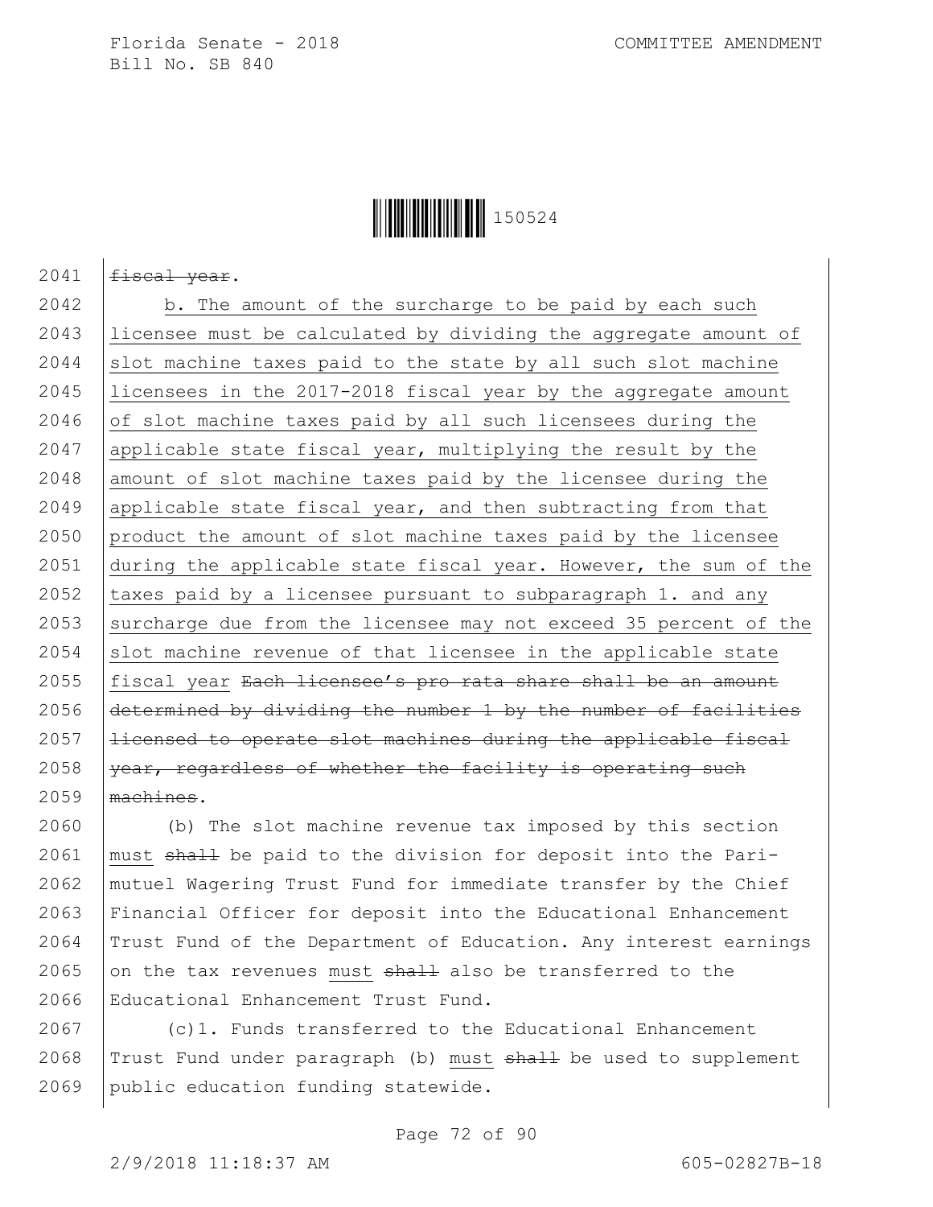2041 ~~fiscal year~~.

2042 b. The amount of the surcharge to be paid by each such
2043 licensee must be calculated by dividing the aggregate amount of
2044 slot machine taxes paid to the state by all such slot machine
2045 licensees in the 2017-2018 fiscal year by the aggregate amount
2046 of slot machine taxes paid by all such licensees during the
2047 applicable state fiscal year, multiplying the result by the
2048 amount of slot machine taxes paid by the licensee during the
2049 applicable state fiscal year, and then subtracting from that
2050 product the amount of slot machine taxes paid by the licensee
2051 during the applicable state fiscal year. However, the sum of the
2052 taxes paid by a licensee pursuant to subparagraph 1. and any
2053 surcharge due from the licensee may not exceed 35 percent of the
2054 slot machine revenue of that licensee in the applicable state
2055 fiscal year ~~Each licensee's pro rata share shall be an amount~~
2056 ~~determined by dividing the number 1 by the number of facilities~~
2057 ~~licensed to operate slot machines during the applicable fiscal~~
2058 ~~year, regardless of whether the facility is operating such~~
2059 ~~machines~~.

2060 (b) The slot machine revenue tax imposed by this section
2061 must ~~shall~~ be paid to the division for deposit into the Pari-
2062 mutuel Wagering Trust Fund for immediate transfer by the Chief
2063 Financial Officer for deposit into the Educational Enhancement
2064 Trust Fund of the Department of Education. Any interest earnings
2065 on the tax revenues must ~~shall~~ also be transferred to the
2066 Educational Enhancement Trust Fund.

2067 (c)1. Funds transferred to the Educational Enhancement
2068 Trust Fund under paragraph (b) must ~~shall~~ be used to supplement
2069 public education funding statewide.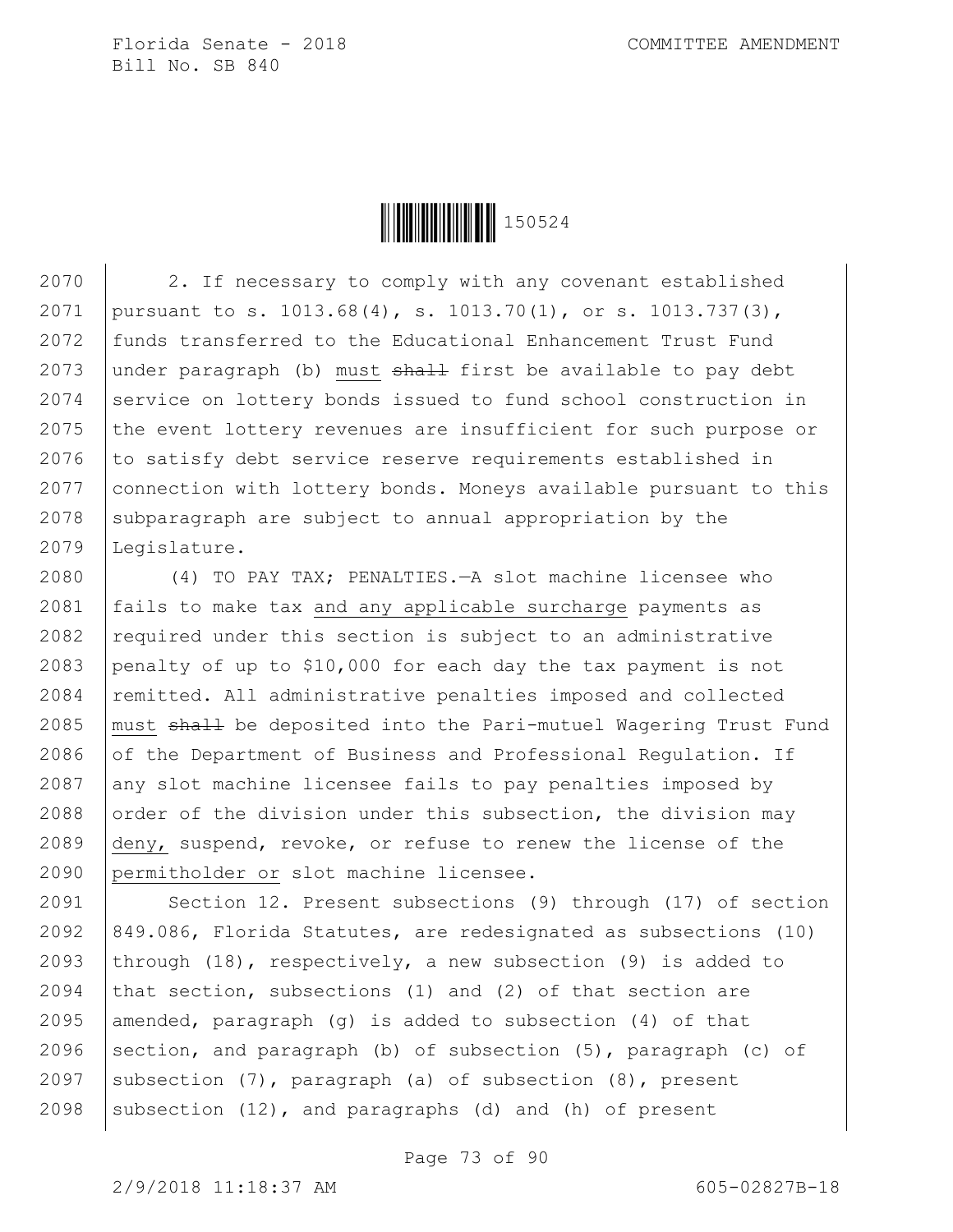2. If necessary to comply with any covenant established pursuant to s. 1013.68(4), s. 1013.70(1), or s. 1013.737(3), funds transferred to the Educational Enhancement Trust Fund under paragraph (b) must ~~shall~~ first be available to pay debt service on lottery bonds issued to fund school construction in the event lottery revenues are insufficient for such purpose or to satisfy debt service reserve requirements established in connection with lottery bonds. Moneys available pursuant to this subparagraph are subject to annual appropriation by the Legislature.

(4) TO PAY TAX; PENALTIES.—A slot machine licensee who fails to make tax and any applicable surcharge payments as required under this section is subject to an administrative penalty of up to $10,000 for each day the tax payment is not remitted. All administrative penalties imposed and collected must ~~shall~~ be deposited into the Pari-mutuel Wagering Trust Fund of the Department of Business and Professional Regulation. If any slot machine licensee fails to pay penalties imposed by order of the division under this subsection, the division may deny, suspend, revoke, or refuse to renew the license of the permitholder or slot machine licensee.

Section 12. Present subsections (9) through (17) of section 849.086, Florida Statutes, are redesignated as subsections (10) through (18), respectively, a new subsection (9) is added to that section, subsections (1) and (2) of that section are amended, paragraph (g) is added to subsection (4) of that section, and paragraph (b) of subsection (5), paragraph (c) of subsection (7), paragraph (a) of subsection (8), present subsection (12), and paragraphs (d) and (h) of present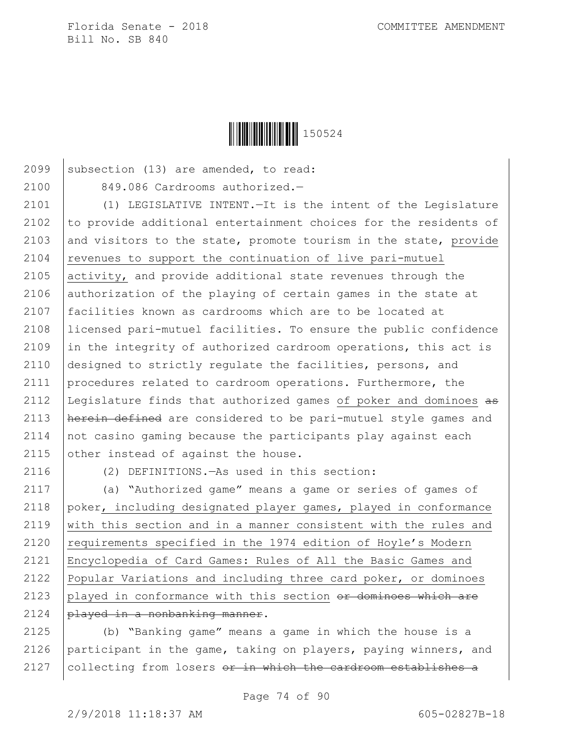subsection (13) are amended, to read:

849.086 Cardrooms authorized.—

(1) LEGISLATIVE INTENT.—It is the intent of the Legislature to provide additional entertainment choices for the residents of and visitors to the state, promote tourism in the state, provide revenues to support the continuation of live pari-mutuel activity, and provide additional state revenues through the authorization of the playing of certain games in the state at facilities known as cardrooms which are to be located at licensed pari-mutuel facilities. To ensure the public confidence in the integrity of authorized cardroom operations, this act is designed to strictly regulate the facilities, persons, and procedures related to cardroom operations. Furthermore, the Legislature finds that authorized games of poker and dominoes ~~as herein defined~~ are considered to be pari-mutuel style games and not casino gaming because the participants play against each other instead of against the house.

(2) DEFINITIONS.—As used in this section:

(a) "Authorized game" means a game or series of games of poker, including designated player games, played in conformance with this section and in a manner consistent with the rules and requirements specified in the 1974 edition of Hoyle's Modern Encyclopedia of Card Games: Rules of All the Basic Games and Popular Variations and including three card poker, or dominoes played in conformance with this section ~~or dominoes which are played in a nonbanking manner~~.

(b) "Banking game" means a game in which the house is a participant in the game, taking on players, paying winners, and collecting from losers ~~or in which the cardroom establishes a~~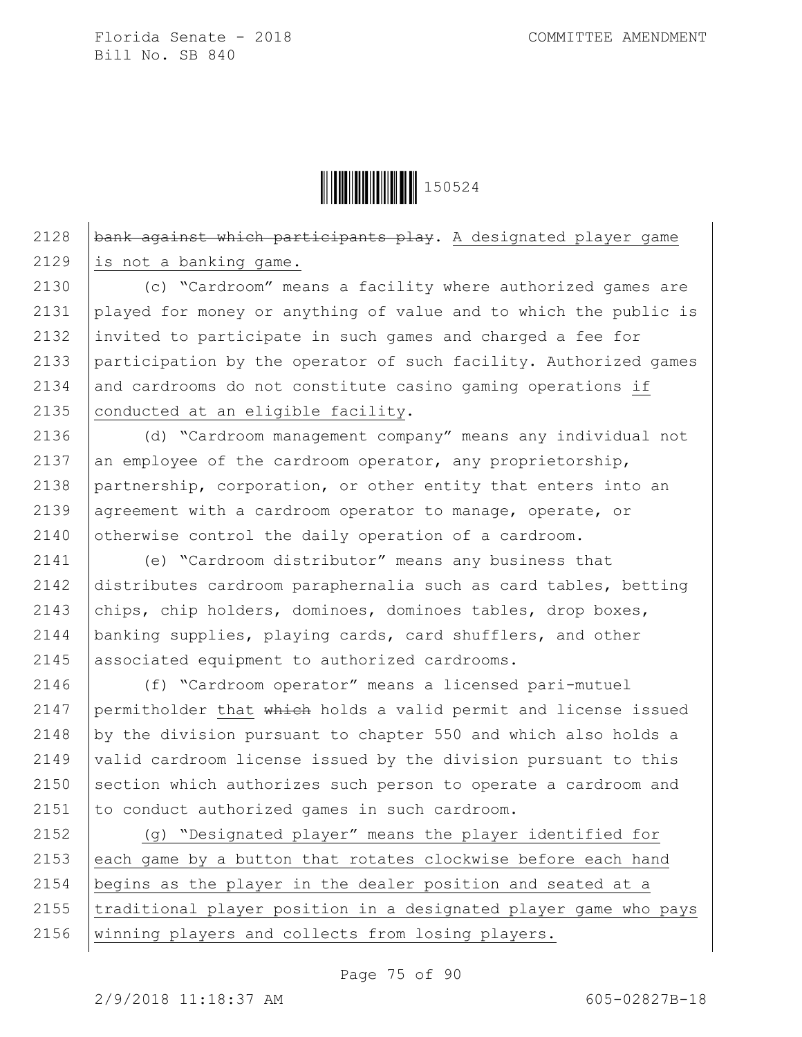~~bank against which participants play~~. A designated player game is not a banking game.

(c) "Cardroom" means a facility where authorized games are played for money or anything of value and to which the public is invited to participate in such games and charged a fee for participation by the operator of such facility. Authorized games and cardrooms do not constitute casino gaming operations if conducted at an eligible facility.

(d) "Cardroom management company" means any individual not an employee of the cardroom operator, any proprietorship, partnership, corporation, or other entity that enters into an agreement with a cardroom operator to manage, operate, or otherwise control the daily operation of a cardroom.

(e) "Cardroom distributor" means any business that distributes cardroom paraphernalia such as card tables, betting chips, chip holders, dominoes, dominoes tables, drop boxes, banking supplies, playing cards, card shufflers, and other associated equipment to authorized cardrooms.

(f) "Cardroom operator" means a licensed pari-mutuel permitholder that ~~which~~ holds a valid permit and license issued by the division pursuant to chapter 550 and which also holds a valid cardroom license issued by the division pursuant to this section which authorizes such person to operate a cardroom and to conduct authorized games in such cardroom.

(g) "Designated player" means the player identified for each game by a button that rotates clockwise before each hand begins as the player in the dealer position and seated at a traditional player position in a designated player game who pays winning players and collects from losing players.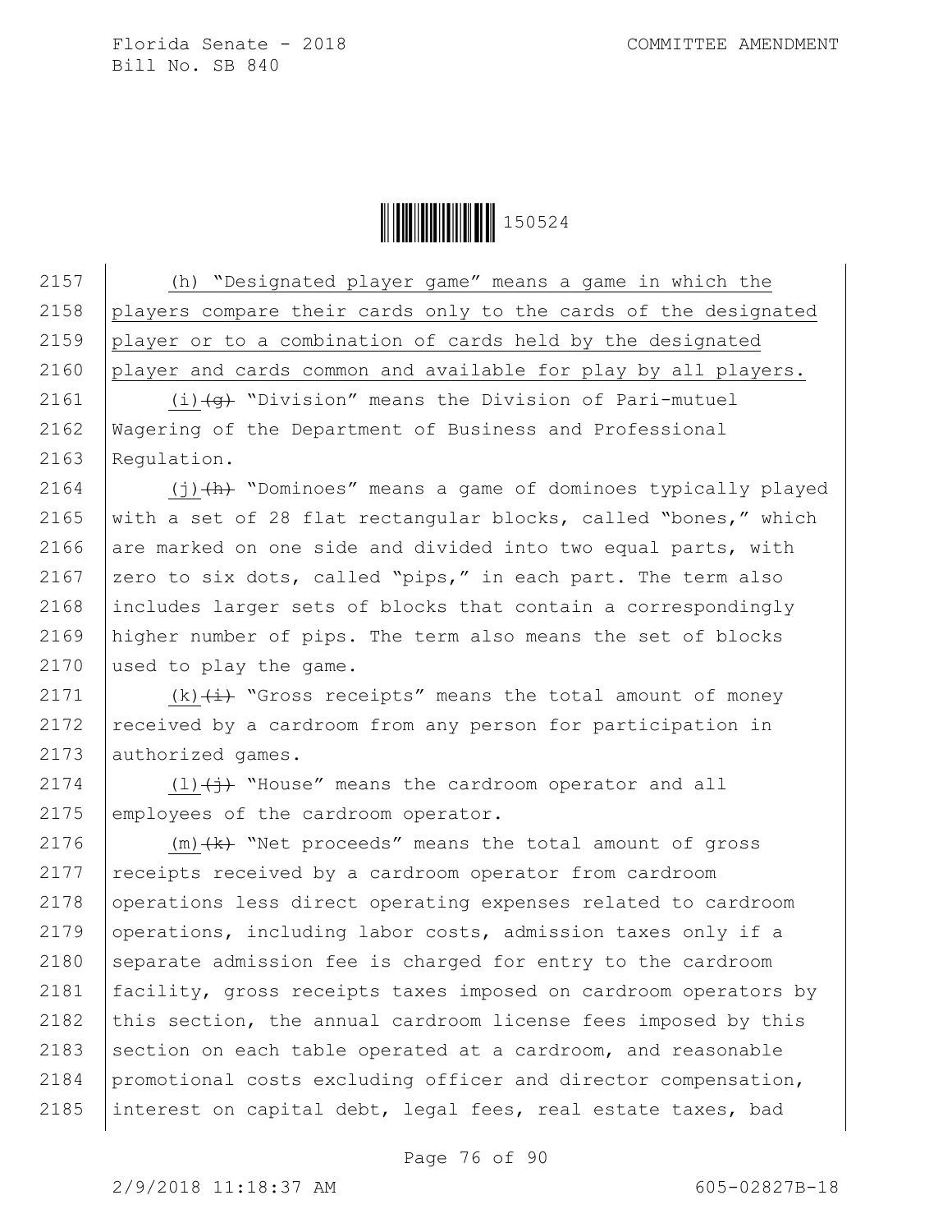(h) "Designated player game" means a game in which the players compare their cards only to the cards of the designated player or to a combination of cards held by the designated player and cards common and available for play by all players.

(i) ~~(g)~~ "Division" means the Division of Pari-mutuel Wagering of the Department of Business and Professional Regulation.

(j) ~~(h)~~ "Dominoes" means a game of dominoes typically played with a set of 28 flat rectangular blocks, called "bones," which are marked on one side and divided into two equal parts, with zero to six dots, called "pips," in each part. The term also includes larger sets of blocks that contain a correspondingly higher number of pips. The term also means the set of blocks used to play the game.

(k) ~~(i)~~ "Gross receipts" means the total amount of money received by a cardroom from any person for participation in authorized games.

(l) ~~(j)~~ "House" means the cardroom operator and all employees of the cardroom operator.

(m) ~~(k)~~ "Net proceeds" means the total amount of gross receipts received by a cardroom operator from cardroom operations less direct operating expenses related to cardroom operations, including labor costs, admission taxes only if a separate admission fee is charged for entry to the cardroom facility, gross receipts taxes imposed on cardroom operators by this section, the annual cardroom license fees imposed by this section on each table operated at a cardroom, and reasonable promotional costs excluding officer and director compensation, interest on capital debt, legal fees, real estate taxes, bad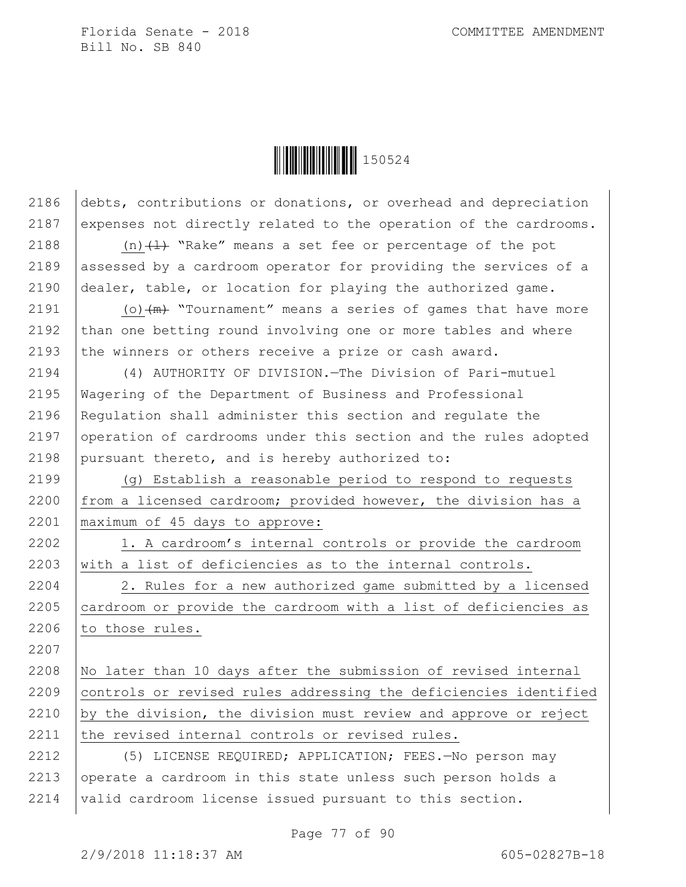debts, contributions or donations, or overhead and depreciation expenses not directly related to the operation of the cardrooms.

(n) ~~(l)~~ "Rake" means a set fee or percentage of the pot assessed by a cardroom operator for providing the services of a dealer, table, or location for playing the authorized game.

(o) ~~(m)~~ "Tournament" means a series of games that have more than one betting round involving one or more tables and where the winners or others receive a prize or cash award.

(4) AUTHORITY OF DIVISION.—The Division of Pari-mutuel Wagering of the Department of Business and Professional Regulation shall administer this section and regulate the operation of cardrooms under this section and the rules adopted pursuant thereto, and is hereby authorized to:

(g) Establish a reasonable period to respond to requests from a licensed cardroom; provided however, the division has a maximum of 45 days to approve:

1. A cardroom's internal controls or provide the cardroom with a list of deficiencies as to the internal controls.

2. Rules for a new authorized game submitted by a licensed cardroom or provide the cardroom with a list of deficiencies as to those rules.

No later than 10 days after the submission of revised internal controls or revised rules addressing the deficiencies identified by the division, the division must review and approve or reject the revised internal controls or revised rules.

(5) LICENSE REQUIRED; APPLICATION; FEES.—No person may operate a cardroom in this state unless such person holds a valid cardroom license issued pursuant to this section.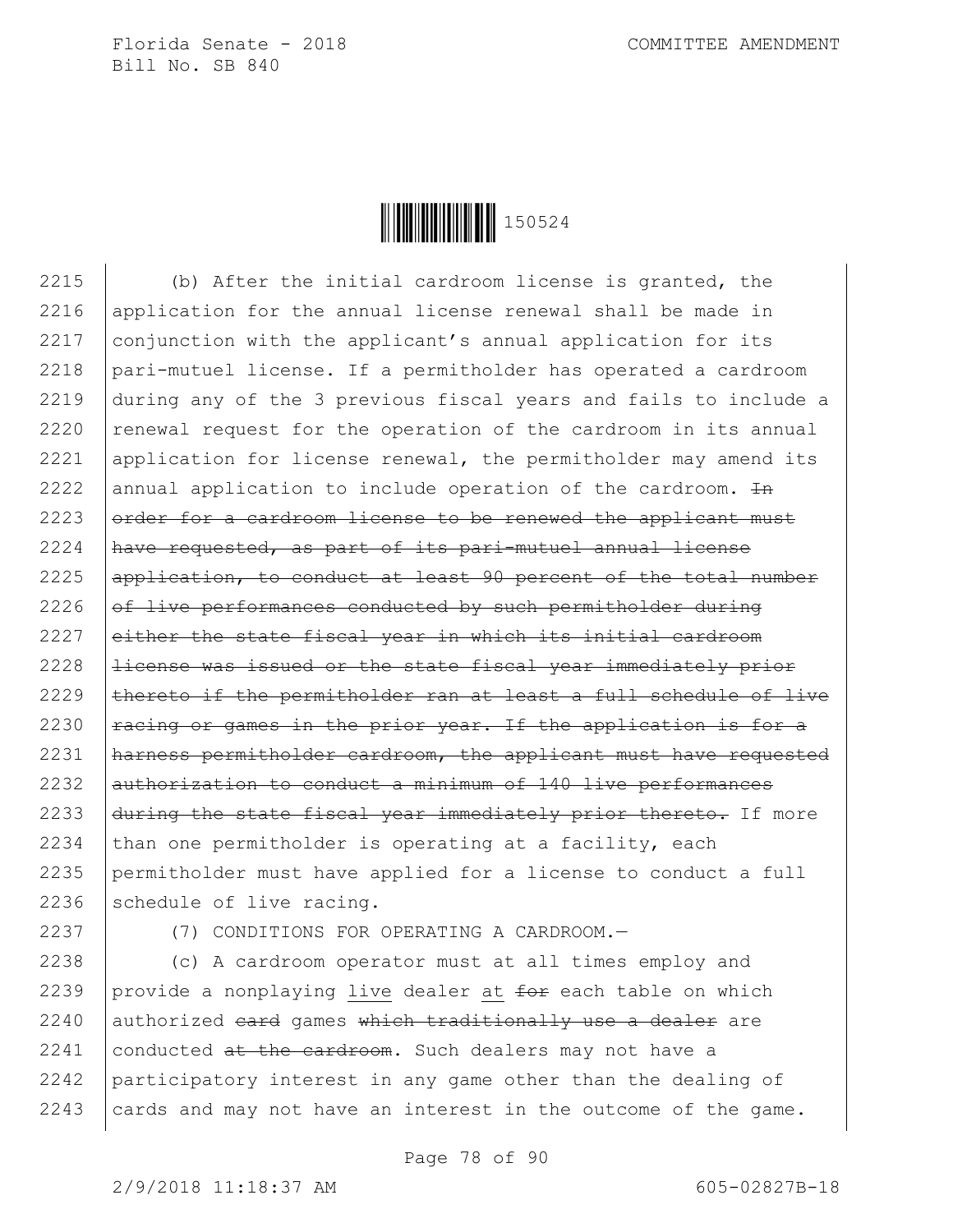(b) After the initial cardroom license is granted, the application for the annual license renewal shall be made in conjunction with the applicant's annual application for its pari-mutuel license. If a permitholder has operated a cardroom during any of the 3 previous fiscal years and fails to include a renewal request for the operation of the cardroom in its annual application for license renewal, the permitholder may amend its annual application to include operation of the cardroom. ~~In order for a cardroom license to be renewed the applicant must have requested, as part of its pari-mutuel annual license application, to conduct at least 90 percent of the total number of live performances conducted by such permitholder during either the state fiscal year in which its initial cardroom license was issued or the state fiscal year immediately prior thereto if the permitholder ran at least a full schedule of live racing or games in the prior year. If the application is for a harness permitholder cardroom, the applicant must have requested authorization to conduct a minimum of 140 live performances during the state fiscal year immediately prior thereto.~~ If more than one permitholder is operating at a facility, each permitholder must have applied for a license to conduct a full schedule of live racing.

(7) CONDITIONS FOR OPERATING A CARDROOM.—

(c) A cardroom operator must at all times employ and provide a nonplaying <u>live</u> dealer <u>at</u> ~~for~~ each table on which authorized ~~card~~ games ~~which traditionally use a dealer~~ are conducted ~~at the cardroom~~. Such dealers may not have a participatory interest in any game other than the dealing of cards and may not have an interest in the outcome of the game.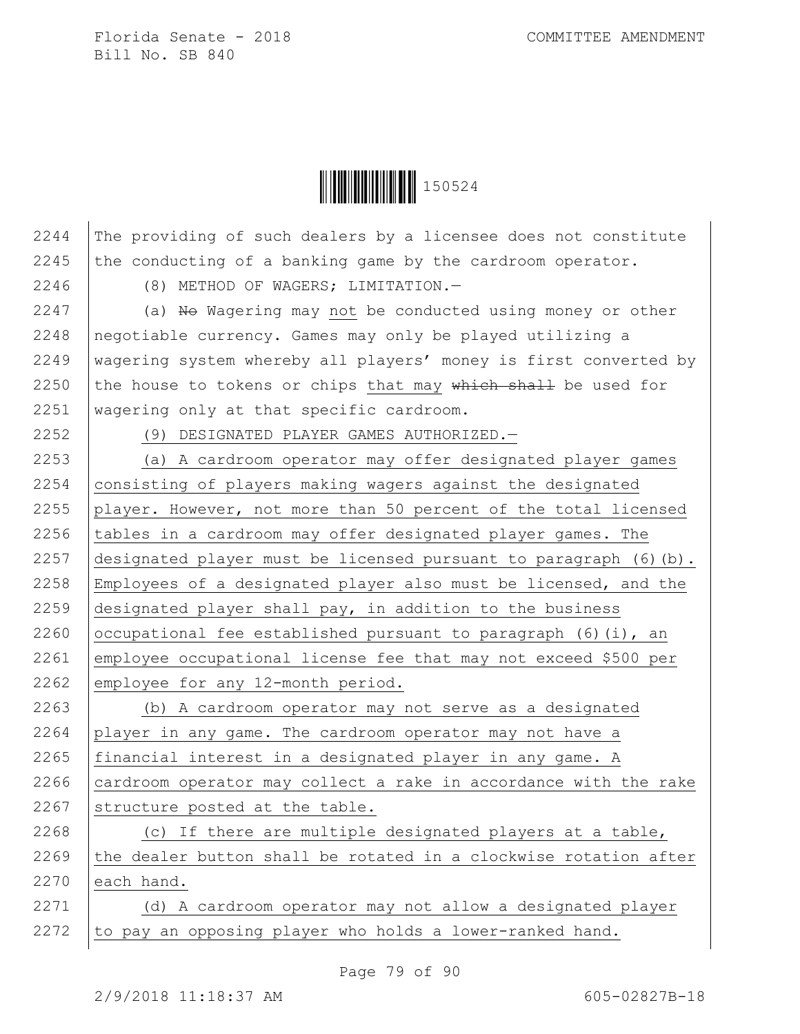The providing of such dealers by a licensee does not constitute the conducting of a banking game by the cardroom operator.

(8) METHOD OF WAGERS; LIMITATION.—

(a) ~~No~~ Wagering may not be conducted using money or other negotiable currency. Games may only be played utilizing a wagering system whereby all players' money is first converted by the house to tokens or chips that may ~~which shall~~ be used for wagering only at that specific cardroom.

(9) DESIGNATED PLAYER GAMES AUTHORIZED.—

(a) A cardroom operator may offer designated player games consisting of players making wagers against the designated player. However, not more than 50 percent of the total licensed tables in a cardroom may offer designated player games. The designated player must be licensed pursuant to paragraph (6)(b). Employees of a designated player also must be licensed, and the designated player shall pay, in addition to the business occupational fee established pursuant to paragraph (6)(i), an employee occupational license fee that may not exceed $500 per employee for any 12-month period.

(b) A cardroom operator may not serve as a designated player in any game. The cardroom operator may not have a financial interest in a designated player in any game. A cardroom operator may collect a rake in accordance with the rake structure posted at the table.

(c) If there are multiple designated players at a table, the dealer button shall be rotated in a clockwise rotation after each hand.

(d) A cardroom operator may not allow a designated player to pay an opposing player who holds a lower-ranked hand.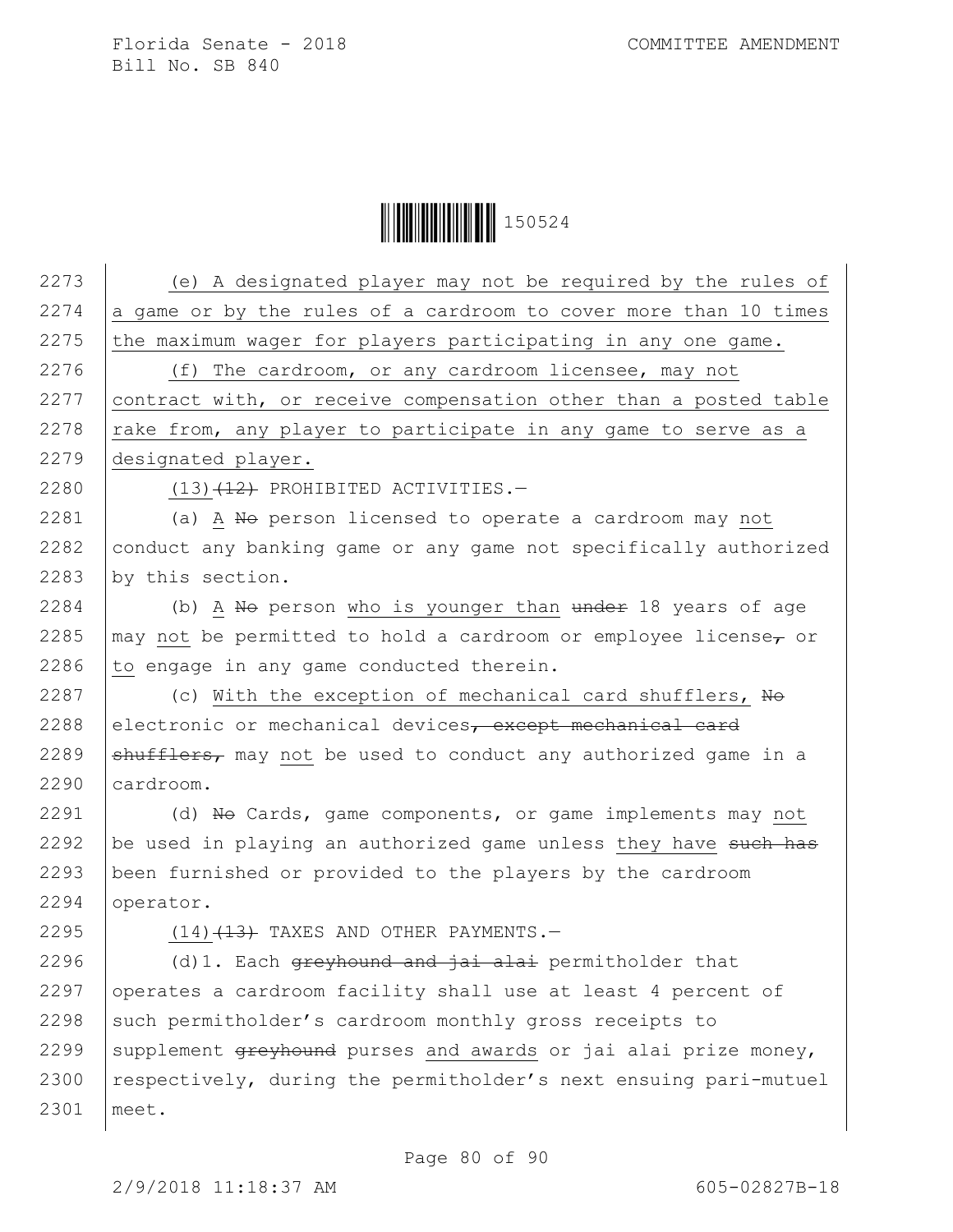(e) A designated player may not be required by the rules of a game or by the rules of a cardroom to cover more than 10 times the maximum wager for players participating in any one game.

(f) The cardroom, or any cardroom licensee, may not contract with, or receive compensation other than a posted table rake from, any player to participate in any game to serve as a designated player.

(13)~~(12)~~ PROHIBITED ACTIVITIES.—

(a) A ~~No~~ person licensed to operate a cardroom may not conduct any banking game or any game not specifically authorized by this section.

(b) A ~~No~~ person who is younger than ~~under~~ 18 years of age may not be permitted to hold a cardroom or employee license~~,~~ or to engage in any game conducted therein.

(c) With the exception of mechanical card shufflers, ~~No~~ electronic or mechanical devices~~, except mechanical card shufflers,~~ may not be used to conduct any authorized game in a cardroom.

(d) ~~No~~ Cards, game components, or game implements may not be used in playing an authorized game unless they have ~~such has~~ been furnished or provided to the players by the cardroom operator.

(14)~~(13)~~ TAXES AND OTHER PAYMENTS.—

(d)1. Each ~~greyhound and jai alai~~ permitholder that operates a cardroom facility shall use at least 4 percent of such permitholder's cardroom monthly gross receipts to supplement ~~greyhound~~ purses and awards or jai alai prize money, respectively, during the permitholder's next ensuing pari-mutuel meet.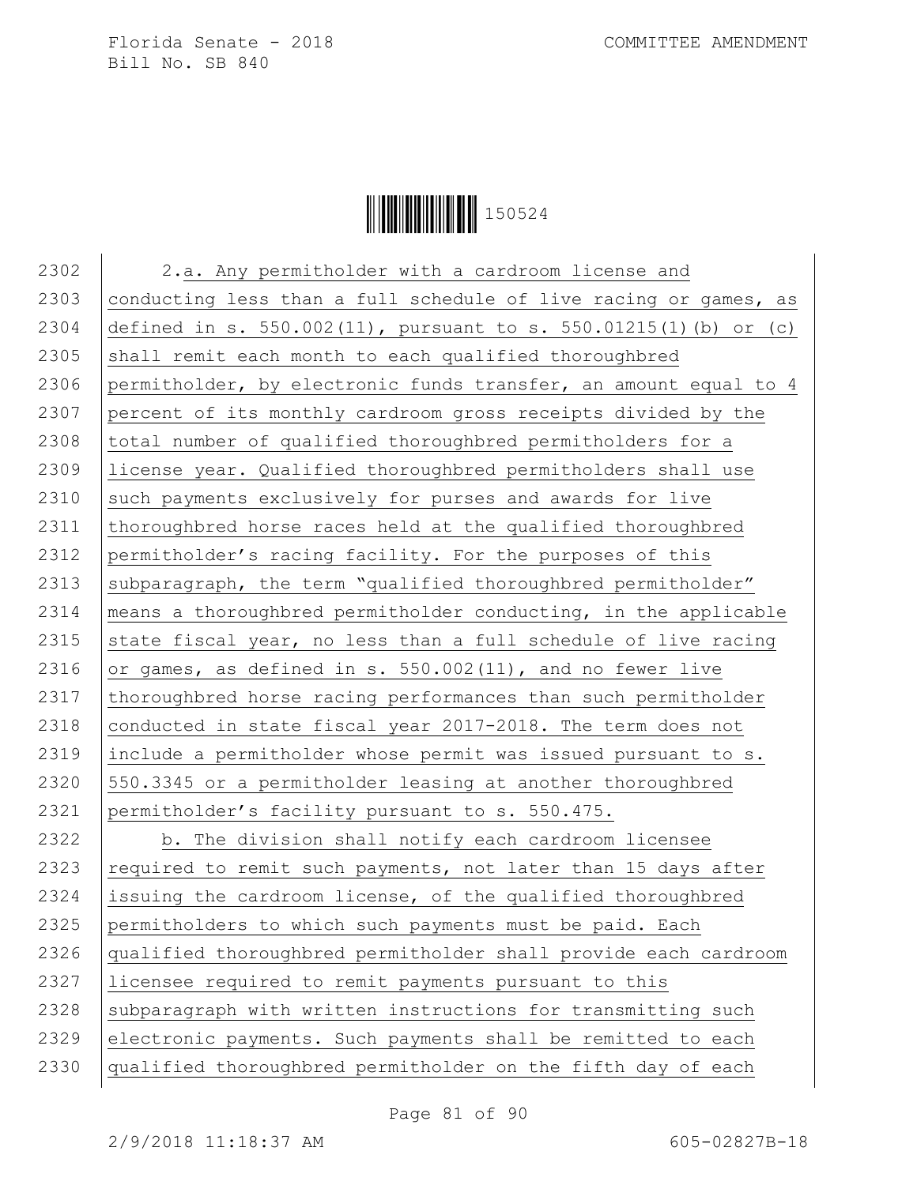2.a. Any permitholder with a cardroom license and conducting less than a full schedule of live racing or games, as defined in s. 550.002(11), pursuant to s. 550.01215(1)(b) or (c) shall remit each month to each qualified thoroughbred permitholder, by electronic funds transfer, an amount equal to 4 percent of its monthly cardroom gross receipts divided by the total number of qualified thoroughbred permitholders for a license year. Qualified thoroughbred permitholders shall use such payments exclusively for purses and awards for live thoroughbred horse races held at the qualified thoroughbred permitholder's racing facility. For the purposes of this subparagraph, the term "qualified thoroughbred permitholder" means a thoroughbred permitholder conducting, in the applicable state fiscal year, no less than a full schedule of live racing or games, as defined in s. 550.002(11), and no fewer live thoroughbred horse racing performances than such permitholder conducted in state fiscal year 2017-2018. The term does not include a permitholder whose permit was issued pursuant to s. 550.3345 or a permitholder leasing at another thoroughbred permitholder's facility pursuant to s. 550.475.

b. The division shall notify each cardroom licensee required to remit such payments, not later than 15 days after issuing the cardroom license, of the qualified thoroughbred permitholders to which such payments must be paid. Each qualified thoroughbred permitholder shall provide each cardroom licensee required to remit payments pursuant to this subparagraph with written instructions for transmitting such electronic payments. Such payments shall be remitted to each qualified thoroughbred permitholder on the fifth day of each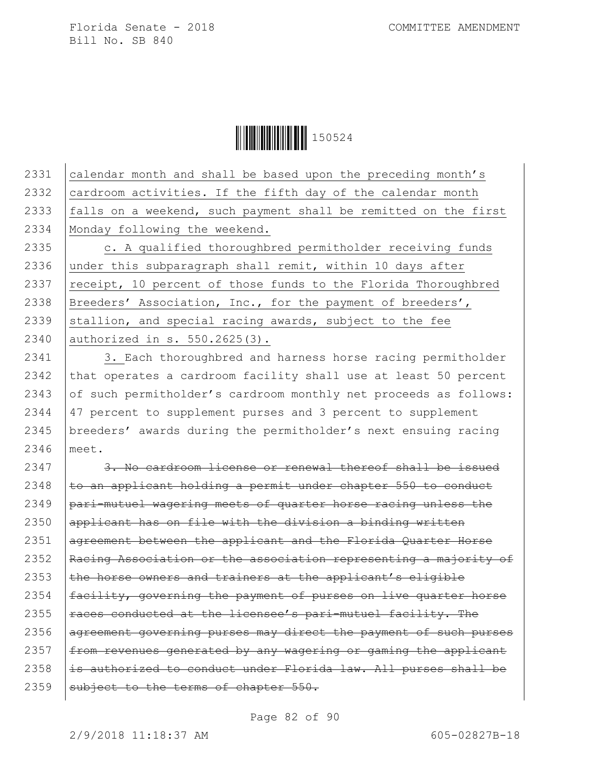calendar month and shall be based upon the preceding month's cardroom activities. If the fifth day of the calendar month falls on a weekend, such payment shall be remitted on the first Monday following the weekend.

c. A qualified thoroughbred permitholder receiving funds under this subparagraph shall remit, within 10 days after receipt, 10 percent of those funds to the Florida Thoroughbred Breeders' Association, Inc., for the payment of breeders', stallion, and special racing awards, subject to the fee authorized in s. 550.2625(3).

3. Each thoroughbred and harness horse racing permitholder that operates a cardroom facility shall use at least 50 percent of such permitholder's cardroom monthly net proceeds as follows: 47 percent to supplement purses and 3 percent to supplement breeders' awards during the permitholder's next ensuing racing meet.

~~3. No cardroom license or renewal thereof shall be issued to an applicant holding a permit under chapter 550 to conduct pari-mutuel wagering meets of quarter horse racing unless the applicant has on file with the division a binding written agreement between the applicant and the Florida Quarter Horse Racing Association or the association representing a majority of the horse owners and trainers at the applicant's eligible facility, governing the payment of purses on live quarter horse races conducted at the licensee's pari-mutuel facility. The agreement governing purses may direct the payment of such purses from revenues generated by any wagering or gaming the applicant is authorized to conduct under Florida law. All purses shall be subject to the terms of chapter 550.~~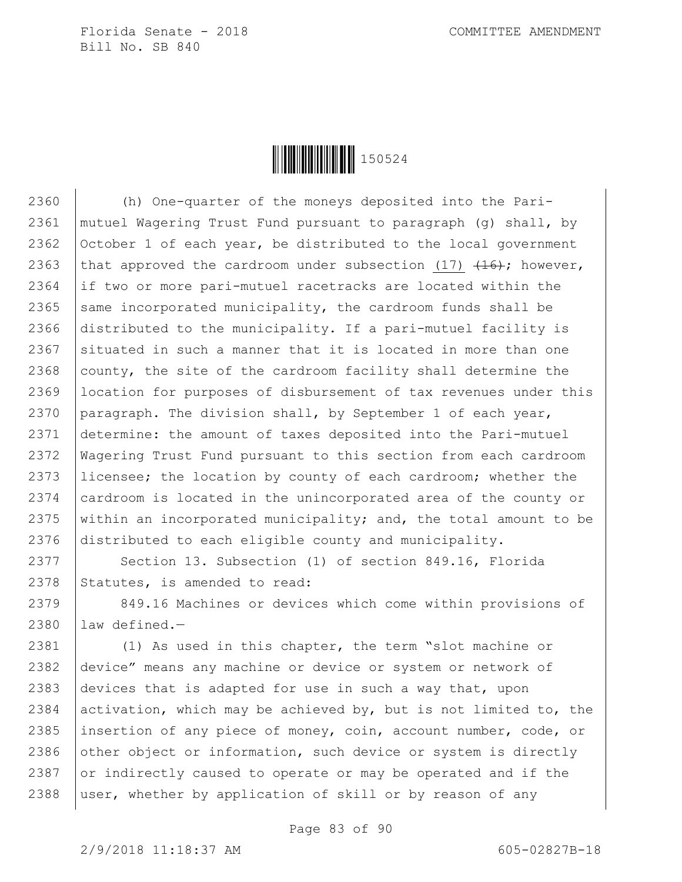(h) One-quarter of the moneys deposited into the Pari-mutuel Wagering Trust Fund pursuant to paragraph (g) shall, by October 1 of each year, be distributed to the local government that approved the cardroom under subsection (17) ~~(16)~~; however, if two or more pari-mutuel racetracks are located within the same incorporated municipality, the cardroom funds shall be distributed to the municipality. If a pari-mutuel facility is situated in such a manner that it is located in more than one county, the site of the cardroom facility shall determine the location for purposes of disbursement of tax revenues under this paragraph. The division shall, by September 1 of each year, determine: the amount of taxes deposited into the Pari-mutuel Wagering Trust Fund pursuant to this section from each cardroom licensee; the location by county of each cardroom; whether the cardroom is located in the unincorporated area of the county or within an incorporated municipality; and, the total amount to be distributed to each eligible county and municipality.

Section 13. Subsection (1) of section 849.16, Florida Statutes, is amended to read:

849.16 Machines or devices which come within provisions of law defined.—

(1) As used in this chapter, the term "slot machine or device" means any machine or device or system or network of devices that is adapted for use in such a way that, upon activation, which may be achieved by, but is not limited to, the insertion of any piece of money, coin, account number, code, or other object or information, such device or system is directly or indirectly caused to operate or may be operated and if the user, whether by application of skill or by reason of any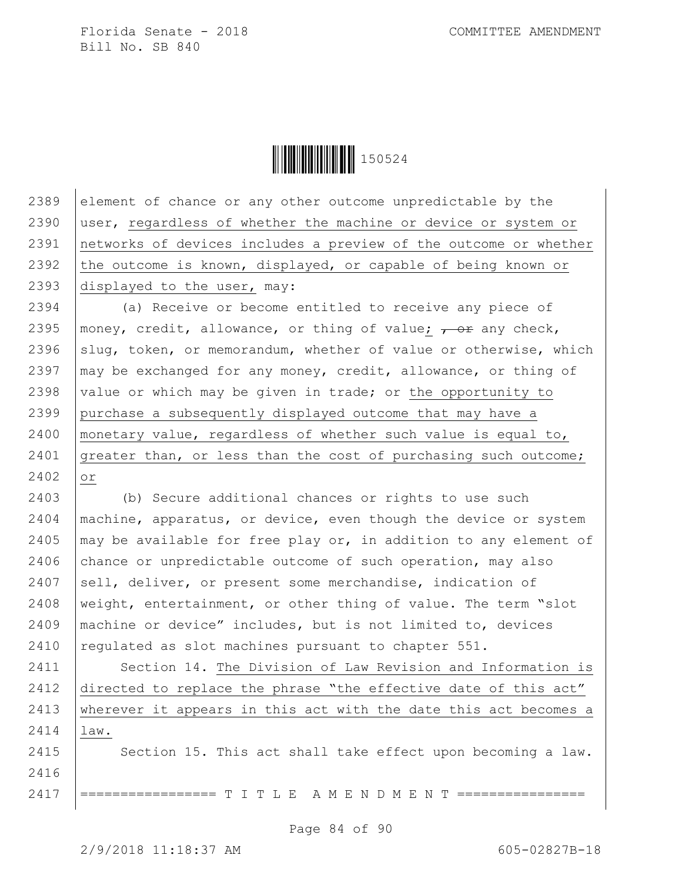element of chance or any other outcome unpredictable by the user, regardless of whether the machine or device or system or networks of devices includes a preview of the outcome or whether the outcome is known, displayed, or capable of being known or displayed to the user, may:

(a) Receive or become entitled to receive any piece of money, credit, allowance, or thing of value; ~~, or~~ any check, slug, token, or memorandum, whether of value or otherwise, which may be exchanged for any money, credit, allowance, or thing of value or which may be given in trade; or the opportunity to purchase a subsequently displayed outcome that may have a monetary value, regardless of whether such value is equal to, greater than, or less than the cost of purchasing such outcome; or

(b) Secure additional chances or rights to use such machine, apparatus, or device, even though the device or system may be available for free play or, in addition to any element of chance or unpredictable outcome of such operation, may also sell, deliver, or present some merchandise, indication of weight, entertainment, or other thing of value. The term "slot machine or device" includes, but is not limited to, devices regulated as slot machines pursuant to chapter 551.

Section 14. The Division of Law Revision and Information is directed to replace the phrase "the effective date of this act" wherever it appears in this act with the date this act becomes a law.

Section 15. This act shall take effect upon becoming a law.

================= T I T L E A M E N D M E N T ================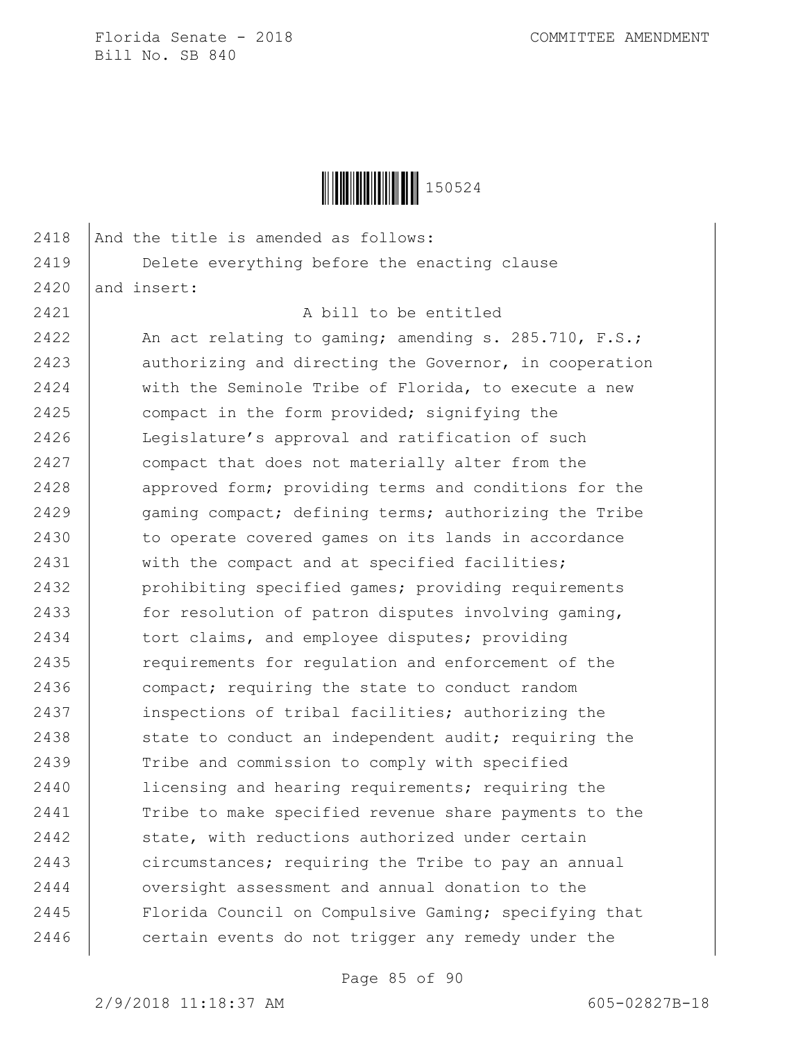2418 And the title is amended as follows:

2419 Delete everything before the enacting clause

2420 and insert:

2421 A bill to be entitled

2422 An act relating to gaming; amending s. 285.710, F.S.;
2423 authorizing and directing the Governor, in cooperation
2424 with the Seminole Tribe of Florida, to execute a new
2425 compact in the form provided; signifying the
2426 Legislature's approval and ratification of such
2427 compact that does not materially alter from the
2428 approved form; providing terms and conditions for the
2429 gaming compact; defining terms; authorizing the Tribe
2430 to operate covered games on its lands in accordance
2431 with the compact and at specified facilities;
2432 prohibiting specified games; providing requirements
2433 for resolution of patron disputes involving gaming,
2434 tort claims, and employee disputes; providing
2435 requirements for regulation and enforcement of the
2436 compact; requiring the state to conduct random
2437 inspections of tribal facilities; authorizing the
2438 state to conduct an independent audit; requiring the
2439 Tribe and commission to comply with specified
2440 licensing and hearing requirements; requiring the
2441 Tribe to make specified revenue share payments to the
2442 state, with reductions authorized under certain
2443 circumstances; requiring the Tribe to pay an annual
2444 oversight assessment and annual donation to the
2445 Florida Council on Compulsive Gaming; specifying that
2446 certain events do not trigger any remedy under the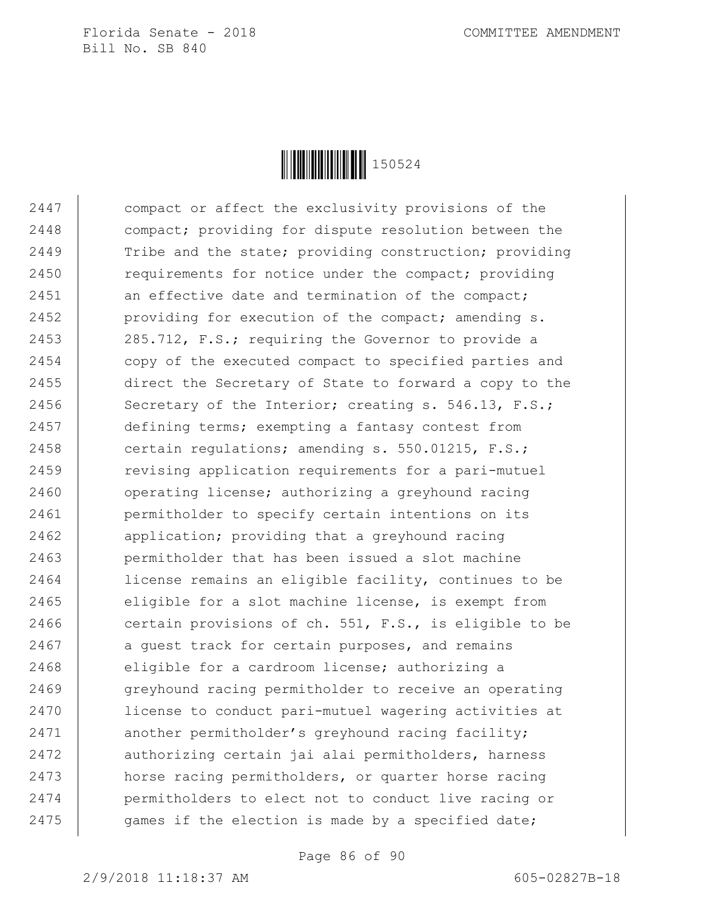compact or affect the exclusivity provisions of the compact; providing for dispute resolution between the Tribe and the state; providing construction; providing requirements for notice under the compact; providing an effective date and termination of the compact; providing for execution of the compact; amending s. 285.712, F.S.; requiring the Governor to provide a copy of the executed compact to specified parties and direct the Secretary of State to forward a copy to the Secretary of the Interior; creating s. 546.13, F.S.; defining terms; exempting a fantasy contest from certain regulations; amending s. 550.01215, F.S.; revising application requirements for a pari-mutuel operating license; authorizing a greyhound racing permitholder to specify certain intentions on its application; providing that a greyhound racing permitholder that has been issued a slot machine license remains an eligible facility, continues to be eligible for a slot machine license, is exempt from certain provisions of ch. 551, F.S., is eligible to be a guest track for certain purposes, and remains eligible for a cardroom license; authorizing a greyhound racing permitholder to receive an operating license to conduct pari-mutuel wagering activities at another permitholder's greyhound racing facility; authorizing certain jai alai permitholders, harness horse racing permitholders, or quarter horse racing permitholders to elect not to conduct live racing or games if the election is made by a specified date;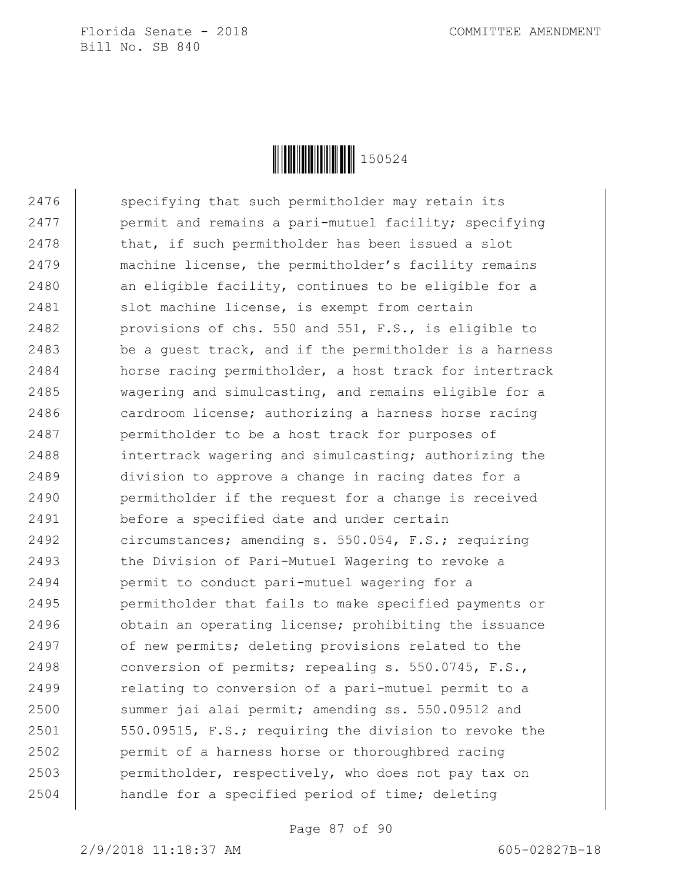2476 specifying that such permitholder may retain its
2477 permit and remains a pari-mutuel facility; specifying
2478 that, if such permitholder has been issued a slot
2479 machine license, the permitholder's facility remains
2480 an eligible facility, continues to be eligible for a
2481 slot machine license, is exempt from certain
2482 provisions of chs. 550 and 551, F.S., is eligible to
2483 be a guest track, and if the permitholder is a harness
2484 horse racing permitholder, a host track for intertrack
2485 wagering and simulcasting, and remains eligible for a
2486 cardroom license; authorizing a harness horse racing
2487 permitholder to be a host track for purposes of
2488 intertrack wagering and simulcasting; authorizing the
2489 division to approve a change in racing dates for a
2490 permitholder if the request for a change is received
2491 before a specified date and under certain
2492 circumstances; amending s. 550.054, F.S.; requiring
2493 the Division of Pari-Mutuel Wagering to revoke a
2494 permit to conduct pari-mutuel wagering for a
2495 permitholder that fails to make specified payments or
2496 obtain an operating license; prohibiting the issuance
2497 of new permits; deleting provisions related to the
2498 conversion of permits; repealing s. 550.0745, F.S.,
2499 relating to conversion of a pari-mutuel permit to a
2500 summer jai alai permit; amending ss. 550.09512 and
2501 550.09515, F.S.; requiring the division to revoke the
2502 permit of a harness horse or thoroughbred racing
2503 permitholder, respectively, who does not pay tax on
2504 handle for a specified period of time; deleting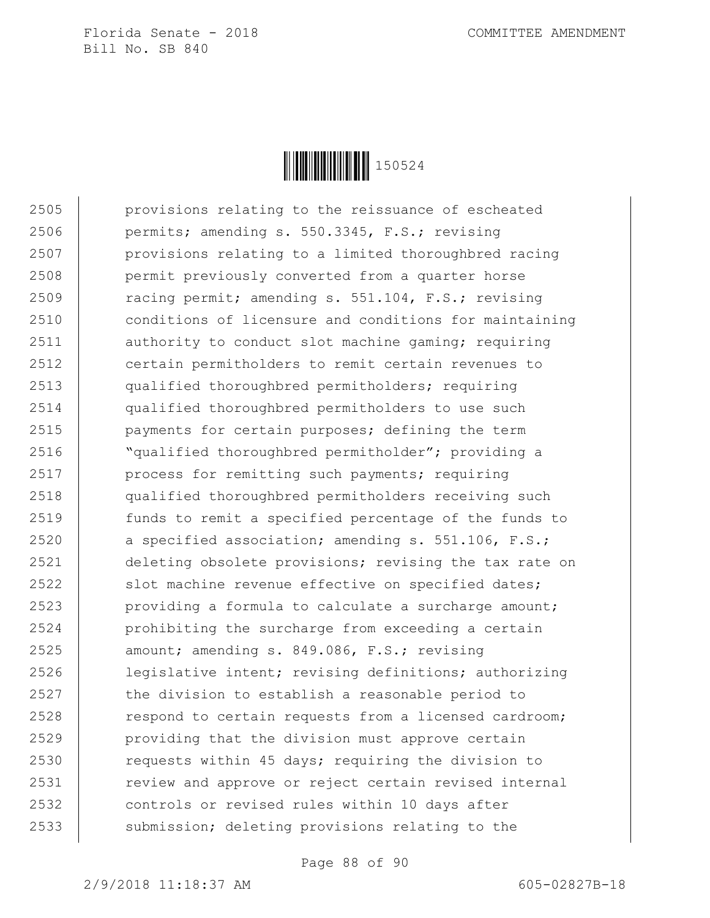2505 provisions relating to the reissuance of escheated
2506 permits; amending s. 550.3345, F.S.; revising
2507 provisions relating to a limited thoroughbred racing
2508 permit previously converted from a quarter horse
2509 racing permit; amending s. 551.104, F.S.; revising
2510 conditions of licensure and conditions for maintaining
2511 authority to conduct slot machine gaming; requiring
2512 certain permitholders to remit certain revenues to
2513 qualified thoroughbred permitholders; requiring
2514 qualified thoroughbred permitholders to use such
2515 payments for certain purposes; defining the term
2516 "qualified thoroughbred permitholder"; providing a
2517 process for remitting such payments; requiring
2518 qualified thoroughbred permitholders receiving such
2519 funds to remit a specified percentage of the funds to
2520 a specified association; amending s. 551.106, F.S.;
2521 deleting obsolete provisions; revising the tax rate on
2522 slot machine revenue effective on specified dates;
2523 providing a formula to calculate a surcharge amount;
2524 prohibiting the surcharge from exceeding a certain
2525 amount; amending s. 849.086, F.S.; revising
2526 legislative intent; revising definitions; authorizing
2527 the division to establish a reasonable period to
2528 respond to certain requests from a licensed cardroom;
2529 providing that the division must approve certain
2530 requests within 45 days; requiring the division to
2531 review and approve or reject certain revised internal
2532 controls or revised rules within 10 days after
2533 submission; deleting provisions relating to the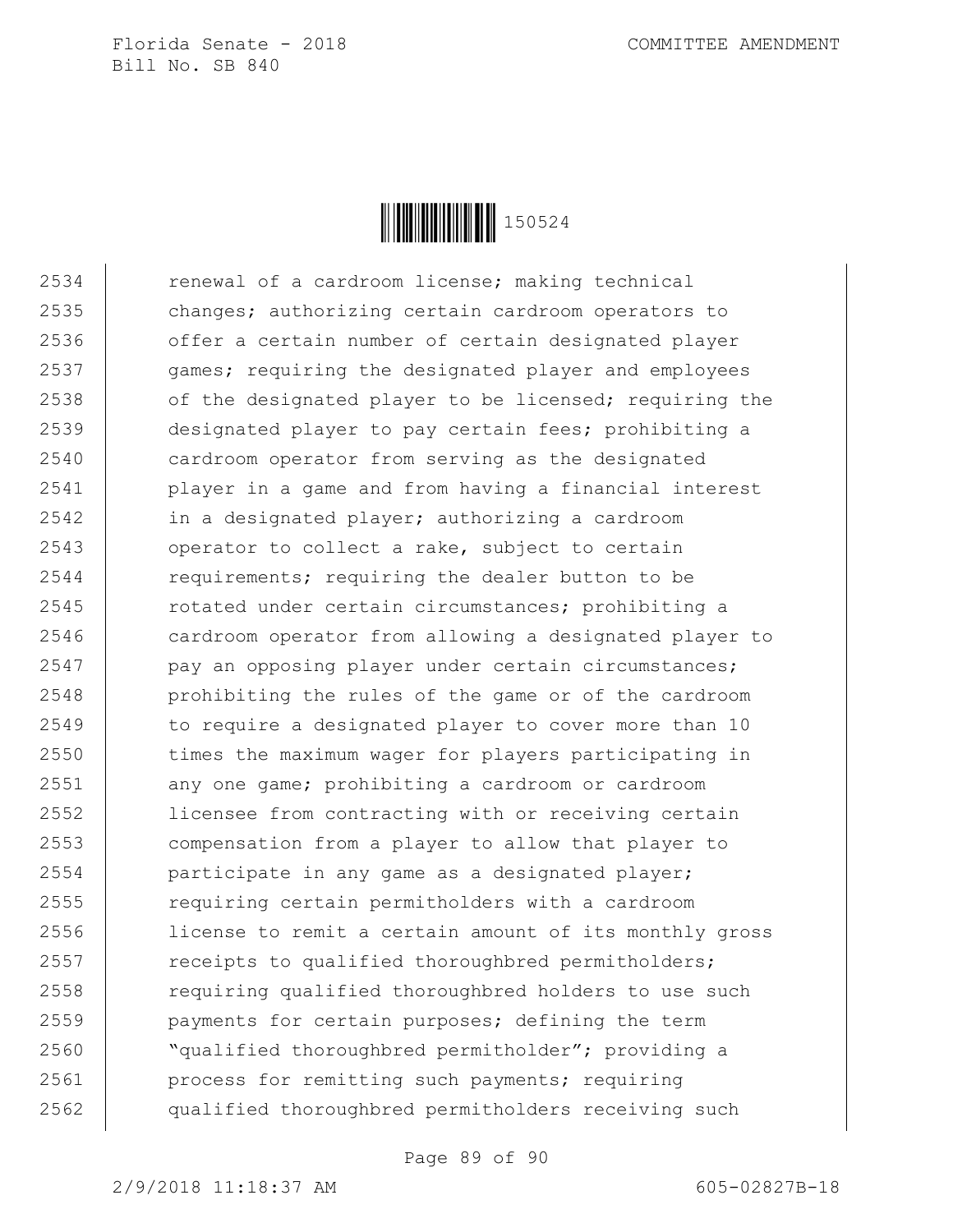2534 renewal of a cardroom license; making technical
2535 changes; authorizing certain cardroom operators to
2536 offer a certain number of certain designated player
2537 games; requiring the designated player and employees
2538 of the designated player to be licensed; requiring the
2539 designated player to pay certain fees; prohibiting a
2540 cardroom operator from serving as the designated
2541 player in a game and from having a financial interest
2542 in a designated player; authorizing a cardroom
2543 operator to collect a rake, subject to certain
2544 requirements; requiring the dealer button to be
2545 rotated under certain circumstances; prohibiting a
2546 cardroom operator from allowing a designated player to
2547 pay an opposing player under certain circumstances;
2548 prohibiting the rules of the game or of the cardroom
2549 to require a designated player to cover more than 10
2550 times the maximum wager for players participating in
2551 any one game; prohibiting a cardroom or cardroom
2552 licensee from contracting with or receiving certain
2553 compensation from a player to allow that player to
2554 participate in any game as a designated player;
2555 requiring certain permitholders with a cardroom
2556 license to remit a certain amount of its monthly gross
2557 receipts to qualified thoroughbred permitholders;
2558 requiring qualified thoroughbred holders to use such
2559 payments for certain purposes; defining the term
2560 "qualified thoroughbred permitholder"; providing a
2561 process for remitting such payments; requiring
2562 qualified thoroughbred permitholders receiving such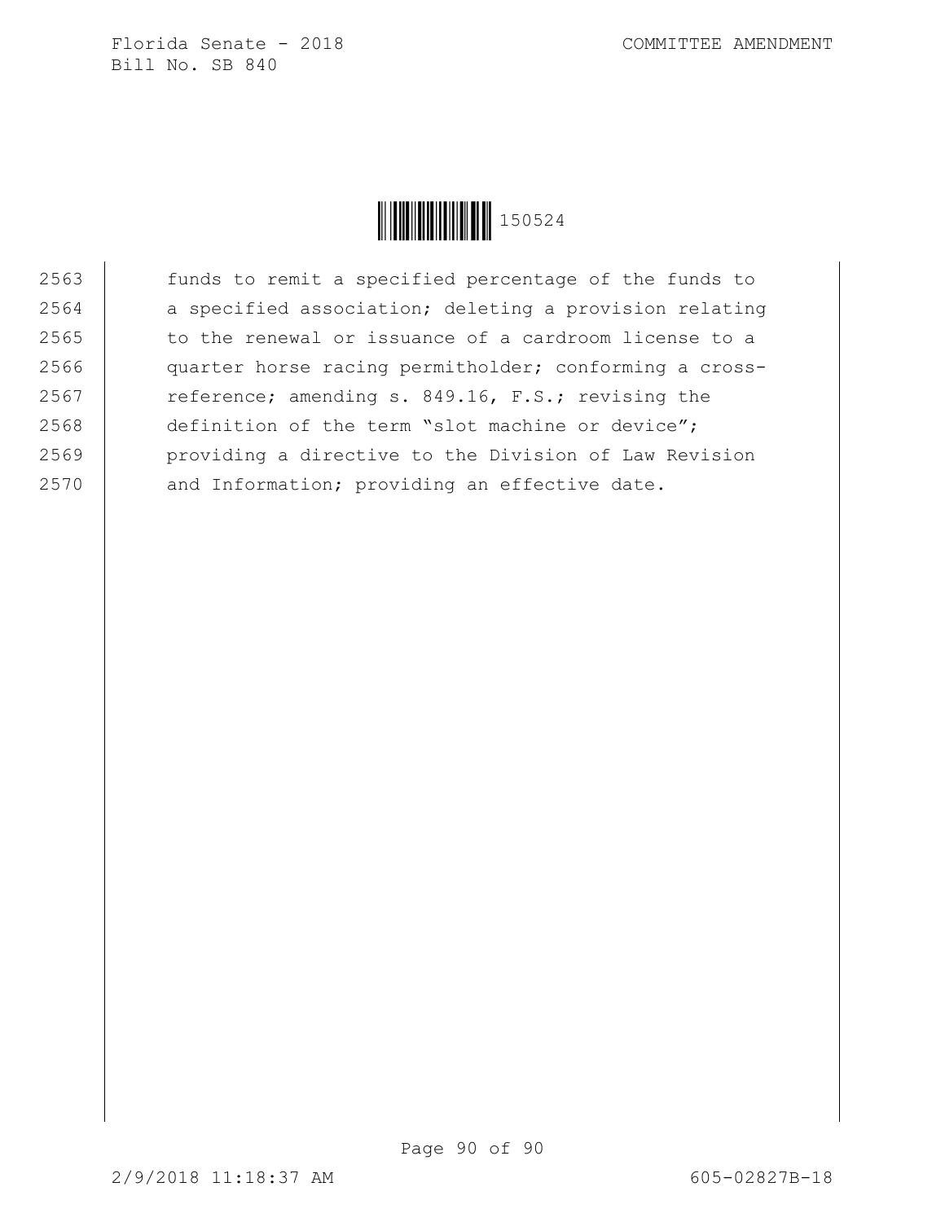2563 funds to remit a specified percentage of the funds to
2564 a specified association; deleting a provision relating
2565 to the renewal or issuance of a cardroom license to a
2566 quarter horse racing permitholder; conforming a cross-
2567 reference; amending s. 849.16, F.S.; revising the
2568 definition of the term "slot machine or device";
2569 providing a directive to the Division of Law Revision
2570 and Information; providing an effective date.